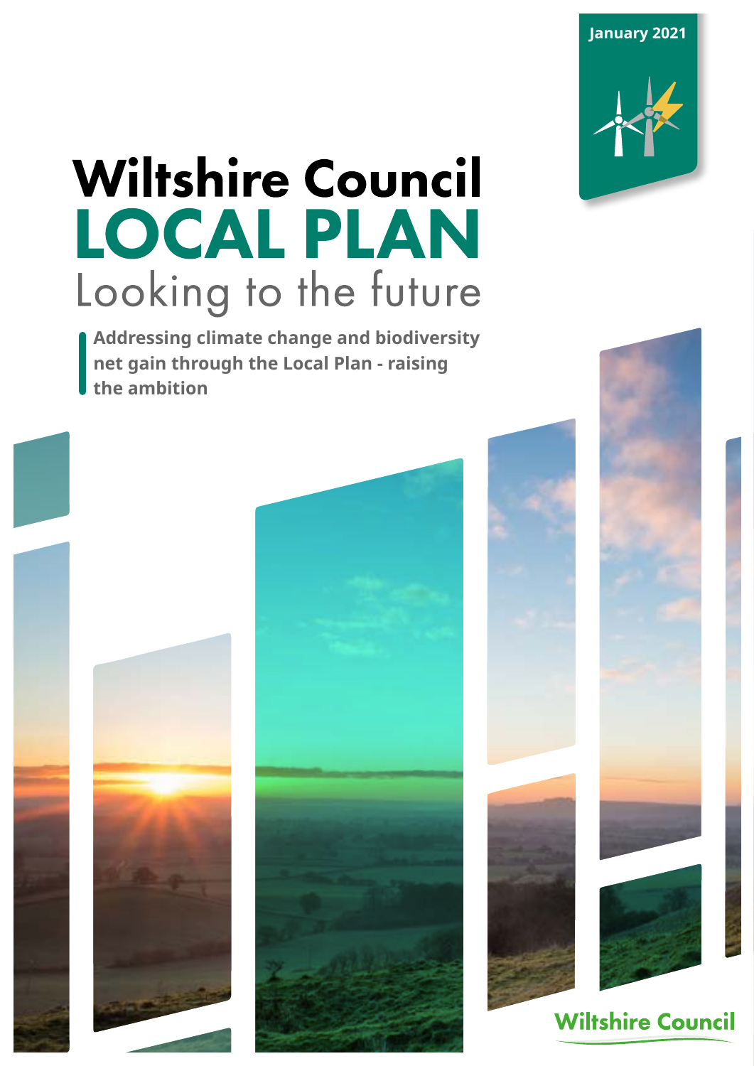January 2021

# Wiltshire Council LOCAL PLAN

## Looking to the future

**Addressing climate change and biodiversity net gain through the Local Plan - raising the ambition**

Wiltshire Council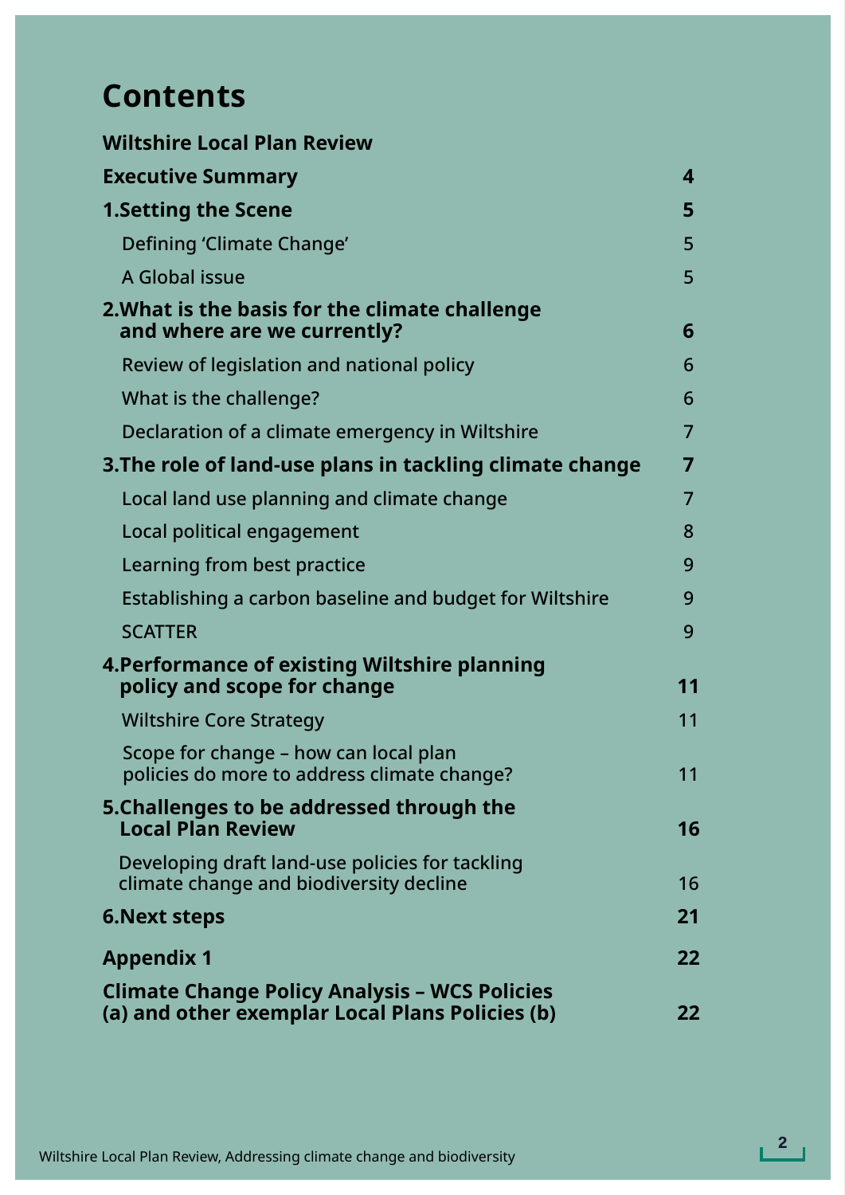# Contents

**Wiltshire Local Plan Review**

| | |
|---|---|
| **Executive Summary** | **4** |
| **1.Setting the Scene** | **5** |
| Defining 'Climate Change' | 5 |
| A Global issue | 5 |
| **2.What is the basis for the climate challenge and where are we currently?** | **6** |
| Review of legislation and national policy | 6 |
| What is the challenge? | 6 |
| Declaration of a climate emergency in Wiltshire | 7 |
| **3.The role of land-use plans in tackling climate change** | **7** |
| Local land use planning and climate change | 7 |
| Local political engagement | 8 |
| Learning from best practice | 9 |
| Establishing a carbon baseline and budget for Wiltshire | 9 |
| SCATTER | 9 |
| **4.Performance of existing Wiltshire planning policy and scope for change** | **11** |
| Wiltshire Core Strategy | 11 |
| Scope for change – how can local plan policies do more to address climate change? | 11 |
| **5.Challenges to be addressed through the Local Plan Review** | **16** |
| Developing draft land-use policies for tackling climate change and biodiversity decline | 16 |
| **6.Next steps** | **21** |
| **Appendix 1** | **22** |
| **Climate Change Policy Analysis – WCS Policies (a) and other exemplar Local Plans Policies (b)** | **22** |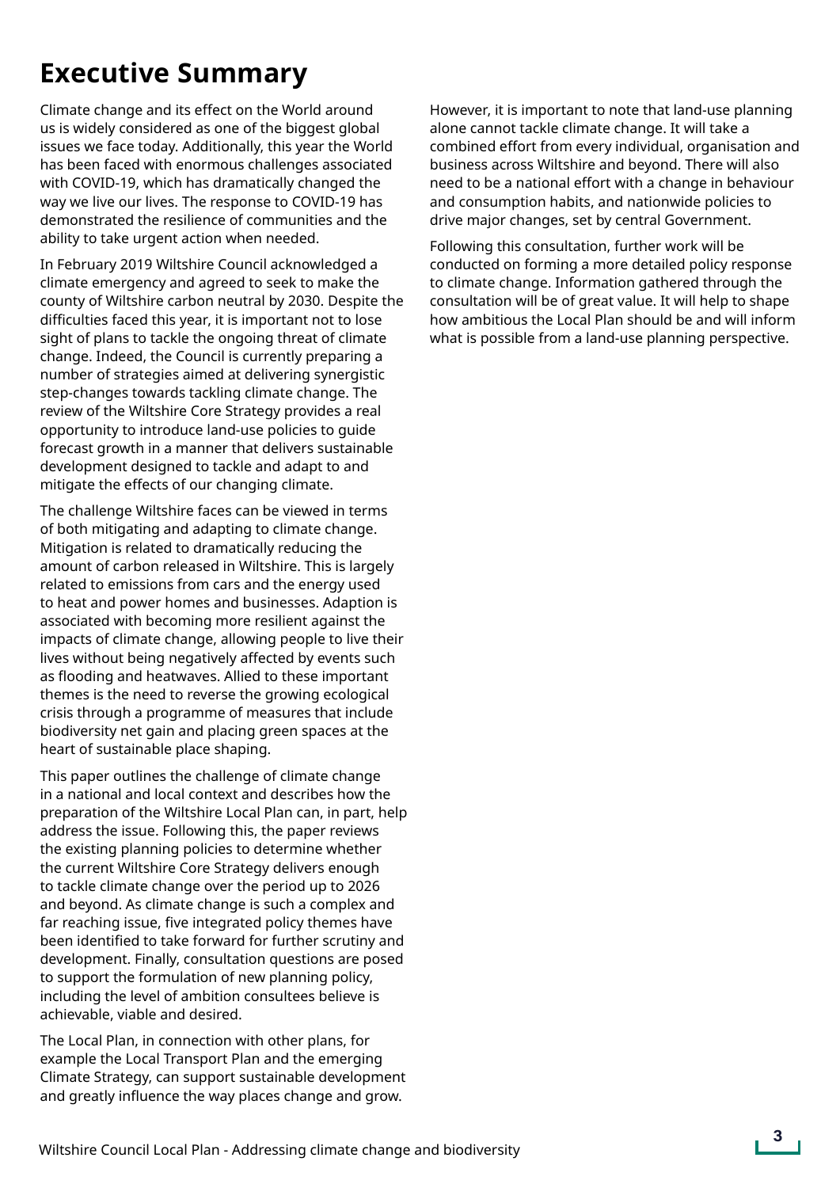# Executive Summary

Climate change and its effect on the World around us is widely considered as one of the biggest global issues we face today. Additionally, this year the World has been faced with enormous challenges associated with COVID-19, which has dramatically changed the way we live our lives. The response to COVID-19 has demonstrated the resilience of communities and the ability to take urgent action when needed.

In February 2019 Wiltshire Council acknowledged a climate emergency and agreed to seek to make the county of Wiltshire carbon neutral by 2030. Despite the difficulties faced this year, it is important not to lose sight of plans to tackle the ongoing threat of climate change. Indeed, the Council is currently preparing a number of strategies aimed at delivering synergistic step-changes towards tackling climate change. The review of the Wiltshire Core Strategy provides a real opportunity to introduce land-use policies to guide forecast growth in a manner that delivers sustainable development designed to tackle and adapt to and mitigate the effects of our changing climate.

The challenge Wiltshire faces can be viewed in terms of both mitigating and adapting to climate change. Mitigation is related to dramatically reducing the amount of carbon released in Wiltshire. This is largely related to emissions from cars and the energy used to heat and power homes and businesses. Adaption is associated with becoming more resilient against the impacts of climate change, allowing people to live their lives without being negatively affected by events such as flooding and heatwaves. Allied to these important themes is the need to reverse the growing ecological crisis through a programme of measures that include biodiversity net gain and placing green spaces at the heart of sustainable place shaping.

This paper outlines the challenge of climate change in a national and local context and describes how the preparation of the Wiltshire Local Plan can, in part, help address the issue. Following this, the paper reviews the existing planning policies to determine whether the current Wiltshire Core Strategy delivers enough to tackle climate change over the period up to 2026 and beyond. As climate change is such a complex and far reaching issue, five integrated policy themes have been identified to take forward for further scrutiny and development. Finally, consultation questions are posed to support the formulation of new planning policy, including the level of ambition consultees believe is achievable, viable and desired.

The Local Plan, in connection with other plans, for example the Local Transport Plan and the emerging Climate Strategy, can support sustainable development and greatly influence the way places change and grow.

However, it is important to note that land-use planning alone cannot tackle climate change. It will take a combined effort from every individual, organisation and business across Wiltshire and beyond. There will also need to be a national effort with a change in behaviour and consumption habits, and nationwide policies to drive major changes, set by central Government.

Following this consultation, further work will be conducted on forming a more detailed policy response to climate change. Information gathered through the consultation will be of great value. It will help to shape how ambitious the Local Plan should be and will inform what is possible from a land-use planning perspective.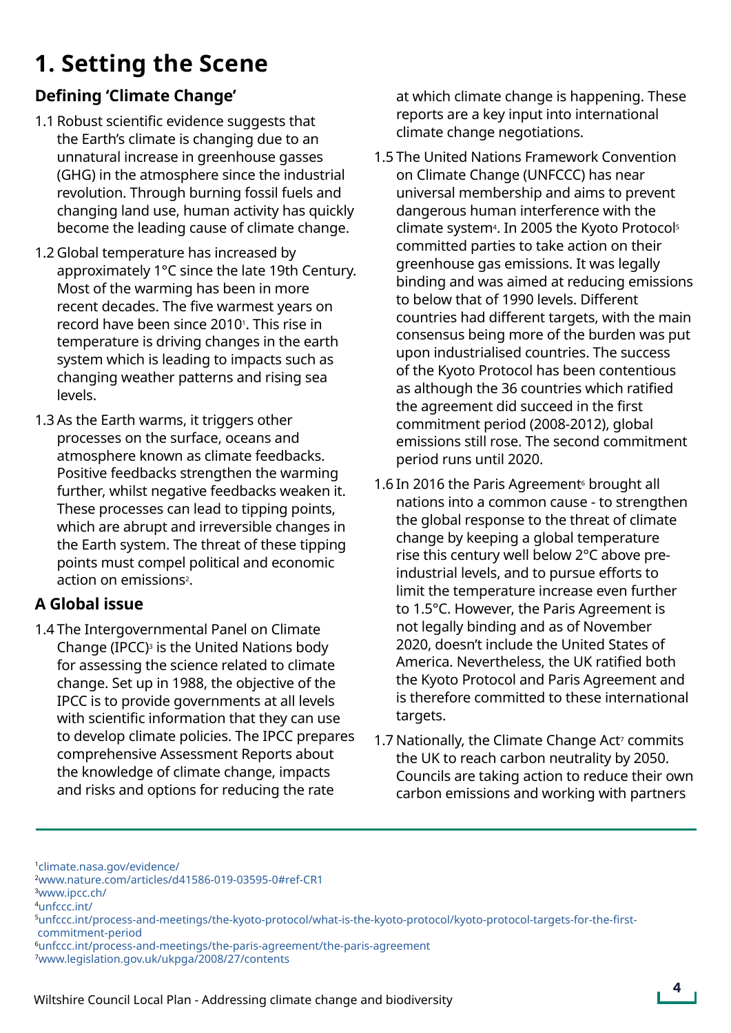# 1. Setting the Scene

## Defining 'Climate Change'

1.1 Robust scientific evidence suggests that the Earth's climate is changing due to an unnatural increase in greenhouse gasses (GHG) in the atmosphere since the industrial revolution. Through burning fossil fuels and changing land use, human activity has quickly become the leading cause of climate change.

1.2 Global temperature has increased by approximately 1°C since the late 19th Century. Most of the warming has been in more recent decades. The five warmest years on record have been since 2010[1]. This rise in temperature is driving changes in the earth system which is leading to impacts such as changing weather patterns and rising sea levels.

1.3 As the Earth warms, it triggers other processes on the surface, oceans and atmosphere known as climate feedbacks. Positive feedbacks strengthen the warming further, whilst negative feedbacks weaken it. These processes can lead to tipping points, which are abrupt and irreversible changes in the Earth system. The threat of these tipping points must compel political and economic action on emissions[2].

## A Global issue

1.4 The Intergovernmental Panel on Climate Change (IPCC)[3] is the United Nations body for assessing the science related to climate change. Set up in 1988, the objective of the IPCC is to provide governments at all levels with scientific information that they can use to develop climate policies. The IPCC prepares comprehensive Assessment Reports about the knowledge of climate change, impacts and risks and options for reducing the rate at which climate change is happening. These reports are a key input into international climate change negotiations.

1.5 The United Nations Framework Convention on Climate Change (UNFCCC) has near universal membership and aims to prevent dangerous human interference with the climate system[4]. In 2005 the Kyoto Protocol[5] committed parties to take action on their greenhouse gas emissions. It was legally binding and was aimed at reducing emissions to below that of 1990 levels. Different countries had different targets, with the main consensus being more of the burden was put upon industrialised countries. The success of the Kyoto Protocol has been contentious as although the 36 countries which ratified the agreement did succeed in the first commitment period (2008-2012), global emissions still rose. The second commitment period runs until 2020.

1.6 In 2016 the Paris Agreement[6] brought all nations into a common cause - to strengthen the global response to the threat of climate change by keeping a global temperature rise this century well below 2°C above pre-industrial levels, and to pursue efforts to limit the temperature increase even further to 1.5°C. However, the Paris Agreement is not legally binding and as of November 2020, doesn't include the United States of America. Nevertheless, the UK ratified both the Kyoto Protocol and Paris Agreement and is therefore committed to these international targets.

1.7 Nationally, the Climate Change Act[7] commits the UK to reach carbon neutrality by 2050. Councils are taking action to reduce their own carbon emissions and working with partners

---

[1] climate.nasa.gov/evidence/
[2] www.nature.com/articles/d41586-019-03595-0#ref-CR1
[3] www.ipcc.ch/
[4] unfccc.int/
[5] unfccc.int/process-and-meetings/the-kyoto-protocol/what-is-the-kyoto-protocol/kyoto-protocol-targets-for-the-first-commitment-period
[6] unfccc.int/process-and-meetings/the-paris-agreement/the-paris-agreement
[7] www.legislation.gov.uk/ukpga/2008/27/contents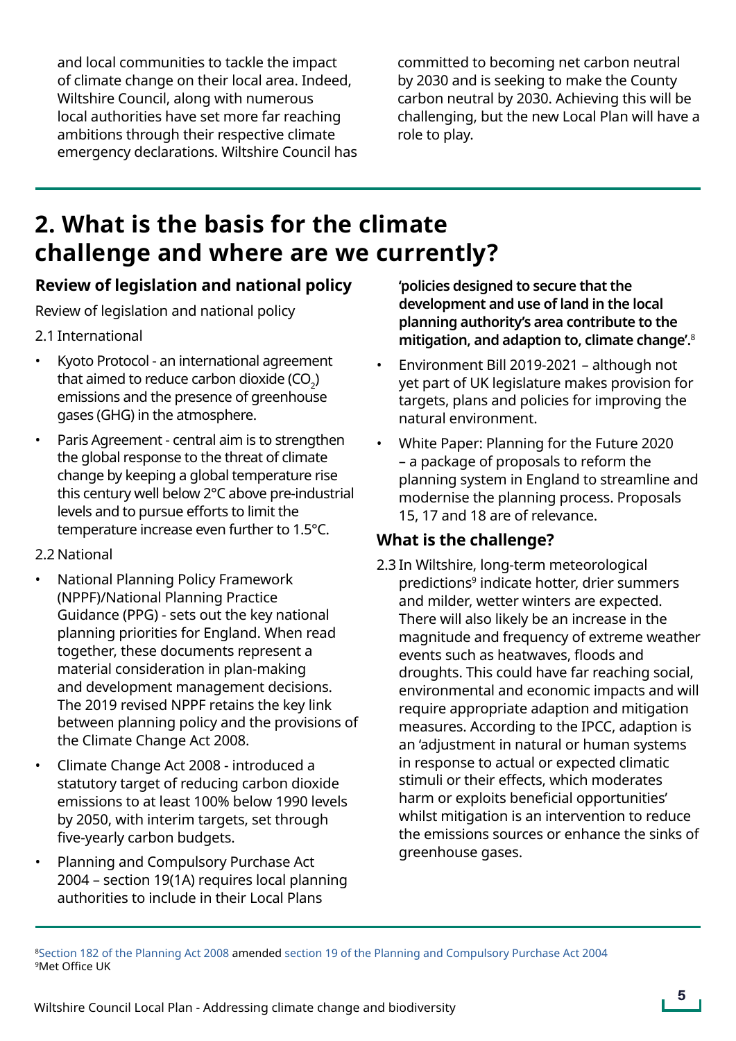and local communities to tackle the impact of climate change on their local area. Indeed, Wiltshire Council, along with numerous local authorities have set more far reaching ambitions through their respective climate emergency declarations. Wiltshire Council has committed to becoming net carbon neutral by 2030 and is seeking to make the County carbon neutral by 2030. Achieving this will be challenging, but the new Local Plan will have a role to play.

## 2. What is the basis for the climate challenge and where are we currently?

### Review of legislation and national policy

Review of legislation and national policy

2.1 International

- Kyoto Protocol - an international agreement that aimed to reduce carbon dioxide ($CO_2$) emissions and the presence of greenhouse gases (GHG) in the atmosphere.
- Paris Agreement - central aim is to strengthen the global response to the threat of climate change by keeping a global temperature rise this century well below 2°C above pre-industrial levels and to pursue efforts to limit the temperature increase even further to 1.5°C.

2.2 National

- National Planning Policy Framework (NPPF)/National Planning Practice Guidance (PPG) - sets out the key national planning priorities for England. When read together, these documents represent a material consideration in plan-making and development management decisions. The 2019 revised NPPF retains the key link between planning policy and the provisions of the Climate Change Act 2008.
- Climate Change Act 2008 - introduced a statutory target of reducing carbon dioxide emissions to at least 100% below 1990 levels by 2050, with interim targets, set through five-yearly carbon budgets.
- Planning and Compulsory Purchase Act 2004 – section 19(1A) requires local planning authorities to include in their Local Plans **'policies designed to secure that the development and use of land in the local planning authority's area contribute to the mitigation, and adaption to, climate change'.**[8]
- Environment Bill 2019-2021 – although not yet part of UK legislature makes provision for targets, plans and policies for improving the natural environment.
- White Paper: Planning for the Future 2020 – a package of proposals to reform the planning system in England to streamline and modernise the planning process. Proposals 15, 17 and 18 are of relevance.

### What is the challenge?

2.3 In Wiltshire, long-term meteorological predictions[9] indicate hotter, drier summers and milder, wetter winters are expected. There will also likely be an increase in the magnitude and frequency of extreme weather events such as heatwaves, floods and droughts. This could have far reaching social, environmental and economic impacts and will require appropriate adaption and mitigation measures. According to the IPCC, adaption is an 'adjustment in natural or human systems in response to actual or expected climatic stimuli or their effects, which moderates harm or exploits beneficial opportunities' whilst mitigation is an intervention to reduce the emissions sources or enhance the sinks of greenhouse gases.

[8] Section 182 of the Planning Act 2008 amended section 19 of the Planning and Compulsory Purchase Act 2004
[9] Met Office UK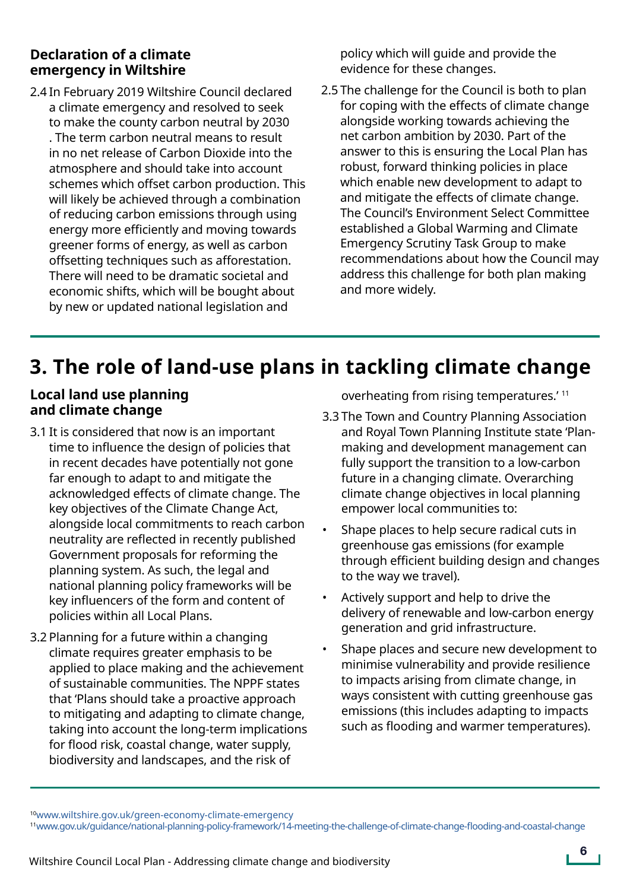### Declaration of a climate emergency in Wiltshire

2.4 In February 2019 Wiltshire Council declared a climate emergency and resolved to seek to make the county carbon neutral by 2030 . The term carbon neutral means to result in no net release of Carbon Dioxide into the atmosphere and should take into account schemes which offset carbon production. This will likely be achieved through a combination of reducing carbon emissions through using energy more efficiently and moving towards greener forms of energy, as well as carbon offsetting techniques such as afforestation. There will need to be dramatic societal and economic shifts, which will be bought about by new or updated national legislation and policy which will guide and provide the evidence for these changes.

2.5 The challenge for the Council is both to plan for coping with the effects of climate change alongside working towards achieving the net carbon ambition by 2030. Part of the answer to this is ensuring the Local Plan has robust, forward thinking policies in place which enable new development to adapt to and mitigate the effects of climate change. The Council's Environment Select Committee established a Global Warming and Climate Emergency Scrutiny Task Group to make recommendations about how the Council may address this challenge for both plan making and more widely.

# 3. The role of land-use plans in tackling climate change

### Local land use planning and climate change

3.1 It is considered that now is an important time to influence the design of policies that in recent decades have potentially not gone far enough to adapt to and mitigate the acknowledged effects of climate change. The key objectives of the Climate Change Act, alongside local commitments to reach carbon neutrality are reflected in recently published Government proposals for reforming the planning system. As such, the legal and national planning policy frameworks will be key influencers of the form and content of policies within all Local Plans.

3.2 Planning for a future within a changing climate requires greater emphasis to be applied to place making and the achievement of sustainable communities. The NPPF states that 'Plans should take a proactive approach to mitigating and adapting to climate change, taking into account the long-term implications for flood risk, coastal change, water supply, biodiversity and landscapes, and the risk of overheating from rising temperatures.' [11]

3.3 The Town and Country Planning Association and Royal Town Planning Institute state 'Plan-making and development management can fully support the transition to a low-carbon future in a changing climate. Overarching climate change objectives in local planning empower local communities to:

- Shape places to help secure radical cuts in greenhouse gas emissions (for example through efficient building design and changes to the way we travel).
- Actively support and help to drive the delivery of renewable and low-carbon energy generation and grid infrastructure.
- Shape places and secure new development to minimise vulnerability and provide resilience to impacts arising from climate change, in ways consistent with cutting greenhouse gas emissions (this includes adapting to impacts such as flooding and warmer temperatures).

[10] www.wiltshire.gov.uk/green-economy-climate-emergency

[11] www.gov.uk/guidance/national-planning-policy-framework/14-meeting-the-challenge-of-climate-change-flooding-and-coastal-change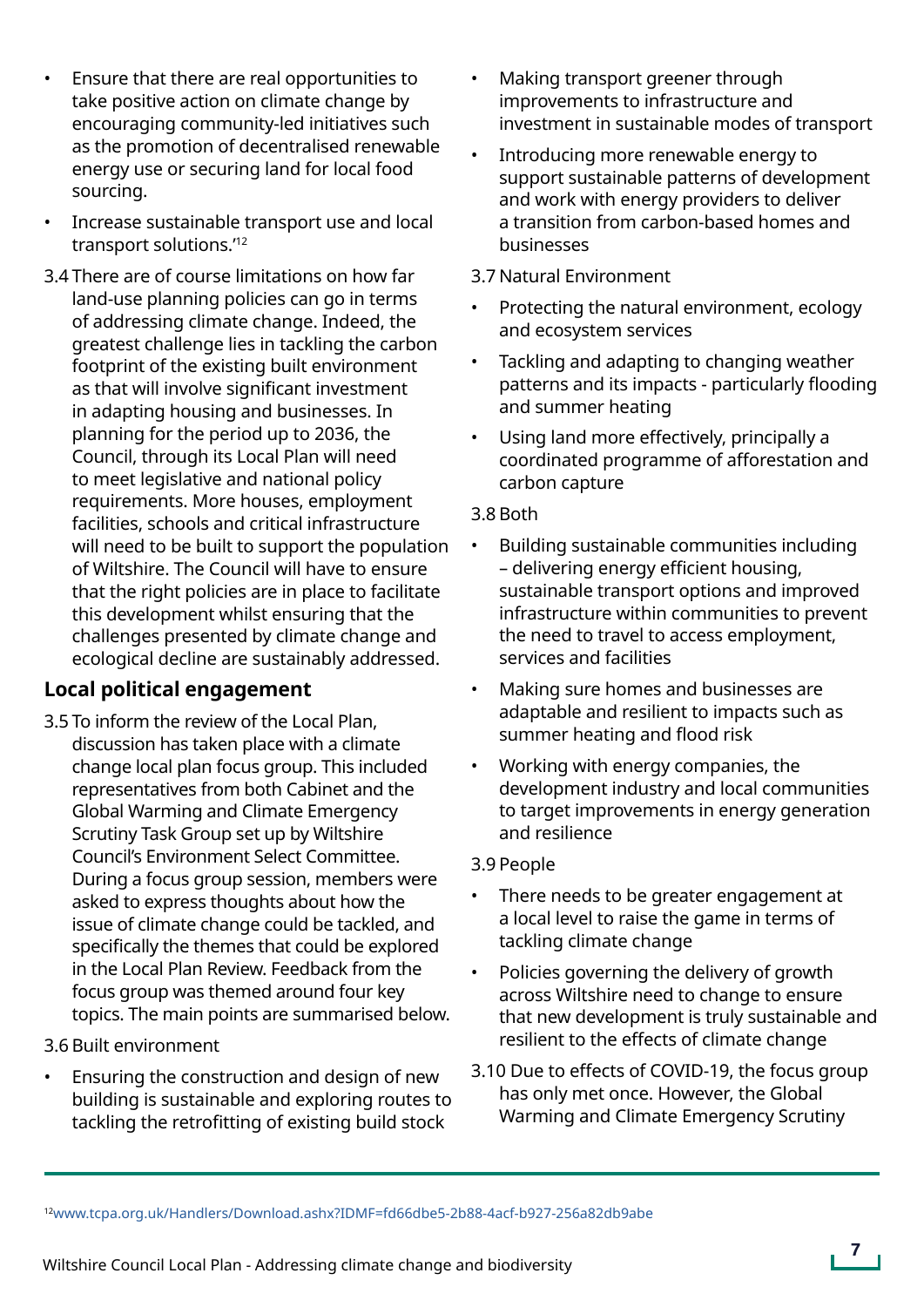- Ensure that there are real opportunities to take positive action on climate change by encouraging community-led initiatives such as the promotion of decentralised renewable energy use or securing land for local food sourcing.
- Increase sustainable transport use and local transport solutions.'[12]

3.4 There are of course limitations on how far land-use planning policies can go in terms of addressing climate change. Indeed, the greatest challenge lies in tackling the carbon footprint of the existing built environment as that will involve significant investment in adapting housing and businesses. In planning for the period up to 2036, the Council, through its Local Plan will need to meet legislative and national policy requirements. More houses, employment facilities, schools and critical infrastructure will need to be built to support the population of Wiltshire. The Council will have to ensure that the right policies are in place to facilitate this development whilst ensuring that the challenges presented by climate change and ecological decline are sustainably addressed.

## Local political engagement

3.5 To inform the review of the Local Plan, discussion has taken place with a climate change local plan focus group. This included representatives from both Cabinet and the Global Warming and Climate Emergency Scrutiny Task Group set up by Wiltshire Council's Environment Select Committee. During a focus group session, members were asked to express thoughts about how the issue of climate change could be tackled, and specifically the themes that could be explored in the Local Plan Review. Feedback from the focus group was themed around four key topics. The main points are summarised below.

3.6 Built environment

- Ensuring the construction and design of new building is sustainable and exploring routes to tackling the retrofitting of existing build stock
- Making transport greener through improvements to infrastructure and investment in sustainable modes of transport
- Introducing more renewable energy to support sustainable patterns of development and work with energy providers to deliver a transition from carbon-based homes and businesses

3.7 Natural Environment

- Protecting the natural environment, ecology and ecosystem services
- Tackling and adapting to changing weather patterns and its impacts - particularly flooding and summer heating
- Using land more effectively, principally a coordinated programme of afforestation and carbon capture

3.8 Both

- Building sustainable communities including – delivering energy efficient housing, sustainable transport options and improved infrastructure within communities to prevent the need to travel to access employment, services and facilities
- Making sure homes and businesses are adaptable and resilient to impacts such as summer heating and flood risk
- Working with energy companies, the development industry and local communities to target improvements in energy generation and resilience

3.9 People

- There needs to be greater engagement at a local level to raise the game in terms of tackling climate change
- Policies governing the delivery of growth across Wiltshire need to change to ensure that new development is truly sustainable and resilient to the effects of climate change

3.10 Due to effects of COVID-19, the focus group has only met once. However, the Global Warming and Climate Emergency Scrutiny

---

[12] www.tcpa.org.uk/Handlers/Download.ashx?IDMF=fd66dbe5-2b88-4acf-b927-256a82db9abe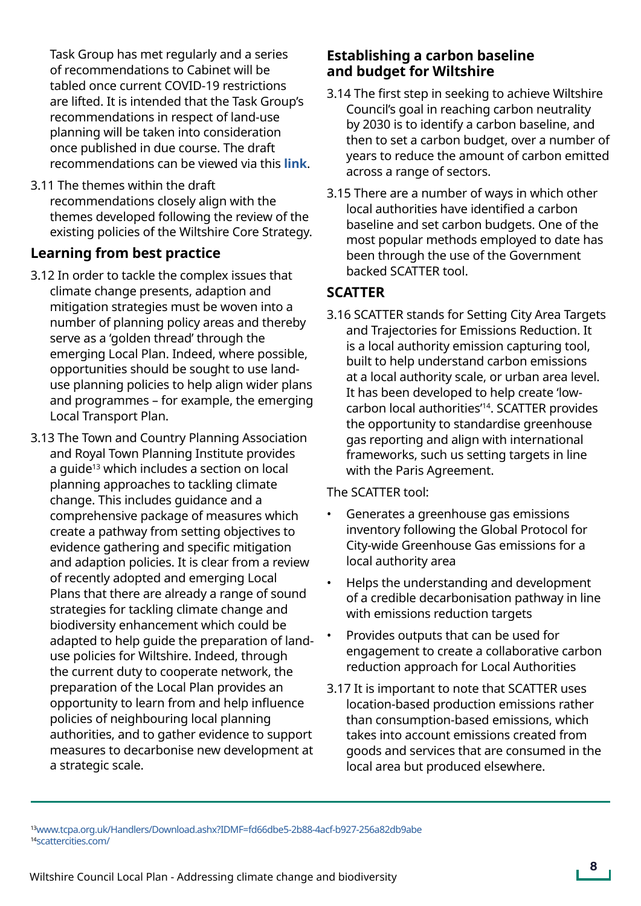Task Group has met regularly and a series of recommendations to Cabinet will be tabled once current COVID-19 restrictions are lifted. It is intended that the Task Group's recommendations in respect of land-use planning will be taken into consideration once published in due course. The draft recommendations can be viewed via this **link**.

3.11 The themes within the draft recommendations closely align with the themes developed following the review of the existing policies of the Wiltshire Core Strategy.

## Learning from best practice

3.12 In order to tackle the complex issues that climate change presents, adaption and mitigation strategies must be woven into a number of planning policy areas and thereby serve as a 'golden thread' through the emerging Local Plan. Indeed, where possible, opportunities should be sought to use land-use planning policies to help align wider plans and programmes – for example, the emerging Local Transport Plan.

3.13 The Town and Country Planning Association and Royal Town Planning Institute provides a guide[13] which includes a section on local planning approaches to tackling climate change. This includes guidance and a comprehensive package of measures which create a pathway from setting objectives to evidence gathering and specific mitigation and adaption policies. It is clear from a review of recently adopted and emerging Local Plans that there are already a range of sound strategies for tackling climate change and biodiversity enhancement which could be adapted to help guide the preparation of land-use policies for Wiltshire. Indeed, through the current duty to cooperate network, the preparation of the Local Plan provides an opportunity to learn from and help influence policies of neighbouring local planning authorities, and to gather evidence to support measures to decarbonise new development at a strategic scale.

## Establishing a carbon baseline and budget for Wiltshire

3.14 The first step in seeking to achieve Wiltshire Council's goal in reaching carbon neutrality by 2030 is to identify a carbon baseline, and then to set a carbon budget, over a number of years to reduce the amount of carbon emitted across a range of sectors.

3.15 There are a number of ways in which other local authorities have identified a carbon baseline and set carbon budgets. One of the most popular methods employed to date has been through the use of the Government backed SCATTER tool.

## SCATTER

3.16 SCATTER stands for Setting City Area Targets and Trajectories for Emissions Reduction. It is a local authority emission capturing tool, built to help understand carbon emissions at a local authority scale, or urban area level. It has been developed to help create 'low-carbon local authorities'[14]. SCATTER provides the opportunity to standardise greenhouse gas reporting and align with international frameworks, such us setting targets in line with the Paris Agreement.

The SCATTER tool:

- Generates a greenhouse gas emissions inventory following the Global Protocol for City-wide Greenhouse Gas emissions for a local authority area
- Helps the understanding and development of a credible decarbonisation pathway in line with emissions reduction targets
- Provides outputs that can be used for engagement to create a collaborative carbon reduction approach for Local Authorities

3.17 It is important to note that SCATTER uses location-based production emissions rather than consumption-based emissions, which takes into account emissions created from goods and services that are consumed in the local area but produced elsewhere.

---

[13] www.tcpa.org.uk/Handlers/Download.ashx?IDMF=fd66dbe5-2b88-4acf-b927-256a82db9abe

[14] scattercities.com/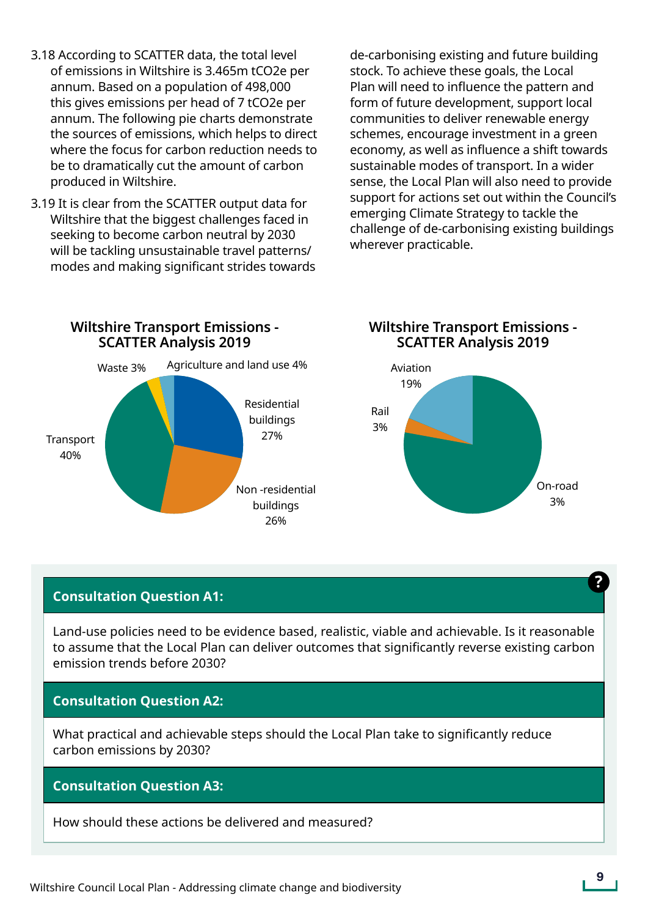3.18 According to SCATTER data, the total level of emissions in Wiltshire is 3.465m tCO2e per annum. Based on a population of 498,000 this gives emissions per head of 7 tCO2e per annum. The following pie charts demonstrate the sources of emissions, which helps to direct where the focus for carbon reduction needs to be to dramatically cut the amount of carbon produced in Wiltshire.

3.19 It is clear from the SCATTER output data for Wiltshire that the biggest challenges faced in seeking to become carbon neutral by 2030 will be tackling unsustainable travel patterns/ modes and making significant strides towards de-carbonising existing and future building stock. To achieve these goals, the Local Plan will need to influence the pattern and form of future development, support local communities to deliver renewable energy schemes, encourage investment in a green economy, as well as influence a shift towards sustainable modes of transport. In a wider sense, the Local Plan will also need to provide support for actions set out within the Council's emerging Climate Strategy to tackle the challenge of de-carbonising existing buildings wherever practicable.

**Wiltshire Transport Emissions - SCATTER Analysis 2019**

- Residential buildings 27%
- Non -residential buildings 26%
- Transport 40%
- Waste 3%
- Agriculture and land use 4%

**Wiltshire Transport Emissions - SCATTER Analysis 2019**

- Aviation 19%
- Rail 3%
- On-road 3%

### Consultation Question A1:

Land-use policies need to be evidence based, realistic, viable and achievable. Is it reasonable to assume that the Local Plan can deliver outcomes that significantly reverse existing carbon emission trends before 2030?

### Consultation Question A2:

What practical and achievable steps should the Local Plan take to significantly reduce carbon emissions by 2030?

### Consultation Question A3:

How should these actions be delivered and measured?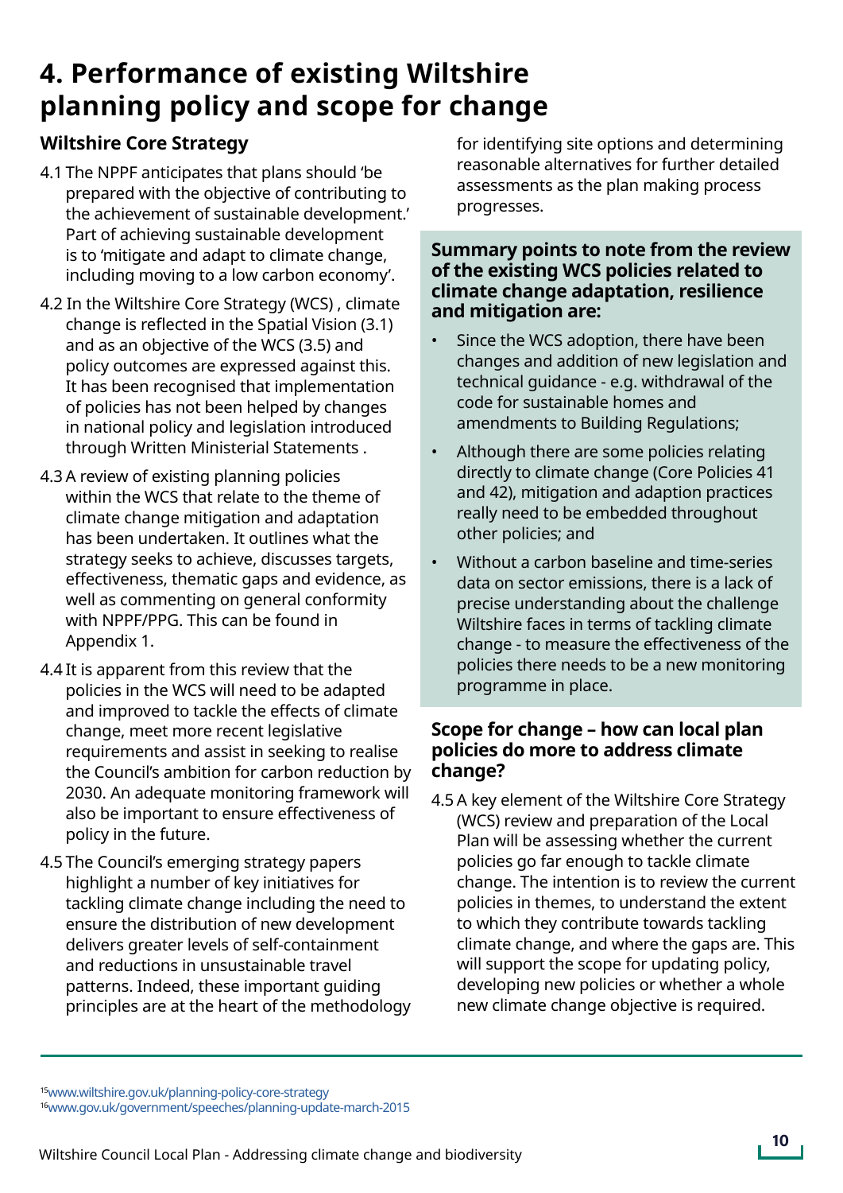# 4. Performance of existing Wiltshire planning policy and scope for change

## Wiltshire Core Strategy

4.1 The NPPF anticipates that plans should 'be prepared with the objective of contributing to the achievement of sustainable development.' Part of achieving sustainable development is to 'mitigate and adapt to climate change, including moving to a low carbon economy'.

4.2 In the Wiltshire Core Strategy (WCS) , climate change is reflected in the Spatial Vision (3.1) and as an objective of the WCS (3.5) and policy outcomes are expressed against this. It has been recognised that implementation of policies has not been helped by changes in national policy and legislation introduced through Written Ministerial Statements .

4.3 A review of existing planning policies within the WCS that relate to the theme of climate change mitigation and adaptation has been undertaken. It outlines what the strategy seeks to achieve, discusses targets, effectiveness, thematic gaps and evidence, as well as commenting on general conformity with NPPF/PPG. This can be found in Appendix 1.

4.4 It is apparent from this review that the policies in the WCS will need to be adapted and improved to tackle the effects of climate change, meet more recent legislative requirements and assist in seeking to realise the Council's ambition for carbon reduction by 2030. An adequate monitoring framework will also be important to ensure effectiveness of policy in the future.

4.5 The Council's emerging strategy papers highlight a number of key initiatives for tackling climate change including the need to ensure the distribution of new development delivers greater levels of self-containment and reductions in unsustainable travel patterns. Indeed, these important guiding principles are at the heart of the methodology for identifying site options and determining reasonable alternatives for further detailed assessments as the plan making process progresses.

### Summary points to note from the review of the existing WCS policies related to climate change adaptation, resilience and mitigation are:

- Since the WCS adoption, there have been changes and addition of new legislation and technical guidance - e.g. withdrawal of the code for sustainable homes and amendments to Building Regulations;
- Although there are some policies relating directly to climate change (Core Policies 41 and 42), mitigation and adaption practices really need to be embedded throughout other policies; and
- Without a carbon baseline and time-series data on sector emissions, there is a lack of precise understanding about the challenge Wiltshire faces in terms of tackling climate change - to measure the effectiveness of the policies there needs to be a new monitoring programme in place.

### Scope for change – how can local plan policies do more to address climate change?

4.5 A key element of the Wiltshire Core Strategy (WCS) review and preparation of the Local Plan will be assessing whether the current policies go far enough to tackle climate change. The intention is to review the current policies in themes, to understand the extent to which they contribute towards tackling climate change, and where the gaps are. This will support the scope for updating policy, developing new policies or whether a whole new climate change objective is required.

---

[15] www.wiltshire.gov.uk/planning-policy-core-strategy
[16] www.gov.uk/government/speeches/planning-update-march-2015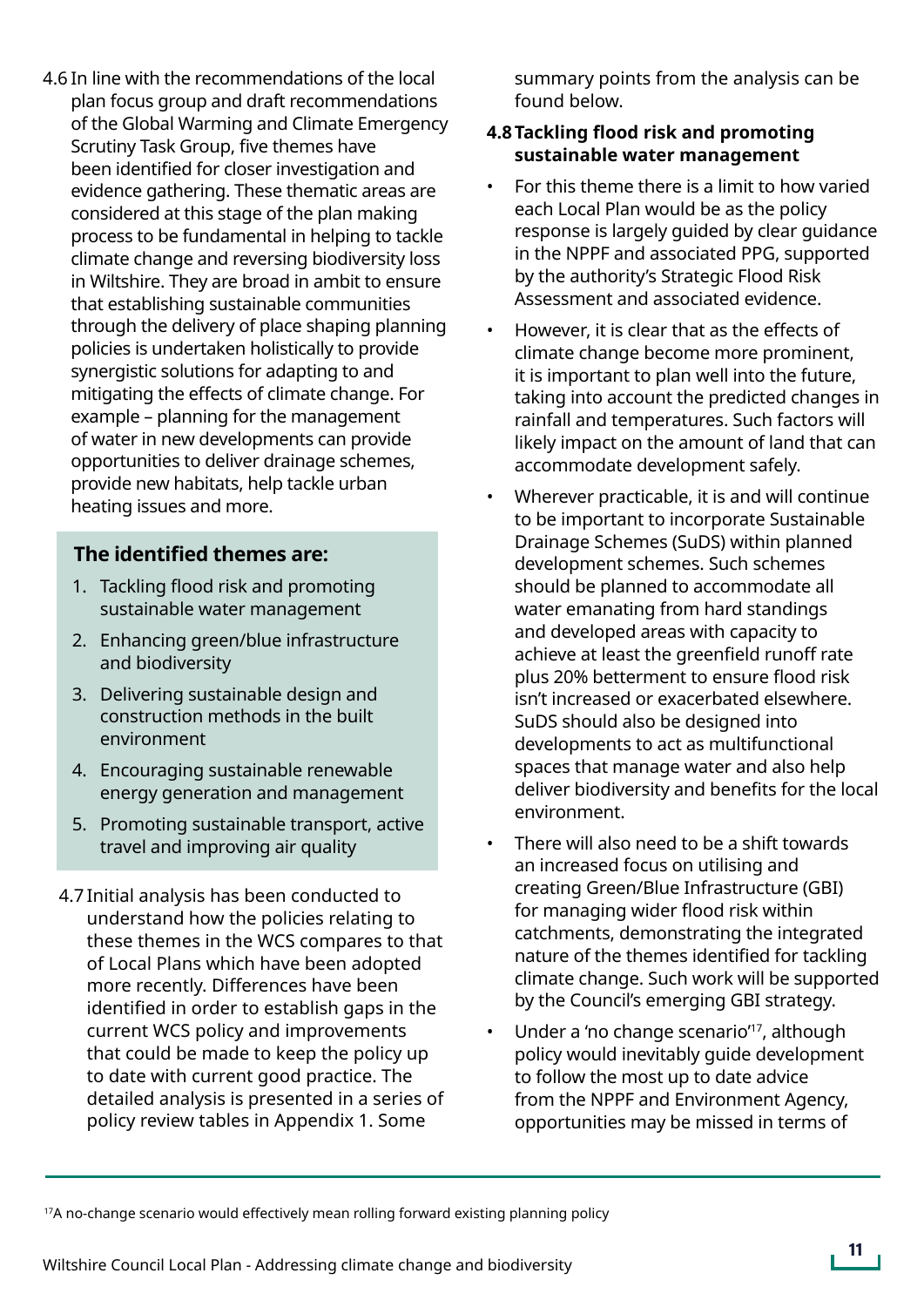4.6 In line with the recommendations of the local plan focus group and draft recommendations of the Global Warming and Climate Emergency Scrutiny Task Group, five themes have been identified for closer investigation and evidence gathering. These thematic areas are considered at this stage of the plan making process to be fundamental in helping to tackle climate change and reversing biodiversity loss in Wiltshire. They are broad in ambit to ensure that establishing sustainable communities through the delivery of place shaping planning policies is undertaken holistically to provide synergistic solutions for adapting to and mitigating the effects of climate change. For example – planning for the management of water in new developments can provide opportunities to deliver drainage schemes, provide new habitats, help tackle urban heating issues and more.

**The identified themes are:**

1. Tackling flood risk and promoting sustainable water management
2. Enhancing green/blue infrastructure and biodiversity
3. Delivering sustainable design and construction methods in the built environment
4. Encouraging sustainable renewable energy generation and management
5. Promoting sustainable transport, active travel and improving air quality

4.7 Initial analysis has been conducted to understand how the policies relating to these themes in the WCS compares to that of Local Plans which have been adopted more recently. Differences have been identified in order to establish gaps in the current WCS policy and improvements that could be made to keep the policy up to date with current good practice. The detailed analysis is presented in a series of policy review tables in Appendix 1. Some summary points from the analysis can be found below.

**4.8 Tackling flood risk and promoting sustainable water management**

- For this theme there is a limit to how varied each Local Plan would be as the policy response is largely guided by clear guidance in the NPPF and associated PPG, supported by the authority's Strategic Flood Risk Assessment and associated evidence.
- However, it is clear that as the effects of climate change become more prominent, it is important to plan well into the future, taking into account the predicted changes in rainfall and temperatures. Such factors will likely impact on the amount of land that can accommodate development safely.
- Wherever practicable, it is and will continue to be important to incorporate Sustainable Drainage Schemes (SuDS) within planned development schemes. Such schemes should be planned to accommodate all water emanating from hard standings and developed areas with capacity to achieve at least the greenfield runoff rate plus 20% betterment to ensure flood risk isn't increased or exacerbated elsewhere. SuDS should also be designed into developments to act as multifunctional spaces that manage water and also help deliver biodiversity and benefits for the local environment.
- There will also need to be a shift towards an increased focus on utilising and creating Green/Blue Infrastructure (GBI) for managing wider flood risk within catchments, demonstrating the integrated nature of the themes identified for tackling climate change. Such work will be supported by the Council's emerging GBI strategy.
- Under a 'no change scenario'[17], although policy would inevitably guide development to follow the most up to date advice from the NPPF and Environment Agency, opportunities may be missed in terms of

[17] A no-change scenario would effectively mean rolling forward existing planning policy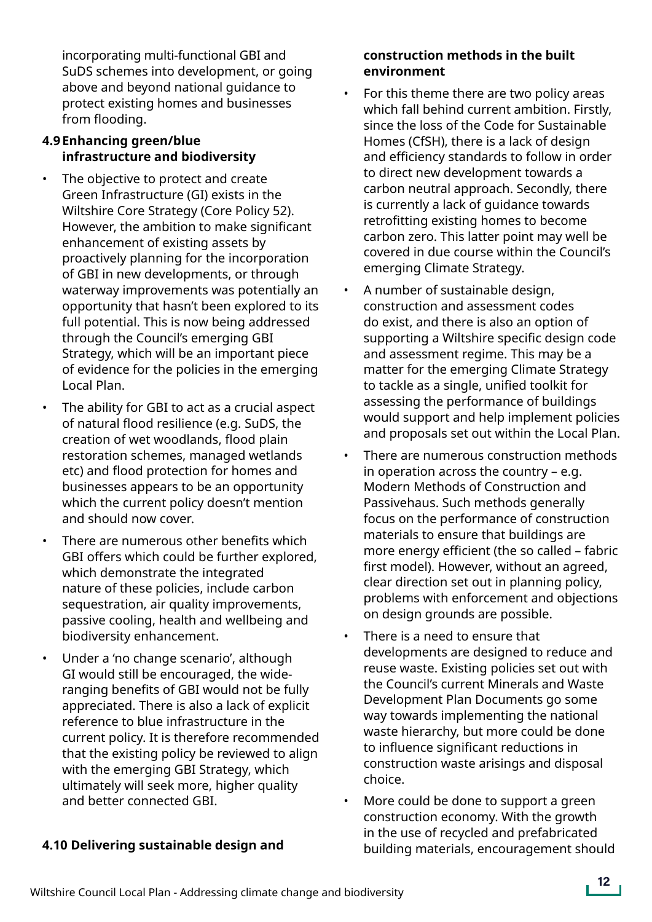incorporating multi-functional GBI and SuDS schemes into development, or going above and beyond national guidance to protect existing homes and businesses from flooding.

**4.9 Enhancing green/blue infrastructure and biodiversity**

- The objective to protect and create Green Infrastructure (GI) exists in the Wiltshire Core Strategy (Core Policy 52). However, the ambition to make significant enhancement of existing assets by proactively planning for the incorporation of GBI in new developments, or through waterway improvements was potentially an opportunity that hasn't been explored to its full potential. This is now being addressed through the Council's emerging GBI Strategy, which will be an important piece of evidence for the policies in the emerging Local Plan.
- The ability for GBI to act as a crucial aspect of natural flood resilience (e.g. SuDS, the creation of wet woodlands, flood plain restoration schemes, managed wetlands etc) and flood protection for homes and businesses appears to be an opportunity which the current policy doesn't mention and should now cover.
- There are numerous other benefits which GBI offers which could be further explored, which demonstrate the integrated nature of these policies, include carbon sequestration, air quality improvements, passive cooling, health and wellbeing and biodiversity enhancement.
- Under a 'no change scenario', although GI would still be encouraged, the wide-ranging benefits of GBI would not be fully appreciated. There is also a lack of explicit reference to blue infrastructure in the current policy. It is therefore recommended that the existing policy be reviewed to align with the emerging GBI Strategy, which ultimately will seek more, higher quality and better connected GBI.

**4.10 Delivering sustainable design and construction methods in the built environment**

- For this theme there are two policy areas which fall behind current ambition. Firstly, since the loss of the Code for Sustainable Homes (CfSH), there is a lack of design and efficiency standards to follow in order to direct new development towards a carbon neutral approach. Secondly, there is currently a lack of guidance towards retrofitting existing homes to become carbon zero. This latter point may well be covered in due course within the Council's emerging Climate Strategy.
- A number of sustainable design, construction and assessment codes do exist, and there is also an option of supporting a Wiltshire specific design code and assessment regime. This may be a matter for the emerging Climate Strategy to tackle as a single, unified toolkit for assessing the performance of buildings would support and help implement policies and proposals set out within the Local Plan.
- There are numerous construction methods in operation across the country – e.g. Modern Methods of Construction and Passivehaus. Such methods generally focus on the performance of construction materials to ensure that buildings are more energy efficient (the so called – fabric first model). However, without an agreed, clear direction set out in planning policy, problems with enforcement and objections on design grounds are possible.
- There is a need to ensure that developments are designed to reduce and reuse waste. Existing policies set out with the Council's current Minerals and Waste Development Plan Documents go some way towards implementing the national waste hierarchy, but more could be done to influence significant reductions in construction waste arisings and disposal choice.
- More could be done to support a green construction economy. With the growth in the use of recycled and prefabricated building materials, encouragement should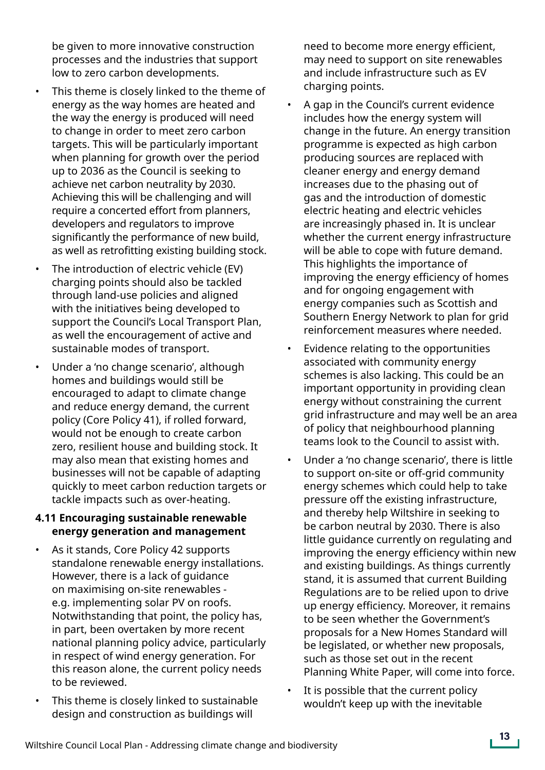be given to more innovative construction processes and the industries that support low to zero carbon developments.

- This theme is closely linked to the theme of energy as the way homes are heated and the way the energy is produced will need to change in order to meet zero carbon targets. This will be particularly important when planning for growth over the period up to 2036 as the Council is seeking to achieve net carbon neutrality by 2030. Achieving this will be challenging and will require a concerted effort from planners, developers and regulators to improve significantly the performance of new build, as well as retrofitting existing building stock.
- The introduction of electric vehicle (EV) charging points should also be tackled through land-use policies and aligned with the initiatives being developed to support the Council's Local Transport Plan, as well the encouragement of active and sustainable modes of transport.
- Under a 'no change scenario', although homes and buildings would still be encouraged to adapt to climate change and reduce energy demand, the current policy (Core Policy 41), if rolled forward, would not be enough to create carbon zero, resilient house and building stock. It may also mean that existing homes and businesses will not be capable of adapting quickly to meet carbon reduction targets or tackle impacts such as over-heating.

**4.11 Encouraging sustainable renewable energy generation and management**

- As it stands, Core Policy 42 supports standalone renewable energy installations. However, there is a lack of guidance on maximising on-site renewables - e.g. implementing solar PV on roofs. Notwithstanding that point, the policy has, in part, been overtaken by more recent national planning policy advice, particularly in respect of wind energy generation. For this reason alone, the current policy needs to be reviewed.
- This theme is closely linked to sustainable design and construction as buildings will need to become more energy efficient, may need to support on site renewables and include infrastructure such as EV charging points.
- A gap in the Council's current evidence includes how the energy system will change in the future. An energy transition programme is expected as high carbon producing sources are replaced with cleaner energy and energy demand increases due to the phasing out of gas and the introduction of domestic electric heating and electric vehicles are increasingly phased in. It is unclear whether the current energy infrastructure will be able to cope with future demand. This highlights the importance of improving the energy efficiency of homes and for ongoing engagement with energy companies such as Scottish and Southern Energy Network to plan for grid reinforcement measures where needed.
- Evidence relating to the opportunities associated with community energy schemes is also lacking. This could be an important opportunity in providing clean energy without constraining the current grid infrastructure and may well be an area of policy that neighbourhood planning teams look to the Council to assist with.
- Under a 'no change scenario', there is little to support on-site or off-grid community energy schemes which could help to take pressure off the existing infrastructure, and thereby help Wiltshire in seeking to be carbon neutral by 2030. There is also little guidance currently on regulating and improving the energy efficiency within new and existing buildings. As things currently stand, it is assumed that current Building Regulations are to be relied upon to drive up energy efficiency. Moreover, it remains to be seen whether the Government's proposals for a New Homes Standard will be legislated, or whether new proposals, such as those set out in the recent Planning White Paper, will come into force.
- It is possible that the current policy wouldn't keep up with the inevitable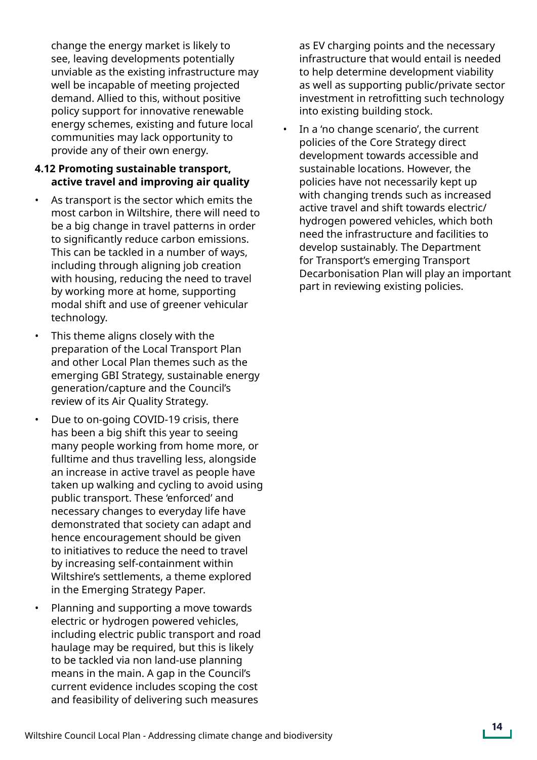change the energy market is likely to see, leaving developments potentially unviable as the existing infrastructure may well be incapable of meeting projected demand. Allied to this, without positive policy support for innovative renewable energy schemes, existing and future local communities may lack opportunity to provide any of their own energy.

**4.12 Promoting sustainable transport, active travel and improving air quality**

- As transport is the sector which emits the most carbon in Wiltshire, there will need to be a big change in travel patterns in order to significantly reduce carbon emissions. This can be tackled in a number of ways, including through aligning job creation with housing, reducing the need to travel by working more at home, supporting modal shift and use of greener vehicular technology.
- This theme aligns closely with the preparation of the Local Transport Plan and other Local Plan themes such as the emerging GBI Strategy, sustainable energy generation/capture and the Council's review of its Air Quality Strategy.
- Due to on-going COVID-19 crisis, there has been a big shift this year to seeing many people working from home more, or fulltime and thus travelling less, alongside an increase in active travel as people have taken up walking and cycling to avoid using public transport. These 'enforced' and necessary changes to everyday life have demonstrated that society can adapt and hence encouragement should be given to initiatives to reduce the need to travel by increasing self-containment within Wiltshire's settlements, a theme explored in the Emerging Strategy Paper.
- Planning and supporting a move towards electric or hydrogen powered vehicles, including electric public transport and road haulage may be required, but this is likely to be tackled via non land-use planning means in the main. A gap in the Council's current evidence includes scoping the cost and feasibility of delivering such measures as EV charging points and the necessary infrastructure that would entail is needed to help determine development viability as well as supporting public/private sector investment in retrofitting such technology into existing building stock.
- In a 'no change scenario', the current policies of the Core Strategy direct development towards accessible and sustainable locations. However, the policies have not necessarily kept up with changing trends such as increased active travel and shift towards electric/hydrogen powered vehicles, which both need the infrastructure and facilities to develop sustainably. The Department for Transport's emerging Transport Decarbonisation Plan will play an important part in reviewing existing policies.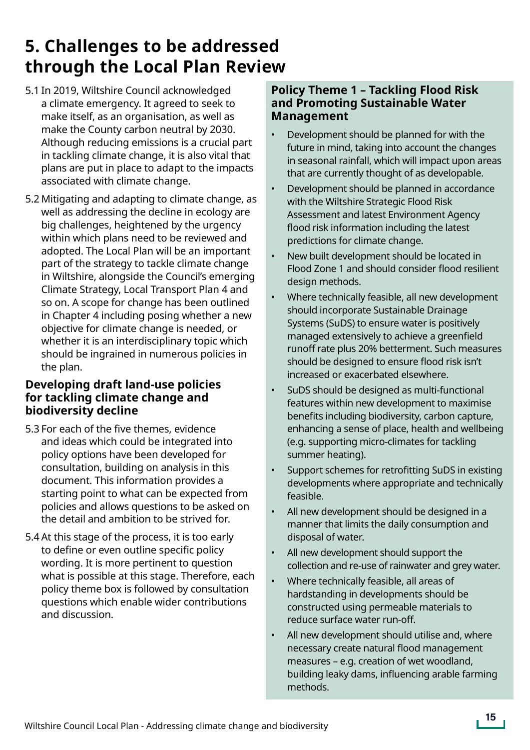# 5. Challenges to be addressed through the Local Plan Review

5.1 In 2019, Wiltshire Council acknowledged a climate emergency. It agreed to seek to make itself, as an organisation, as well as make the County carbon neutral by 2030. Although reducing emissions is a crucial part in tackling climate change, it is also vital that plans are put in place to adapt to the impacts associated with climate change.

5.2 Mitigating and adapting to climate change, as well as addressing the decline in ecology are big challenges, heightened by the urgency within which plans need to be reviewed and adopted. The Local Plan will be an important part of the strategy to tackle climate change in Wiltshire, alongside the Council's emerging Climate Strategy, Local Transport Plan 4 and so on. A scope for change has been outlined in Chapter 4 including posing whether a new objective for climate change is needed, or whether it is an interdisciplinary topic which should be ingrained in numerous policies in the plan.

### Developing draft land-use policies for tackling climate change and biodiversity decline

5.3 For each of the five themes, evidence and ideas which could be integrated into policy options have been developed for consultation, building on analysis in this document. This information provides a starting point to what can be expected from policies and allows questions to be asked on the detail and ambition to be strived for.

5.4 At this stage of the process, it is too early to define or even outline specific policy wording. It is more pertinent to question what is possible at this stage. Therefore, each policy theme box is followed by consultation questions which enable wider contributions and discussion.

### Policy Theme 1 – Tackling Flood Risk and Promoting Sustainable Water Management

- Development should be planned for with the future in mind, taking into account the changes in seasonal rainfall, which will impact upon areas that are currently thought of as developable.
- Development should be planned in accordance with the Wiltshire Strategic Flood Risk Assessment and latest Environment Agency flood risk information including the latest predictions for climate change.
- New built development should be located in Flood Zone 1 and should consider flood resilient design methods.
- Where technically feasible, all new development should incorporate Sustainable Drainage Systems (SuDS) to ensure water is positively managed extensively to achieve a greenfield runoff rate plus 20% betterment. Such measures should be designed to ensure flood risk isn't increased or exacerbated elsewhere.
- SuDS should be designed as multi-functional features within new development to maximise benefits including biodiversity, carbon capture, enhancing a sense of place, health and wellbeing (e.g. supporting micro-climates for tackling summer heating).
- Support schemes for retrofitting SuDS in existing developments where appropriate and technically feasible.
- All new development should be designed in a manner that limits the daily consumption and disposal of water.
- All new development should support the collection and re-use of rainwater and grey water.
- Where technically feasible, all areas of hardstanding in developments should be constructed using permeable materials to reduce surface water run-off.
- All new development should utilise and, where necessary create natural flood management measures – e.g. creation of wet woodland, building leaky dams, influencing arable farming methods.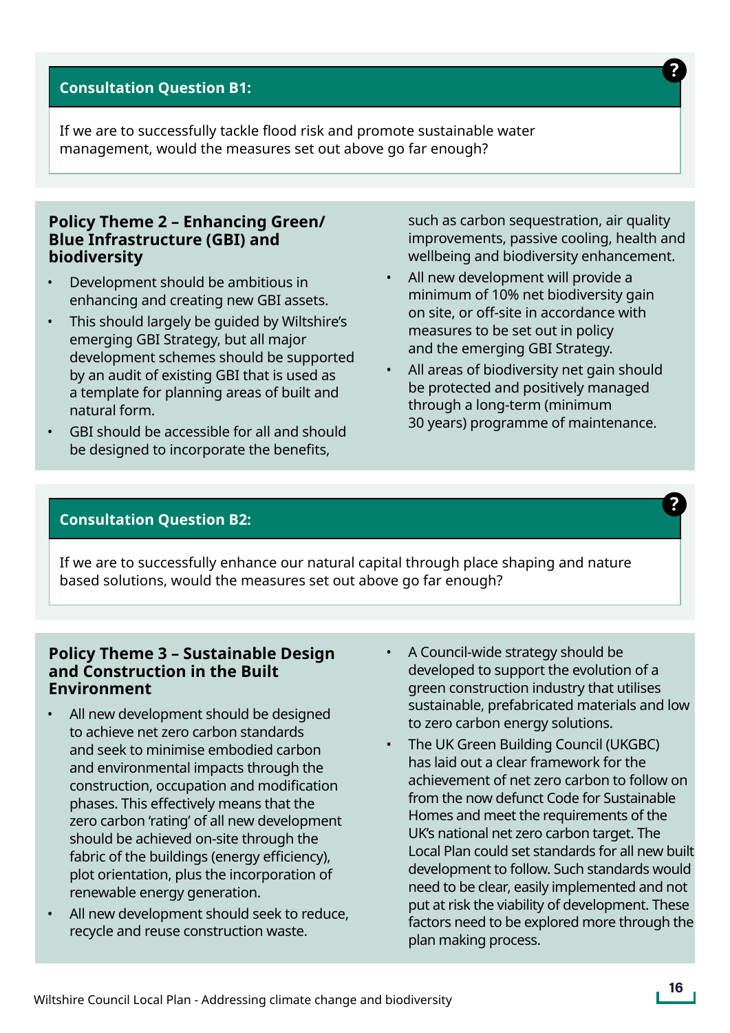### Consultation Question B1:

If we are to successfully tackle flood risk and promote sustainable water management, would the measures set out above go far enough?

### Policy Theme 2 – Enhancing Green/Blue Infrastructure (GBI) and biodiversity

- Development should be ambitious in enhancing and creating new GBI assets.
- This should largely be guided by Wiltshire's emerging GBI Strategy, but all major development schemes should be supported by an audit of existing GBI that is used as a template for planning areas of built and natural form.
- GBI should be accessible for all and should be designed to incorporate the benefits, such as carbon sequestration, air quality improvements, passive cooling, health and wellbeing and biodiversity enhancement.
- All new development will provide a minimum of 10% net biodiversity gain on site, or off-site in accordance with measures to be set out in policy and the emerging GBI Strategy.
- All areas of biodiversity net gain should be protected and positively managed through a long-term (minimum 30 years) programme of maintenance.

### Consultation Question B2:

If we are to successfully enhance our natural capital through place shaping and nature based solutions, would the measures set out above go far enough?

### Policy Theme 3 – Sustainable Design and Construction in the Built Environment

- All new development should be designed to achieve net zero carbon standards and seek to minimise embodied carbon and environmental impacts through the construction, occupation and modification phases. This effectively means that the zero carbon 'rating' of all new development should be achieved on-site through the fabric of the buildings (energy efficiency), plot orientation, plus the incorporation of renewable energy generation.
- All new development should seek to reduce, recycle and reuse construction waste.
- A Council-wide strategy should be developed to support the evolution of a green construction industry that utilises sustainable, prefabricated materials and low to zero carbon energy solutions.
- The UK Green Building Council (UKGBC) has laid out a clear framework for the achievement of net zero carbon to follow on from the now defunct Code for Sustainable Homes and meet the requirements of the UK's national net zero carbon target. The Local Plan could set standards for all new built development to follow. Such standards would need to be clear, easily implemented and not put at risk the viability of development. These factors need to be explored more through the plan making process.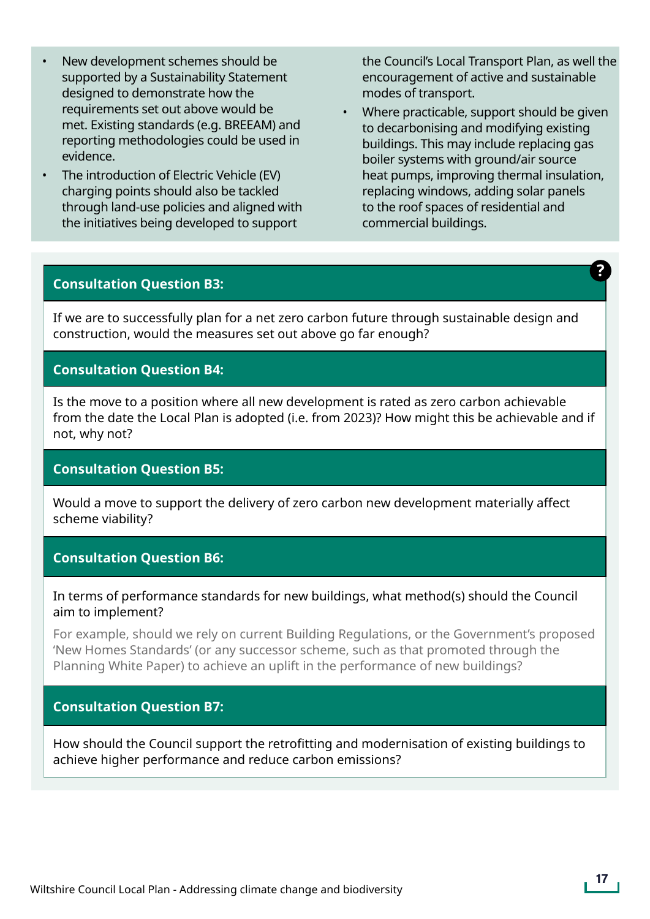- New development schemes should be supported by a Sustainability Statement designed to demonstrate how the requirements set out above would be met. Existing standards (e.g. BREEAM) and reporting methodologies could be used in evidence.
- The introduction of Electric Vehicle (EV) charging points should also be tackled through land-use policies and aligned with the initiatives being developed to support the Council's Local Transport Plan, as well the encouragement of active and sustainable modes of transport.
- Where practicable, support should be given to decarbonising and modifying existing buildings. This may include replacing gas boiler systems with ground/air source heat pumps, improving thermal insulation, replacing windows, adding solar panels to the roof spaces of residential and commercial buildings.

**Consultation Question B3:**

If we are to successfully plan for a net zero carbon future through sustainable design and construction, would the measures set out above go far enough?

**Consultation Question B4:**

Is the move to a position where all new development is rated as zero carbon achievable from the date the Local Plan is adopted (i.e. from 2023)? How might this be achievable and if not, why not?

**Consultation Question B5:**

Would a move to support the delivery of zero carbon new development materially affect scheme viability?

**Consultation Question B6:**

In terms of performance standards for new buildings, what method(s) should the Council aim to implement?

For example, should we rely on current Building Regulations, or the Government's proposed 'New Homes Standards' (or any successor scheme, such as that promoted through the Planning White Paper) to achieve an uplift in the performance of new buildings?

**Consultation Question B7:**

How should the Council support the retrofitting and modernisation of existing buildings to achieve higher performance and reduce carbon emissions?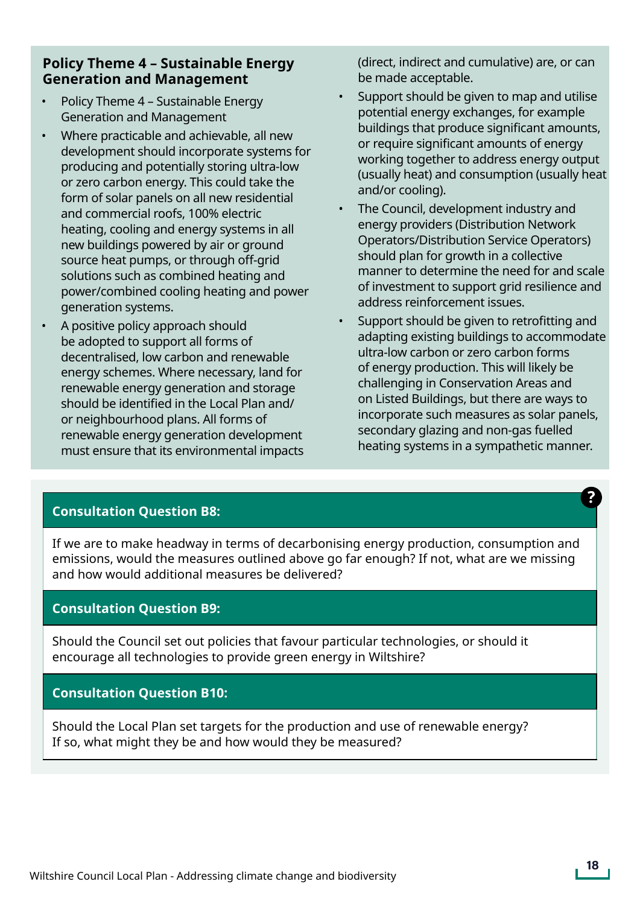## Policy Theme 4 – Sustainable Energy Generation and Management

- Policy Theme 4 – Sustainable Energy Generation and Management
- Where practicable and achievable, all new development should incorporate systems for producing and potentially storing ultra-low or zero carbon energy. This could take the form of solar panels on all new residential and commercial roofs, 100% electric heating, cooling and energy systems in all new buildings powered by air or ground source heat pumps, or through off-grid solutions such as combined heating and power/combined cooling heating and power generation systems.
- A positive policy approach should be adopted to support all forms of decentralised, low carbon and renewable energy schemes. Where necessary, land for renewable energy generation and storage should be identified in the Local Plan and/or neighbourhood plans. All forms of renewable energy generation development must ensure that its environmental impacts (direct, indirect and cumulative) are, or can be made acceptable.
- Support should be given to map and utilise potential energy exchanges, for example buildings that produce significant amounts, or require significant amounts of energy working together to address energy output (usually heat) and consumption (usually heat and/or cooling).
- The Council, development industry and energy providers (Distribution Network Operators/Distribution Service Operators) should plan for growth in a collective manner to determine the need for and scale of investment to support grid resilience and address reinforcement issues.
- Support should be given to retrofitting and adapting existing buildings to accommodate ultra-low carbon or zero carbon forms of energy production. This will likely be challenging in Conservation Areas and on Listed Buildings, but there are ways to incorporate such measures as solar panels, secondary glazing and non-gas fuelled heating systems in a sympathetic manner.

**Consultation Question B8:**

If we are to make headway in terms of decarbonising energy production, consumption and emissions, would the measures outlined above go far enough? If not, what are we missing and how would additional measures be delivered?

**Consultation Question B9:**

Should the Council set out policies that favour particular technologies, or should it encourage all technologies to provide green energy in Wiltshire?

**Consultation Question B10:**

Should the Local Plan set targets for the production and use of renewable energy? If so, what might they be and how would they be measured?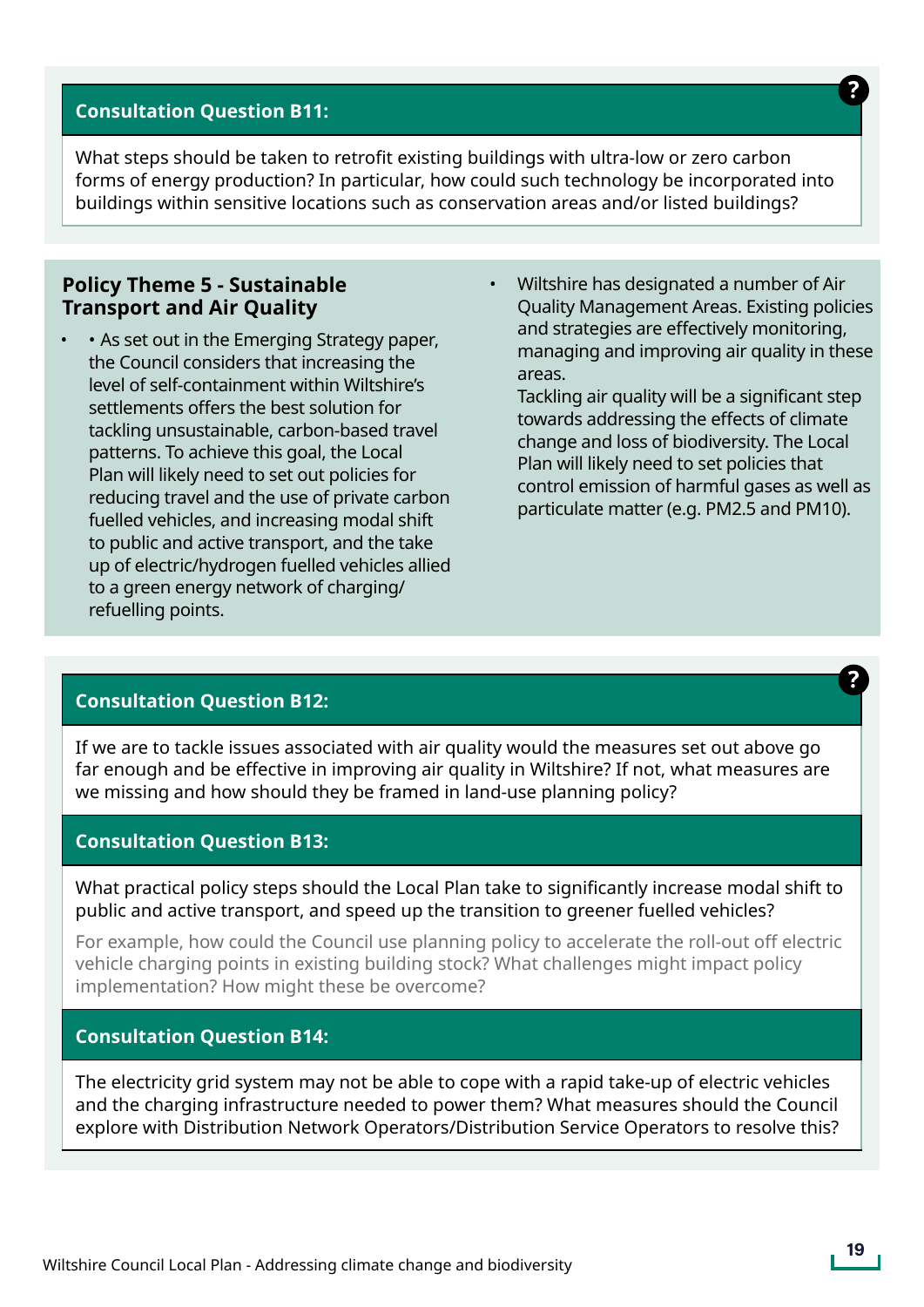### Consultation Question B11:

What steps should be taken to retrofit existing buildings with ultra-low or zero carbon forms of energy production? In particular, how could such technology be incorporated into buildings within sensitive locations such as conservation areas and/or listed buildings?

## Policy Theme 5 - Sustainable Transport and Air Quality

- • As set out in the Emerging Strategy paper, the Council considers that increasing the level of self-containment within Wiltshire's settlements offers the best solution for tackling unsustainable, carbon-based travel patterns. To achieve this goal, the Local Plan will likely need to set out policies for reducing travel and the use of private carbon fuelled vehicles, and increasing modal shift to public and active transport, and the take up of electric/hydrogen fuelled vehicles allied to a green energy network of charging/refuelling points.
- Wiltshire has designated a number of Air Quality Management Areas. Existing policies and strategies are effectively monitoring, managing and improving air quality in these areas.
  Tackling air quality will be a significant step towards addressing the effects of climate change and loss of biodiversity. The Local Plan will likely need to set policies that control emission of harmful gases as well as particulate matter (e.g. PM2.5 and PM10).

### Consultation Question B12:

If we are to tackle issues associated with air quality would the measures set out above go far enough and be effective in improving air quality in Wiltshire? If not, what measures are we missing and how should they be framed in land-use planning policy?

### Consultation Question B13:

What practical policy steps should the Local Plan take to significantly increase modal shift to public and active transport, and speed up the transition to greener fuelled vehicles?

For example, how could the Council use planning policy to accelerate the roll-out off electric vehicle charging points in existing building stock? What challenges might impact policy implementation? How might these be overcome?

### Consultation Question B14:

The electricity grid system may not be able to cope with a rapid take-up of electric vehicles and the charging infrastructure needed to power them? What measures should the Council explore with Distribution Network Operators/Distribution Service Operators to resolve this?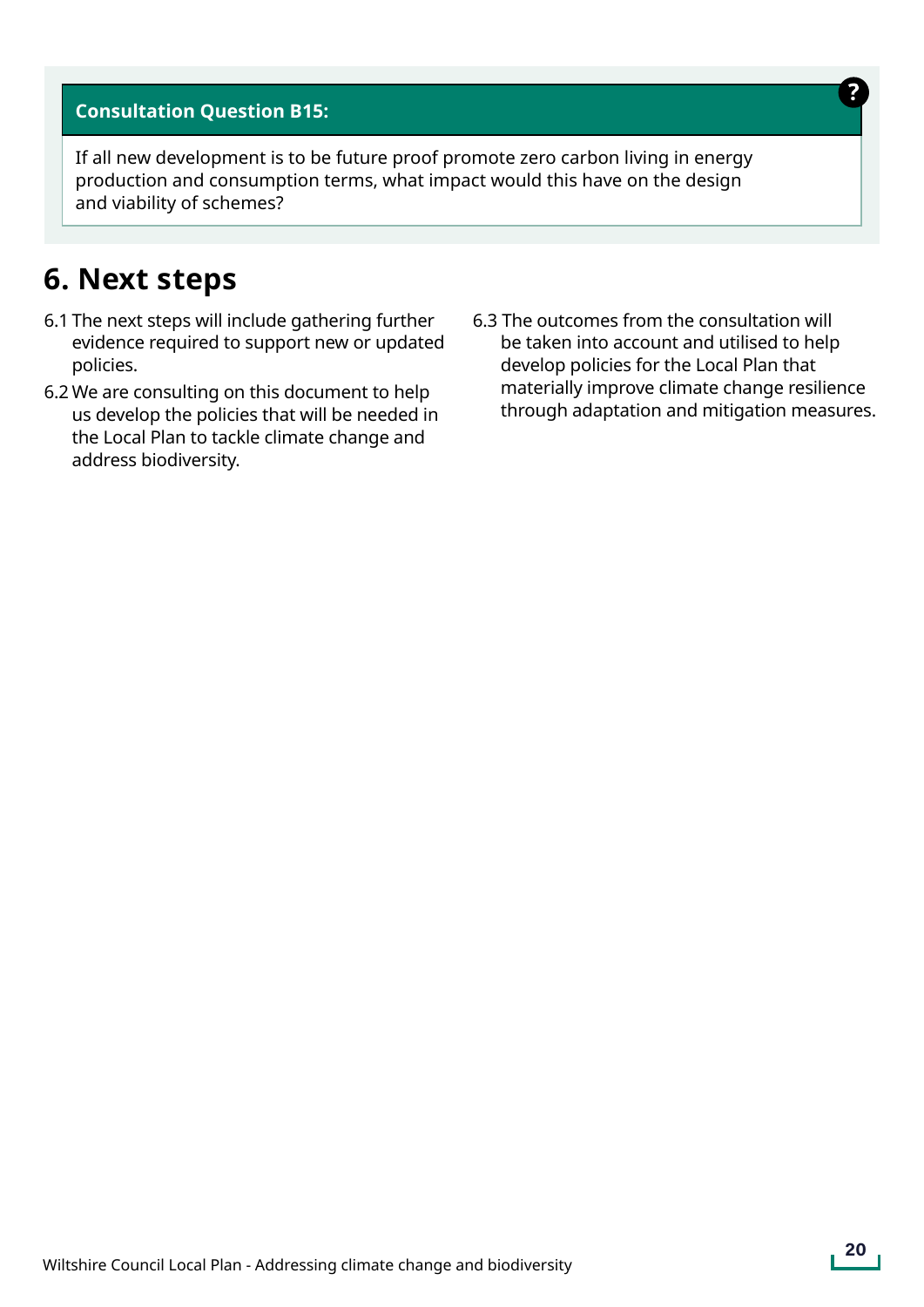**Consultation Question B15:**

If all new development is to be future proof promote zero carbon living in energy production and consumption terms, what impact would this have on the design and viability of schemes?

## 6. Next steps

6.1 The next steps will include gathering further evidence required to support new or updated policies.

6.2 We are consulting on this document to help us develop the policies that will be needed in the Local Plan to tackle climate change and address biodiversity.

6.3 The outcomes from the consultation will be taken into account and utilised to help develop policies for the Local Plan that materially improve climate change resilience through adaptation and mitigation measures.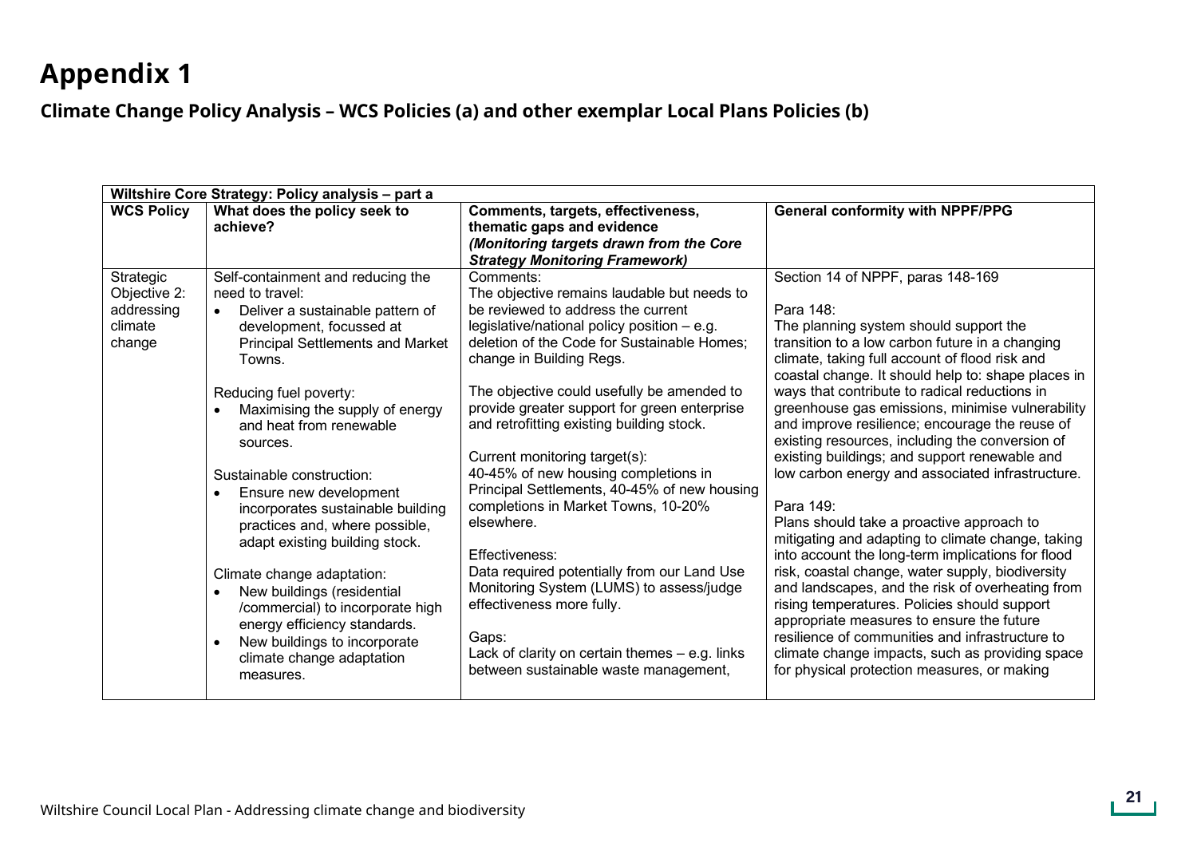# Appendix 1

## Climate Change Policy Analysis – WCS Policies (a) and other exemplar Local Plans Policies (b)

| **Wiltshire Core Strategy: Policy analysis – part a** | | | |
|---|---|---|---|
| **WCS Policy** | **What does the policy seek to achieve?** | **Comments, targets, effectiveness, thematic gaps and evidence** ***(Monitoring targets drawn from the Core Strategy Monitoring Framework)*** | **General conformity with NPPF/PPG** |
| Strategic Objective 2: addressing climate change | Self-containment and reducing the need to travel:<br>• Deliver a sustainable pattern of development, focussed at Principal Settlements and Market Towns.<br><br>Reducing fuel poverty:<br>• Maximising the supply of energy and heat from renewable sources.<br><br>Sustainable construction:<br>• Ensure new development incorporates sustainable building practices and, where possible, adapt existing building stock.<br><br>Climate change adaptation:<br>• New buildings (residential /commercial) to incorporate high energy efficiency standards.<br>• New buildings to incorporate climate change adaptation measures. | Comments:<br>The objective remains laudable but needs to be reviewed to address the current legislative/national policy position – e.g. deletion of the Code for Sustainable Homes; change in Building Regs.<br><br>The objective could usefully be amended to provide greater support for green enterprise and retrofitting existing building stock.<br><br>Current monitoring target(s):<br>40-45% of new housing completions in Principal Settlements, 40-45% of new housing completions in Market Towns, 10-20% elsewhere.<br><br>Effectiveness:<br>Data required potentially from our Land Use Monitoring System (LUMS) to assess/judge effectiveness more fully.<br><br>Gaps:<br>Lack of clarity on certain themes – e.g. links between sustainable waste management, | Section 14 of NPPF, paras 148-169<br><br>Para 148:<br>The planning system should support the transition to a low carbon future in a changing climate, taking full account of flood risk and coastal change. It should help to: shape places in ways that contribute to radical reductions in greenhouse gas emissions, minimise vulnerability and improve resilience; encourage the reuse of existing resources, including the conversion of existing buildings; and support renewable and low carbon energy and associated infrastructure.<br><br>Para 149:<br>Plans should take a proactive approach to mitigating and adapting to climate change, taking into account the long-term implications for flood risk, coastal change, water supply, biodiversity and landscapes, and the risk of overheating from rising temperatures. Policies should support appropriate measures to ensure the future resilience of communities and infrastructure to climate change impacts, such as providing space for physical protection measures, or making |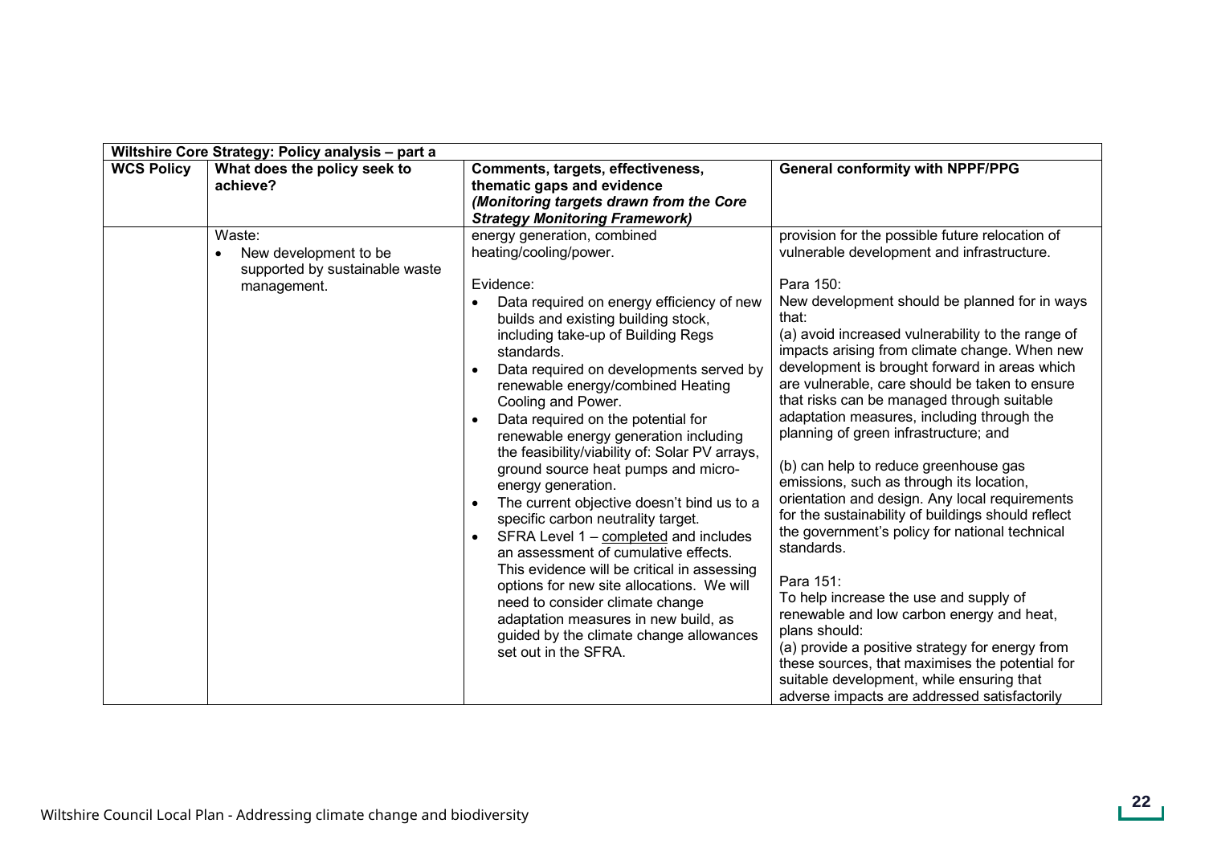| Wiltshire Core Strategy: Policy analysis – part a | | | |
|---|---|---|---|
| **WCS Policy** | **What does the policy seek to achieve?** | **Comments, targets, effectiveness, thematic gaps and evidence** ***(Monitoring targets drawn from the Core Strategy Monitoring Framework)*** | **General conformity with NPPF/PPG** |
| | Waste:<br>• New development to be supported by sustainable waste management. | energy generation, combined heating/cooling/power.<br><br>Evidence:<br>• Data required on energy efficiency of new builds and existing building stock, including take-up of Building Regs standards.<br>• Data required on developments served by renewable energy/combined Heating Cooling and Power.<br>• Data required on the potential for renewable energy generation including the feasibility/viability of: Solar PV arrays, ground source heat pumps and micro-energy generation.<br>• The current objective doesn't bind us to a specific carbon neutrality target.<br>• SFRA Level 1 – completed and includes an assessment of cumulative effects. This evidence will be critical in assessing options for new site allocations. We will need to consider climate change adaptation measures in new build, as guided by the climate change allowances set out in the SFRA. | provision for the possible future relocation of vulnerable development and infrastructure.<br><br>Para 150:<br>New development should be planned for in ways that:<br>(a) avoid increased vulnerability to the range of impacts arising from climate change. When new development is brought forward in areas which are vulnerable, care should be taken to ensure that risks can be managed through suitable adaptation measures, including through the planning of green infrastructure; and<br><br>(b) can help to reduce greenhouse gas emissions, such as through its location, orientation and design. Any local requirements for the sustainability of buildings should reflect the government's policy for national technical standards.<br><br>Para 151:<br>To help increase the use and supply of renewable and low carbon energy and heat, plans should:<br>(a) provide a positive strategy for energy from these sources, that maximises the potential for suitable development, while ensuring that adverse impacts are addressed satisfactorily |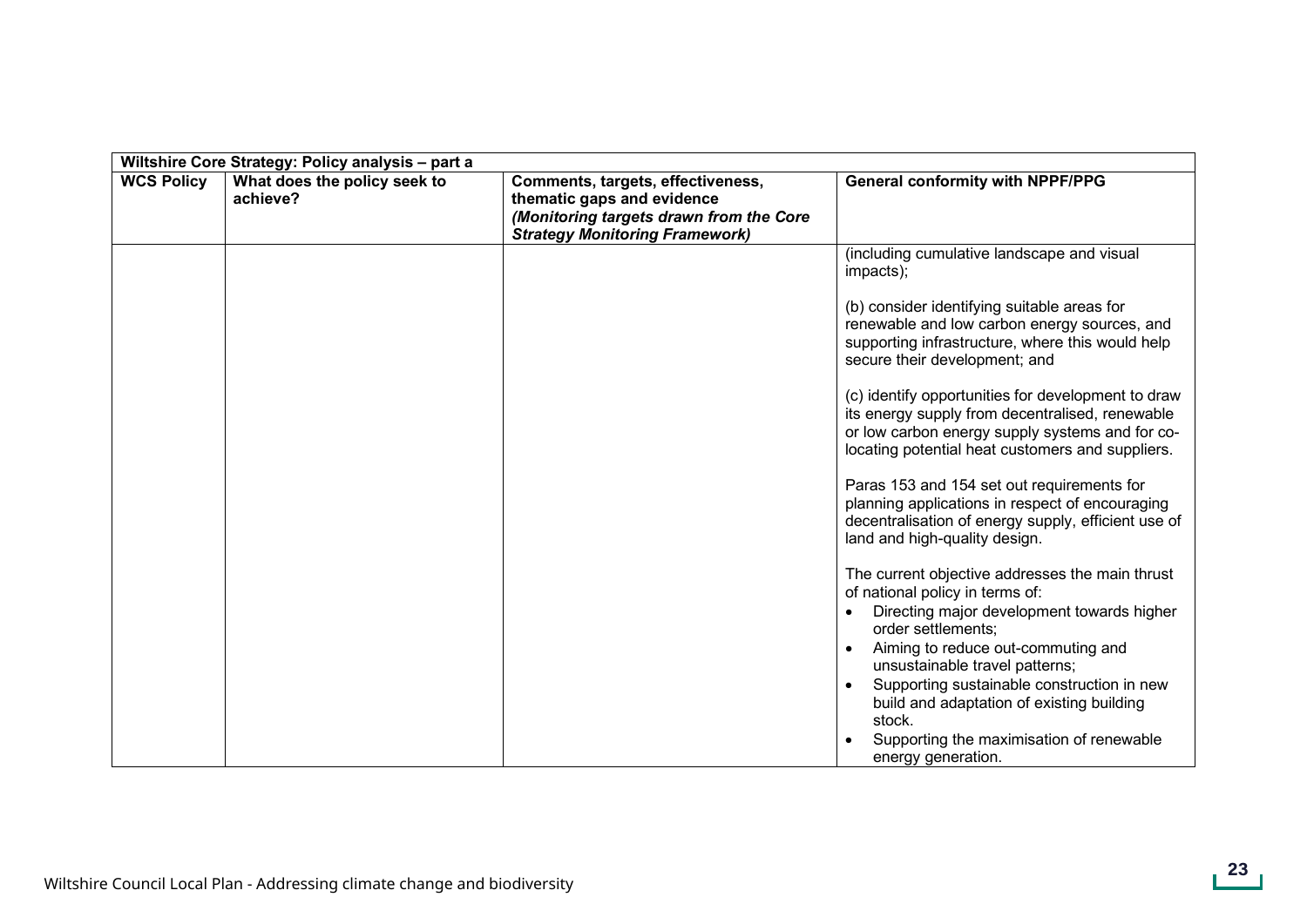| Wiltshire Core Strategy: Policy analysis – part a | | | |
|---|---|---|---|
| **WCS Policy** | **What does the policy seek to achieve?** | **Comments, targets, effectiveness, thematic gaps and evidence *(Monitoring targets drawn from the Core Strategy Monitoring Framework)*** | **General conformity with NPPF/PPG** |
| | | | (including cumulative landscape and visual impacts);<br><br>(b) consider identifying suitable areas for renewable and low carbon energy sources, and supporting infrastructure, where this would help secure their development; and<br><br>(c) identify opportunities for development to draw its energy supply from decentralised, renewable or low carbon energy supply systems and for co-locating potential heat customers and suppliers.<br><br>Paras 153 and 154 set out requirements for planning applications in respect of encouraging decentralisation of energy supply, efficient use of land and high-quality design.<br><br>The current objective addresses the main thrust of national policy in terms of:<br>• Directing major development towards higher order settlements;<br>• Aiming to reduce out-commuting and unsustainable travel patterns;<br>• Supporting sustainable construction in new build and adaptation of existing building stock.<br>• Supporting the maximisation of renewable energy generation. |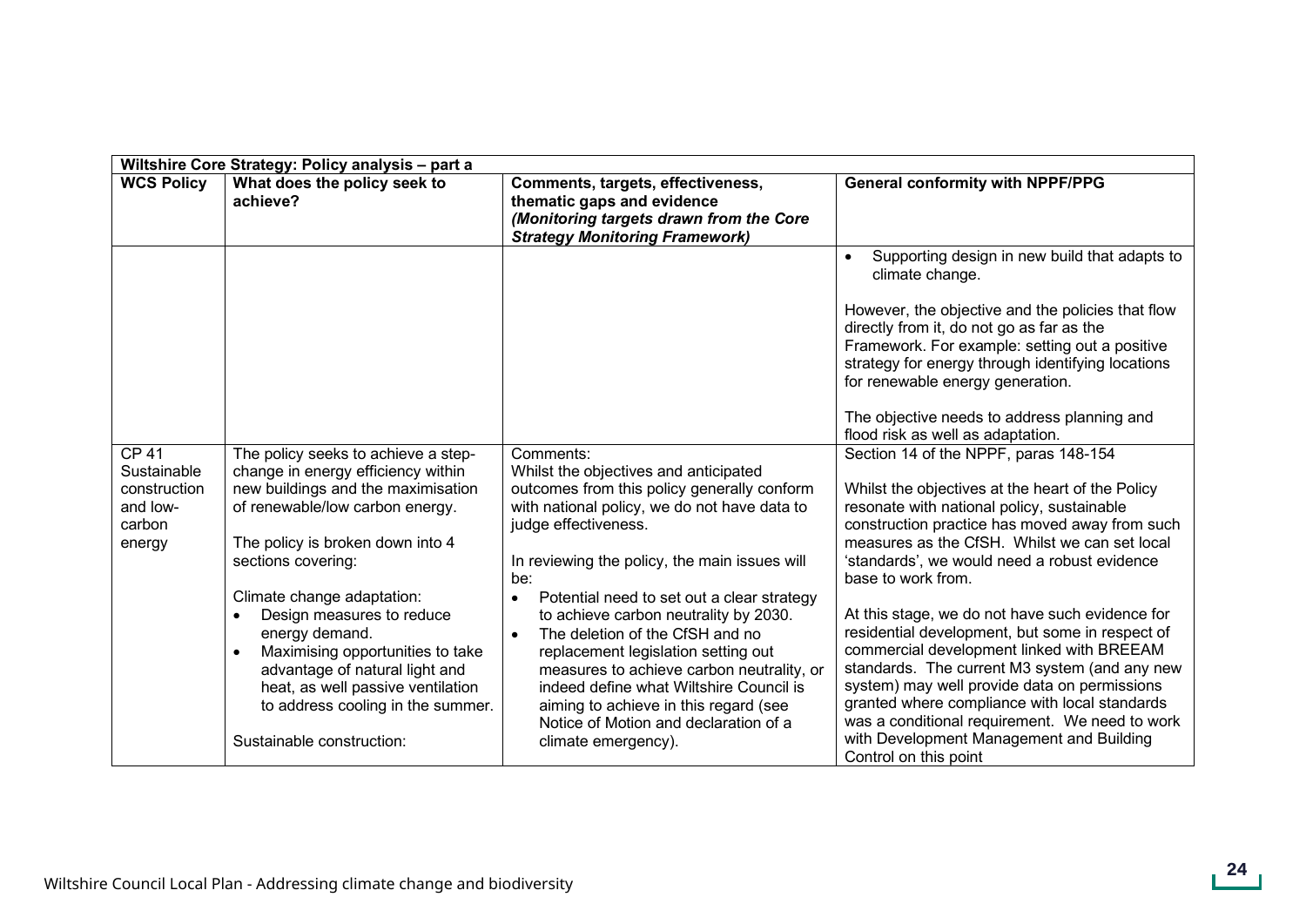| Wiltshire Core Strategy: Policy analysis – part a | | | |
|---|---|---|---|
| **WCS Policy** | **What does the policy seek to achieve?** | **Comments, targets, effectiveness, thematic gaps and evidence** ***(Monitoring targets drawn from the Core Strategy Monitoring Framework)*** | **General conformity with NPPF/PPG** |
| | | | • Supporting design in new build that adapts to climate change.<br><br>However, the objective and the policies that flow directly from it, do not go as far as the Framework. For example: setting out a positive strategy for energy through identifying locations for renewable energy generation.<br><br>The objective needs to address planning and flood risk as well as adaptation. |
| CP 41 Sustainable construction and low-carbon energy | The policy seeks to achieve a step-change in energy efficiency within new buildings and the maximisation of renewable/low carbon energy.<br><br>The policy is broken down into 4 sections covering:<br><br>Climate change adaptation:<br>• Design measures to reduce energy demand.<br>• Maximising opportunities to take advantage of natural light and heat, as well passive ventilation to address cooling in the summer.<br><br>Sustainable construction: | Comments:<br>Whilst the objectives and anticipated outcomes from this policy generally conform with national policy, we do not have data to judge effectiveness.<br><br>In reviewing the policy, the main issues will be:<br>• Potential need to set out a clear strategy to achieve carbon neutrality by 2030.<br>• The deletion of the CfSH and no replacement legislation setting out measures to achieve carbon neutrality, or indeed define what Wiltshire Council is aiming to achieve in this regard (see Notice of Motion and declaration of a climate emergency). | Section 14 of the NPPF, paras 148-154<br><br>Whilst the objectives at the heart of the Policy resonate with national policy, sustainable construction practice has moved away from such measures as the CfSH. Whilst we can set local 'standards', we would need a robust evidence base to work from.<br><br>At this stage, we do not have such evidence for residential development, but some in respect of commercial development linked with BREEAM standards. The current M3 system (and any new system) may well provide data on permissions granted where compliance with local standards was a conditional requirement. We need to work with Development Management and Building Control on this point |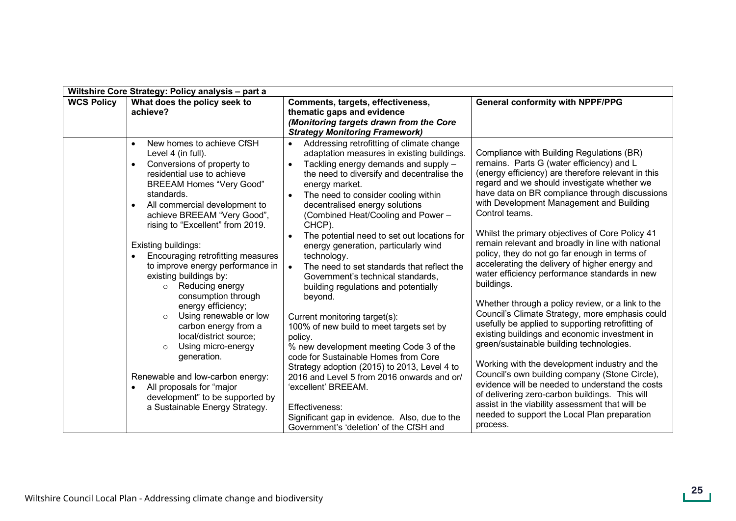| Wiltshire Core Strategy: Policy analysis – part a | | | |
|---|---|---|---|
| **WCS Policy** | **What does the policy seek to achieve?** | **Comments, targets, effectiveness, thematic gaps and evidence** *(Monitoring targets drawn from the Core Strategy Monitoring Framework)* | **General conformity with NPPF/PPG** |
| | • New homes to achieve CfSH Level 4 (in full).<br>• Conversions of property to residential use to achieve BREEAM Homes "Very Good" standards.<br>• All commercial development to achieve BREEAM "Very Good", rising to "Excellent" from 2019.<br><br>Existing buildings:<br>• Encouraging retrofitting measures to improve energy performance in existing buildings by:<br>  ○ Reducing energy consumption through energy efficiency;<br>  ○ Using renewable or low carbon energy from a local/district source;<br>  ○ Using micro-energy generation.<br><br>Renewable and low-carbon energy:<br>• All proposals for "major development" to be supported by a Sustainable Energy Strategy. | • Addressing retrofitting of climate change adaptation measures in existing buildings.<br>• Tackling energy demands and supply – the need to diversify and decentralise the energy market.<br>• The need to consider cooling within decentralised energy solutions (Combined Heat/Cooling and Power – CHCP).<br>• The potential need to set out locations for energy generation, particularly wind technology.<br>• The need to set standards that reflect the Government's technical standards, building regulations and potentially beyond.<br><br>Current monitoring target(s):<br>100% of new build to meet targets set by policy.<br>% new development meeting Code 3 of the code for Sustainable Homes from Core Strategy adoption (2015) to 2013, Level 4 to 2016 and Level 5 from 2016 onwards and or/ 'excellent' BREEAM.<br><br>Effectiveness:<br>Significant gap in evidence. Also, due to the Government's 'deletion' of the CfSH and | Compliance with Building Regulations (BR) remains. Parts G (water efficiency) and L (energy efficiency) are therefore relevant in this regard and we should investigate whether we have data on BR compliance through discussions with Development Management and Building Control teams.<br><br>Whilst the primary objectives of Core Policy 41 remain relevant and broadly in line with national policy, they do not go far enough in terms of accelerating the delivery of higher energy and water efficiency performance standards in new buildings.<br><br>Whether through a policy review, or a link to the Council's Climate Strategy, more emphasis could usefully be applied to supporting retrofitting of existing buildings and economic investment in green/sustainable building technologies.<br><br>Working with the development industry and the Council's own building company (Stone Circle), evidence will be needed to understand the costs of delivering zero-carbon buildings. This will assist in the viability assessment that will be needed to support the Local Plan preparation process. |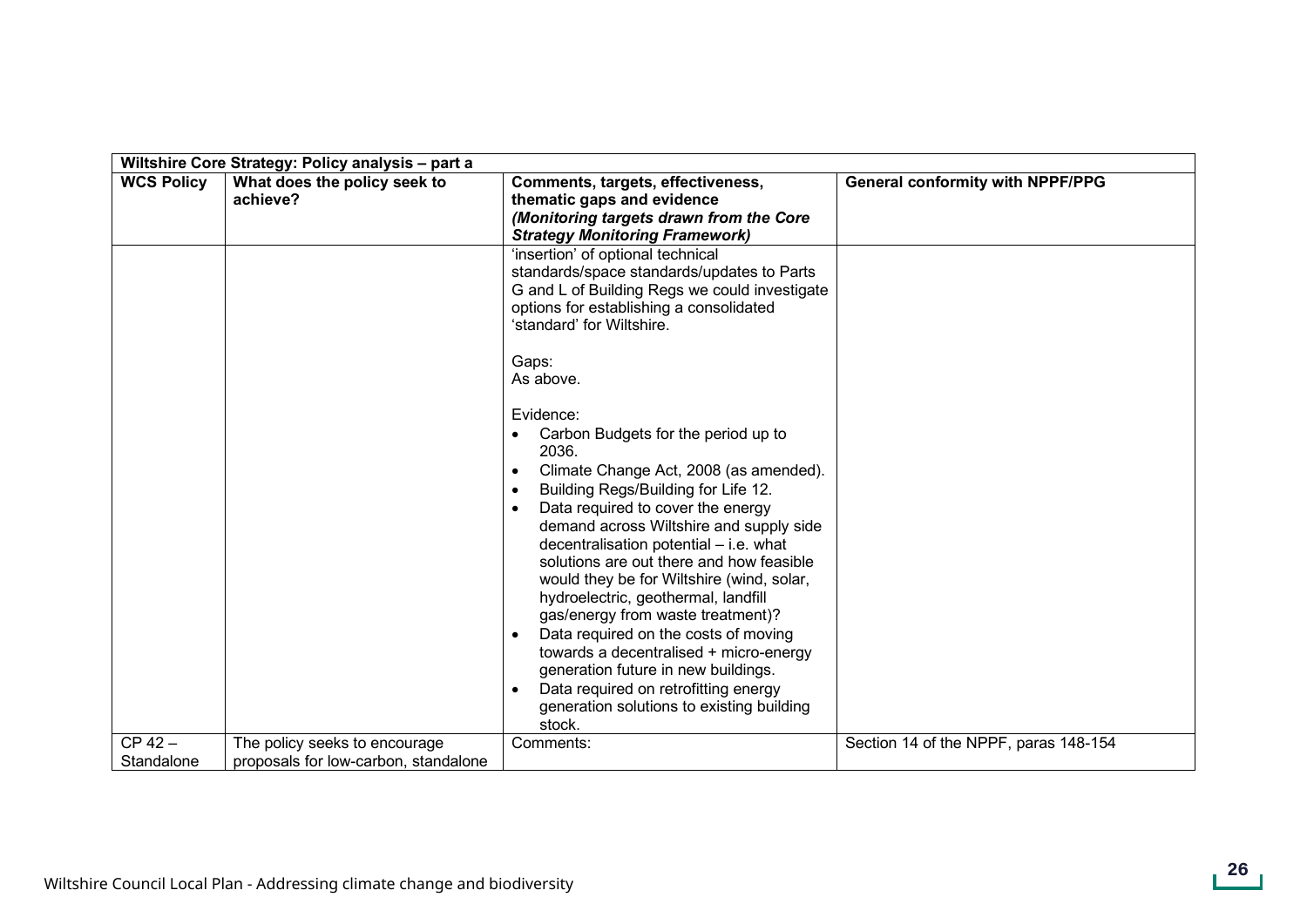| Wiltshire Core Strategy: Policy analysis – part a | | | |
|---|---|---|---|
| **WCS Policy** | **What does the policy seek to achieve?** | **Comments, targets, effectiveness, thematic gaps and evidence** ***(Monitoring targets drawn from the Core Strategy Monitoring Framework)*** | **General conformity with NPPF/PPG** |
| | | 'insertion' of optional technical standards/space standards/updates to Parts G and L of Building Regs we could investigate options for establishing a consolidated 'standard' for Wiltshire.<br><br>Gaps:<br>As above.<br><br>Evidence:<br>• Carbon Budgets for the period up to 2036.<br>• Climate Change Act, 2008 (as amended).<br>• Building Regs/Building for Life 12.<br>• Data required to cover the energy demand across Wiltshire and supply side decentralisation potential – i.e. what solutions are out there and how feasible would they be for Wiltshire (wind, solar, hydroelectric, geothermal, landfill gas/energy from waste treatment)?<br>• Data required on the costs of moving towards a decentralised + micro-energy generation future in new buildings.<br>• Data required on retrofitting energy generation solutions to existing building stock. | |
| CP 42 – Standalone | The policy seeks to encourage proposals for low-carbon, standalone | Comments: | Section 14 of the NPPF, paras 148-154 |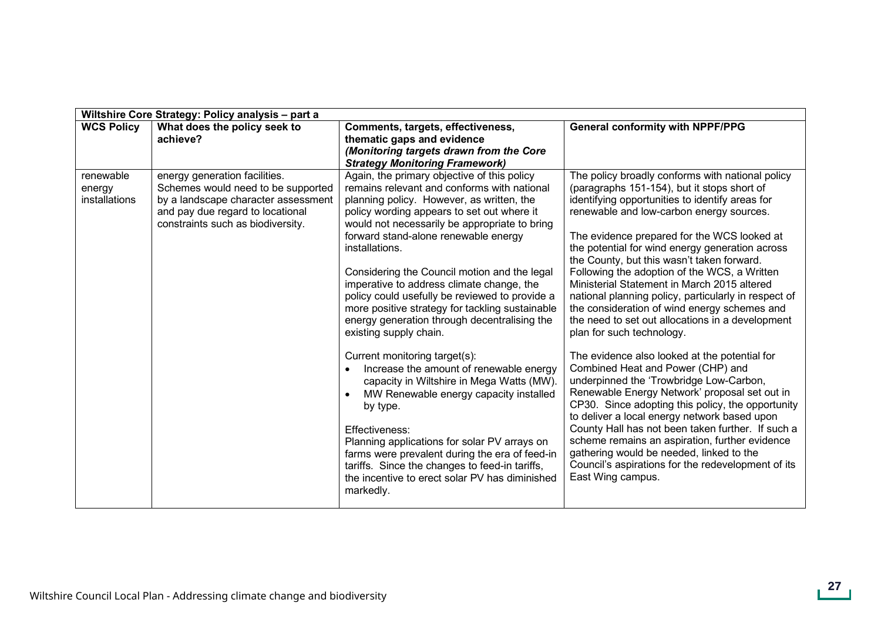| Wiltshire Core Strategy: Policy analysis – part a | | | |
|---|---|---|---|
| **WCS Policy** | **What does the policy seek to achieve?** | **Comments, targets, effectiveness, thematic gaps and evidence** ***(Monitoring targets drawn from the Core Strategy Monitoring Framework)*** | **General conformity with NPPF/PPG** |
| renewable energy installations | energy generation facilities. Schemes would need to be supported by a landscape character assessment and pay due regard to locational constraints such as biodiversity. | Again, the primary objective of this policy remains relevant and conforms with national planning policy. However, as written, the policy wording appears to set out where it would not necessarily be appropriate to bring forward stand-alone renewable energy installations.<br><br>Considering the Council motion and the legal imperative to address climate change, the policy could usefully be reviewed to provide a more positive strategy for tackling sustainable energy generation through decentralising the existing supply chain.<br><br>Current monitoring target(s):<br>• Increase the amount of renewable energy capacity in Wiltshire in Mega Watts (MW).<br>• MW Renewable energy capacity installed by type.<br><br>Effectiveness:<br>Planning applications for solar PV arrays on farms were prevalent during the era of feed-in tariffs. Since the changes to feed-in tariffs, the incentive to erect solar PV has diminished markedly. | The policy broadly conforms with national policy (paragraphs 151-154), but it stops short of identifying opportunities to identify areas for renewable and low-carbon energy sources.<br><br>The evidence prepared for the WCS looked at the potential for wind energy generation across the County, but this wasn't taken forward. Following the adoption of the WCS, a Written Ministerial Statement in March 2015 altered national planning policy, particularly in respect of the consideration of wind energy schemes and the need to set out allocations in a development plan for such technology.<br><br>The evidence also looked at the potential for Combined Heat and Power (CHP) and underpinned the 'Trowbridge Low-Carbon, Renewable Energy Network' proposal set out in CP30. Since adopting this policy, the opportunity to deliver a local energy network based upon County Hall has not been taken further. If such a scheme remains an aspiration, further evidence gathering would be needed, linked to the Council's aspirations for the redevelopment of its East Wing campus. |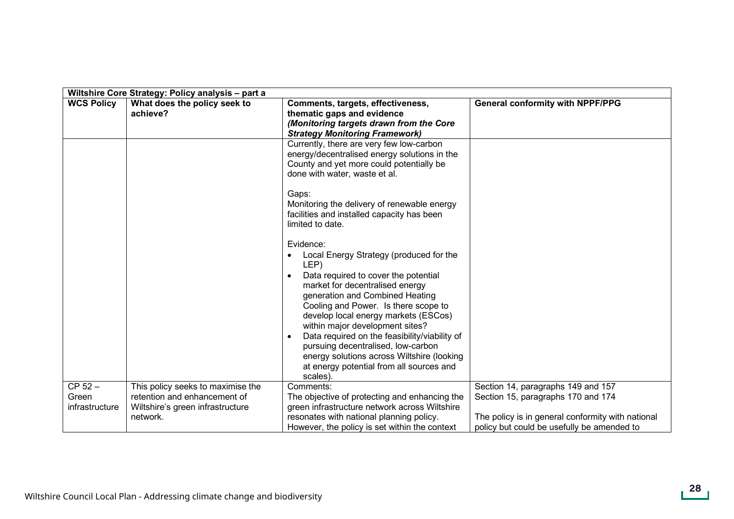| Wiltshire Core Strategy: Policy analysis – part a | | | |
|---|---|---|---|
| **WCS Policy** | **What does the policy seek to achieve?** | **Comments, targets, effectiveness, thematic gaps and evidence** ***(Monitoring targets drawn from the Core Strategy Monitoring Framework)*** | **General conformity with NPPF/PPG** |
| | | Currently, there are very few low-carbon energy/decentralised energy solutions in the County and yet more could potentially be done with water, waste et al.<br><br>Gaps:<br>Monitoring the delivery of renewable energy facilities and installed capacity has been limited to date.<br><br>Evidence:<br>• Local Energy Strategy (produced for the LEP)<br>• Data required to cover the potential market for decentralised energy generation and Combined Heating Cooling and Power. Is there scope to develop local energy markets (ESCos) within major development sites?<br>• Data required on the feasibility/viability of pursuing decentralised, low-carbon energy solutions across Wiltshire (looking at energy potential from all sources and scales). | |
| CP 52 – Green infrastructure | This policy seeks to maximise the retention and enhancement of Wiltshire's green infrastructure network. | Comments:<br>The objective of protecting and enhancing the green infrastructure network across Wiltshire resonates with national planning policy. However, the policy is set within the context | Section 14, paragraphs 149 and 157<br>Section 15, paragraphs 170 and 174<br><br>The policy is in general conformity with national policy but could be usefully be amended to |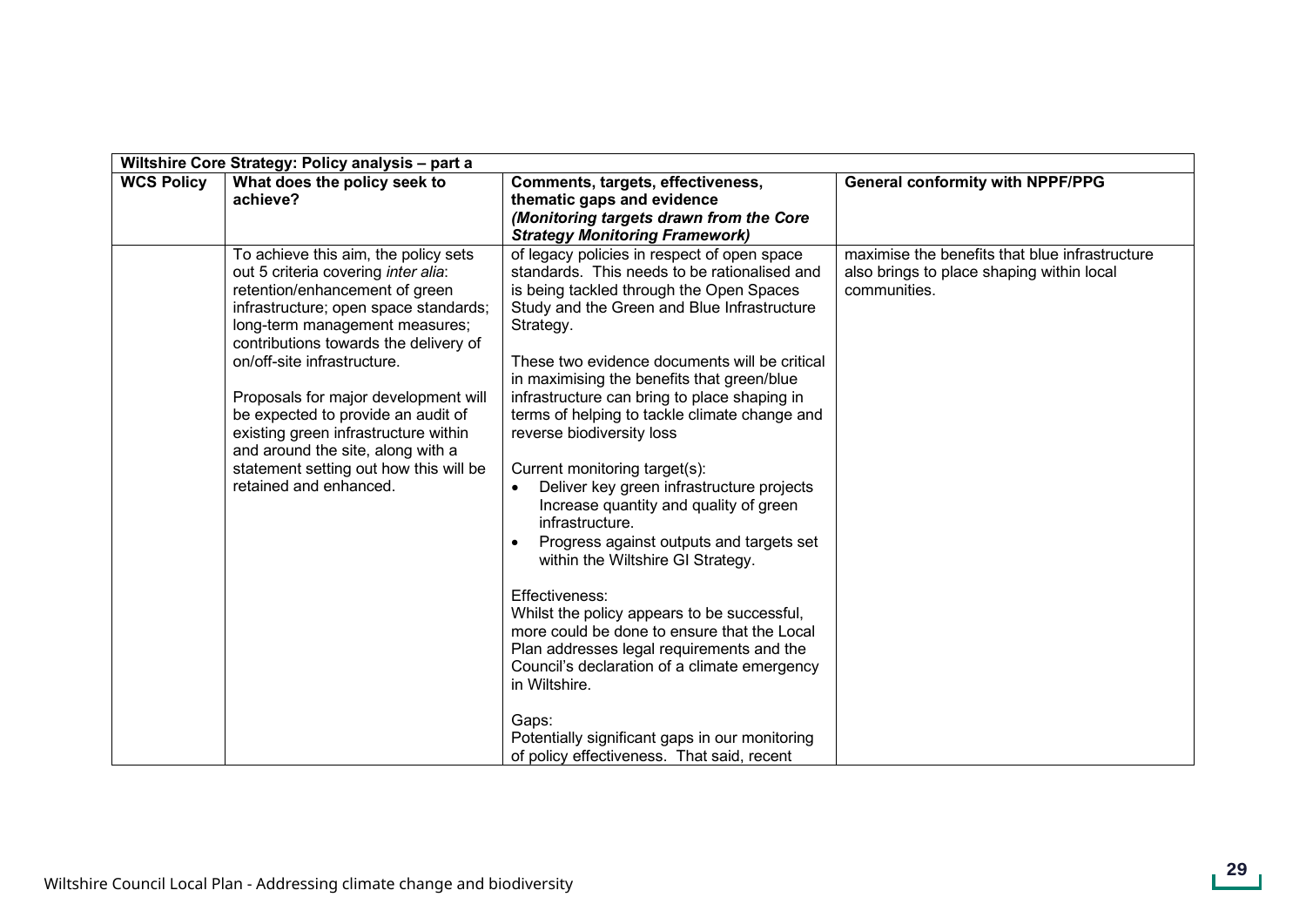| Wiltshire Core Strategy: Policy analysis – part a | | | |
|---|---|---|---|
| **WCS Policy** | **What does the policy seek to achieve?** | **Comments, targets, effectiveness, thematic gaps and evidence** ***(Monitoring targets drawn from the Core Strategy Monitoring Framework)*** | **General conformity with NPPF/PPG** |
| | To achieve this aim, the policy sets out 5 criteria covering *inter alia*: retention/enhancement of green infrastructure; open space standards; long-term management measures; contributions towards the delivery of on/off-site infrastructure.<br><br>Proposals for major development will be expected to provide an audit of existing green infrastructure within and around the site, along with a statement setting out how this will be retained and enhanced. | of legacy policies in respect of open space standards. This needs to be rationalised and is being tackled through the Open Spaces Study and the Green and Blue Infrastructure Strategy.<br><br>These two evidence documents will be critical in maximising the benefits that green/blue infrastructure can bring to place shaping in terms of helping to tackle climate change and reverse biodiversity loss<br><br>Current monitoring target(s):<br>• Deliver key green infrastructure projects Increase quantity and quality of green infrastructure.<br>• Progress against outputs and targets set within the Wiltshire GI Strategy.<br><br>Effectiveness:<br>Whilst the policy appears to be successful, more could be done to ensure that the Local Plan addresses legal requirements and the Council's declaration of a climate emergency in Wiltshire.<br><br>Gaps:<br>Potentially significant gaps in our monitoring of policy effectiveness. That said, recent | maximise the benefits that blue infrastructure also brings to place shaping within local communities. |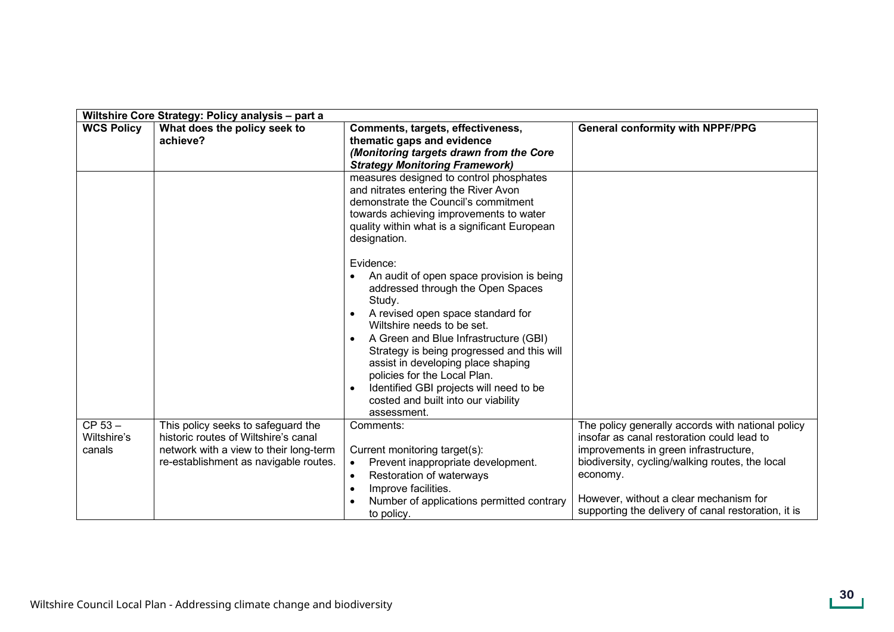| Wiltshire Core Strategy: Policy analysis – part a | | | |
|---|---|---|---|
| **WCS Policy** | **What does the policy seek to achieve?** | **Comments, targets, effectiveness, thematic gaps and evidence** ***(Monitoring targets drawn from the Core Strategy Monitoring Framework)*** | **General conformity with NPPF/PPG** |
| | | measures designed to control phosphates and nitrates entering the River Avon demonstrate the Council's commitment towards achieving improvements to water quality within what is a significant European designation.<br><br>Evidence:<br>• An audit of open space provision is being addressed through the Open Spaces Study.<br>• A revised open space standard for Wiltshire needs to be set.<br>• A Green and Blue Infrastructure (GBI) Strategy is being progressed and this will assist in developing place shaping policies for the Local Plan.<br>• Identified GBI projects will need to be costed and built into our viability assessment. | |
| CP 53 – Wiltshire's canals | This policy seeks to safeguard the historic routes of Wiltshire's canal network with a view to their long-term re-establishment as navigable routes. | Comments:<br><br>Current monitoring target(s):<br>• Prevent inappropriate development.<br>• Restoration of waterways<br>• Improve facilities.<br>• Number of applications permitted contrary to policy. | The policy generally accords with national policy insofar as canal restoration could lead to improvements in green infrastructure, biodiversity, cycling/walking routes, the local economy.<br><br>However, without a clear mechanism for supporting the delivery of canal restoration, it is |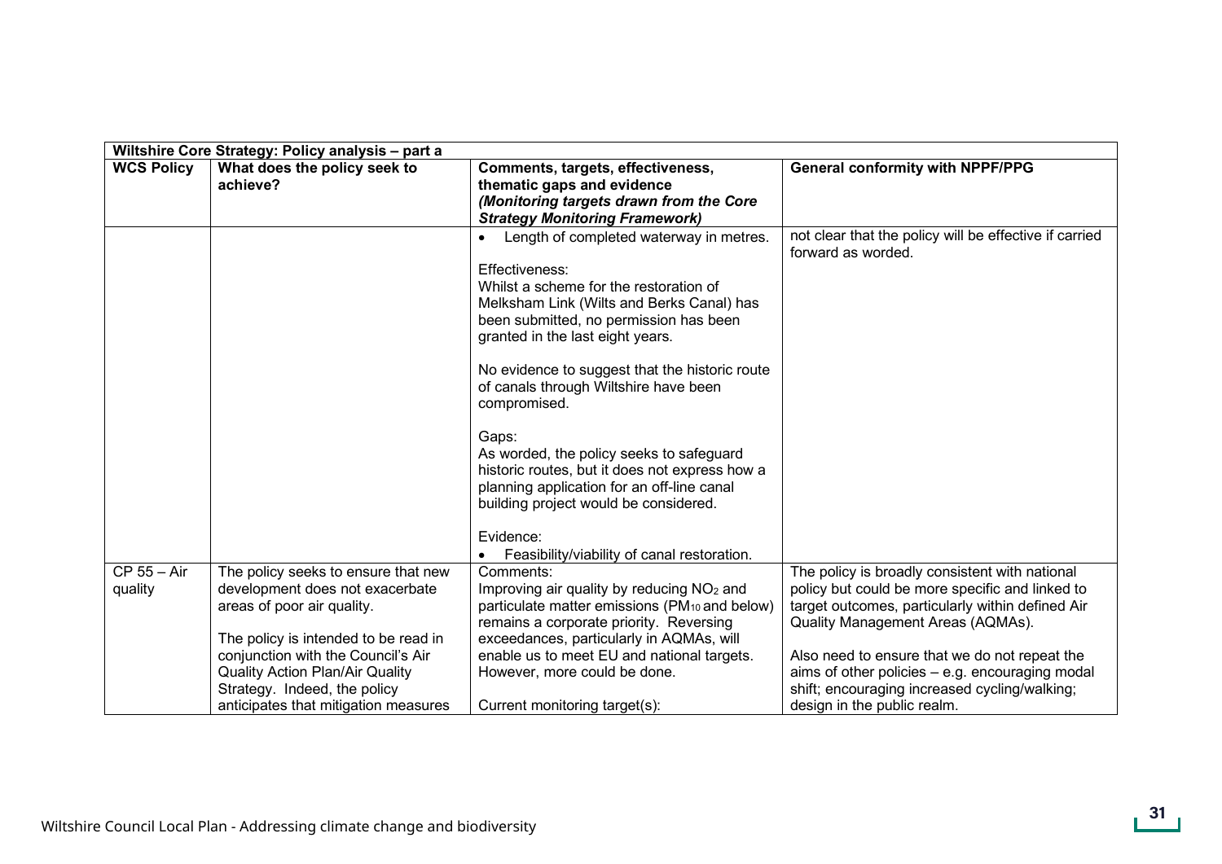| Wiltshire Core Strategy: Policy analysis – part a | | | |
|---|---|---|---|
| **WCS Policy** | **What does the policy seek to achieve?** | **Comments, targets, effectiveness, thematic gaps and evidence** ***(Monitoring targets drawn from the Core Strategy Monitoring Framework)*** | **General conformity with NPPF/PPG** |
| | | • Length of completed waterway in metres.<br><br>Effectiveness:<br>Whilst a scheme for the restoration of Melksham Link (Wilts and Berks Canal) has been submitted, no permission has been granted in the last eight years.<br><br>No evidence to suggest that the historic route of canals through Wiltshire have been compromised.<br><br>Gaps:<br>As worded, the policy seeks to safeguard historic routes, but it does not express how a planning application for an off-line canal building project would be considered.<br><br>Evidence:<br>• Feasibility/viability of canal restoration. | not clear that the policy will be effective if carried forward as worded. |
| CP 55 – Air quality | The policy seeks to ensure that new development does not exacerbate areas of poor air quality.<br><br>The policy is intended to be read in conjunction with the Council's Air Quality Action Plan/Air Quality Strategy. Indeed, the policy anticipates that mitigation measures | Comments:<br>Improving air quality by reducing $NO_2$ and particulate matter emissions ($PM_{10}$ and below) remains a corporate priority. Reversing exceedances, particularly in AQMAs, will enable us to meet EU and national targets. However, more could be done.<br><br>Current monitoring target(s): | The policy is broadly consistent with national policy but could be more specific and linked to target outcomes, particularly within defined Air Quality Management Areas (AQMAs).<br><br>Also need to ensure that we do not repeat the aims of other policies – e.g. encouraging modal shift; encouraging increased cycling/walking; design in the public realm. |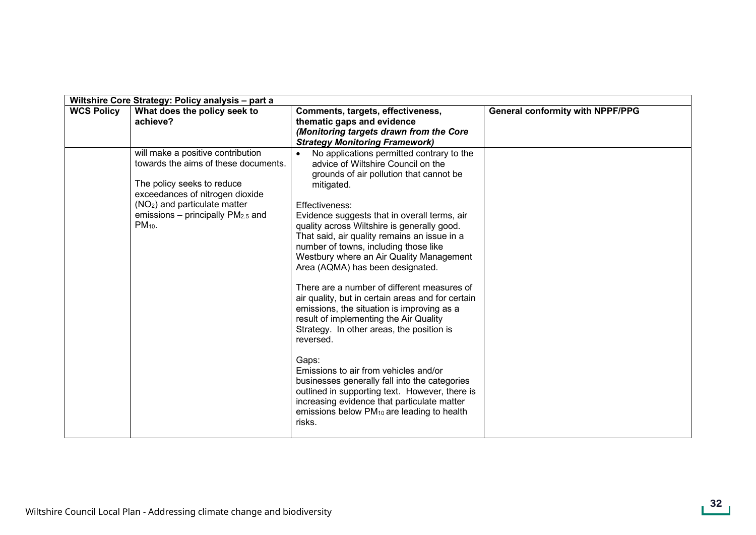| Wiltshire Core Strategy: Policy analysis – part a | | | |
|---|---|---|---|
| **WCS Policy** | **What does the policy seek to achieve?** | **Comments, targets, effectiveness, thematic gaps and evidence** ***(Monitoring targets drawn from the Core Strategy Monitoring Framework)*** | **General conformity with NPPF/PPG** |
| | will make a positive contribution towards the aims of these documents.<br><br>The policy seeks to reduce exceedances of nitrogen dioxide ($NO_2$) and particulate matter emissions – principally $PM_{2.5}$ and $PM_{10}$. | • No applications permitted contrary to the advice of Wiltshire Council on the grounds of air pollution that cannot be mitigated.<br><br>Effectiveness:<br>Evidence suggests that in overall terms, air quality across Wiltshire is generally good. That said, air quality remains an issue in a number of towns, including those like Westbury where an Air Quality Management Area (AQMA) has been designated.<br><br>There are a number of different measures of air quality, but in certain areas and for certain emissions, the situation is improving as a result of implementing the Air Quality Strategy. In other areas, the position is reversed.<br><br>Gaps:<br>Emissions to air from vehicles and/or businesses generally fall into the categories outlined in supporting text. However, there is increasing evidence that particulate matter emissions below $PM_{10}$ are leading to health risks. | |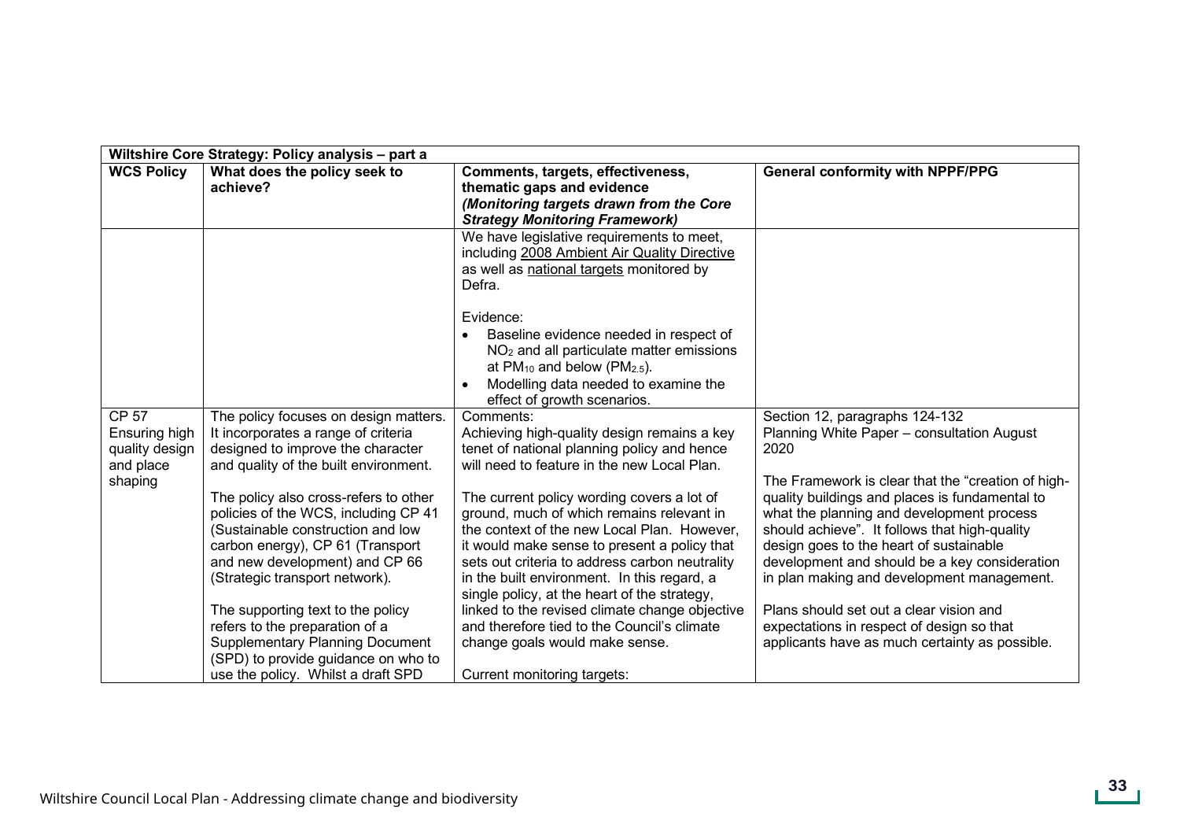| Wiltshire Core Strategy: Policy analysis – part a | | | |
|---|---|---|---|
| **WCS Policy** | **What does the policy seek to achieve?** | **Comments, targets, effectiveness, thematic gaps and evidence** ***(Monitoring targets drawn from the Core Strategy Monitoring Framework)*** | **General conformity with NPPF/PPG** |
| | | We have legislative requirements to meet, including 2008 Ambient Air Quality Directive as well as national targets monitored by Defra.<br><br>Evidence:<br>• Baseline evidence needed in respect of $NO_2$ and all particulate matter emissions at $PM_{10}$ and below ($PM_{2.5}$).<br>• Modelling data needed to examine the effect of growth scenarios. | |
| CP 57 Ensuring high quality design and place shaping | The policy focuses on design matters. It incorporates a range of criteria designed to improve the character and quality of the built environment.<br><br>The policy also cross-refers to other policies of the WCS, including CP 41 (Sustainable construction and low carbon energy), CP 61 (Transport and new development) and CP 66 (Strategic transport network).<br><br>The supporting text to the policy refers to the preparation of a Supplementary Planning Document (SPD) to provide guidance on who to use the policy. Whilst a draft SPD | Comments:<br>Achieving high-quality design remains a key tenet of national planning policy and hence will need to feature in the new Local Plan.<br><br>The current policy wording covers a lot of ground, much of which remains relevant in the context of the new Local Plan. However, it would make sense to present a policy that sets out criteria to address carbon neutrality in the built environment. In this regard, a single policy, at the heart of the strategy, linked to the revised climate change objective and therefore tied to the Council's climate change goals would make sense.<br><br>Current monitoring targets: | Section 12, paragraphs 124-132<br>Planning White Paper – consultation August 2020<br><br>The Framework is clear that the "creation of high-quality buildings and places is fundamental to what the planning and development process should achieve". It follows that high-quality design goes to the heart of sustainable development and should be a key consideration in plan making and development management.<br><br>Plans should set out a clear vision and expectations in respect of design so that applicants have as much certainty as possible. |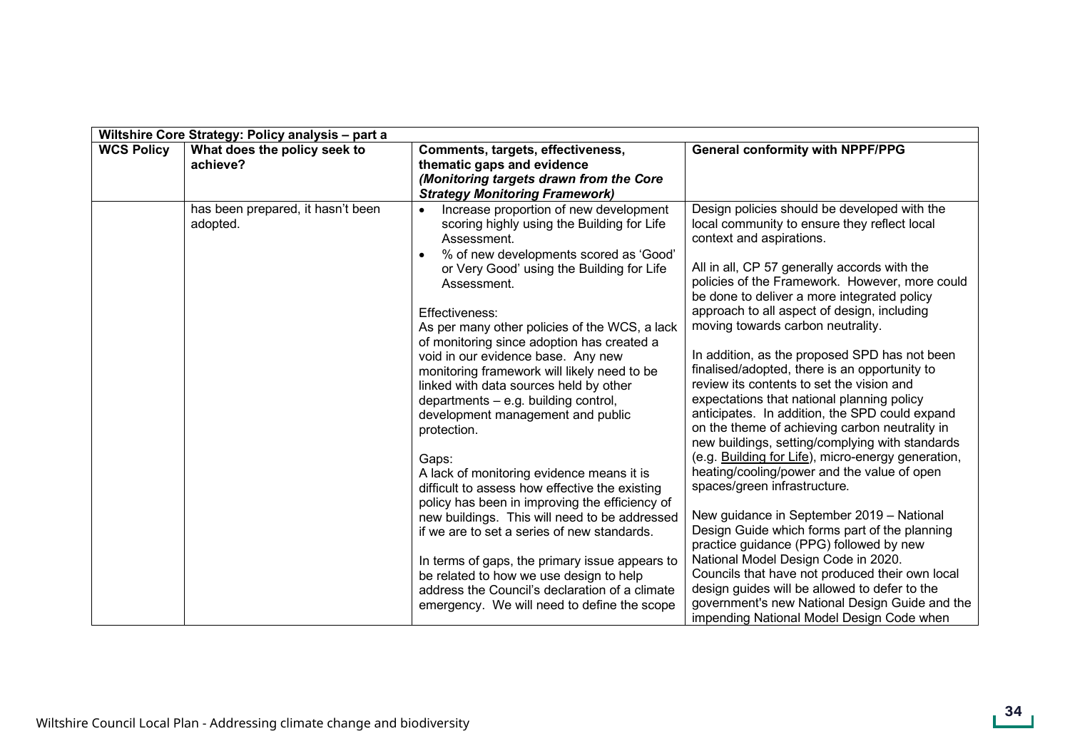| Wiltshire Core Strategy: Policy analysis – part a | | | |
|---|---|---|---|
| **WCS Policy** | **What does the policy seek to achieve?** | **Comments, targets, effectiveness, thematic gaps and evidence** ***(Monitoring targets drawn from the Core Strategy Monitoring Framework)*** | **General conformity with NPPF/PPG** |
| | has been prepared, it hasn't been adopted. | • Increase proportion of new development scoring highly using the Building for Life Assessment.<br>• % of new developments scored as 'Good' or Very Good' using the Building for Life Assessment.<br><br>Effectiveness:<br>As per many other policies of the WCS, a lack of monitoring since adoption has created a void in our evidence base. Any new monitoring framework will likely need to be linked with data sources held by other departments – e.g. building control, development management and public protection.<br><br>Gaps:<br>A lack of monitoring evidence means it is difficult to assess how effective the existing policy has been in improving the efficiency of new buildings. This will need to be addressed if we are to set a series of new standards.<br><br>In terms of gaps, the primary issue appears to be related to how we use design to help address the Council's declaration of a climate emergency. We will need to define the scope | Design policies should be developed with the local community to ensure they reflect local context and aspirations.<br><br>All in all, CP 57 generally accords with the policies of the Framework. However, more could be done to deliver a more integrated policy approach to all aspect of design, including moving towards carbon neutrality.<br><br>In addition, as the proposed SPD has not been finalised/adopted, there is an opportunity to review its contents to set the vision and expectations that national planning policy anticipates. In addition, the SPD could expand on the theme of achieving carbon neutrality in new buildings, setting/complying with standards (e.g. Building for Life), micro-energy generation, heating/cooling/power and the value of open spaces/green infrastructure.<br><br>New guidance in September 2019 – National Design Guide which forms part of the planning practice guidance (PPG) followed by new National Model Design Code in 2020.<br>Councils that have not produced their own local design guides will be allowed to defer to the government's new National Design Guide and the impending National Model Design Code when |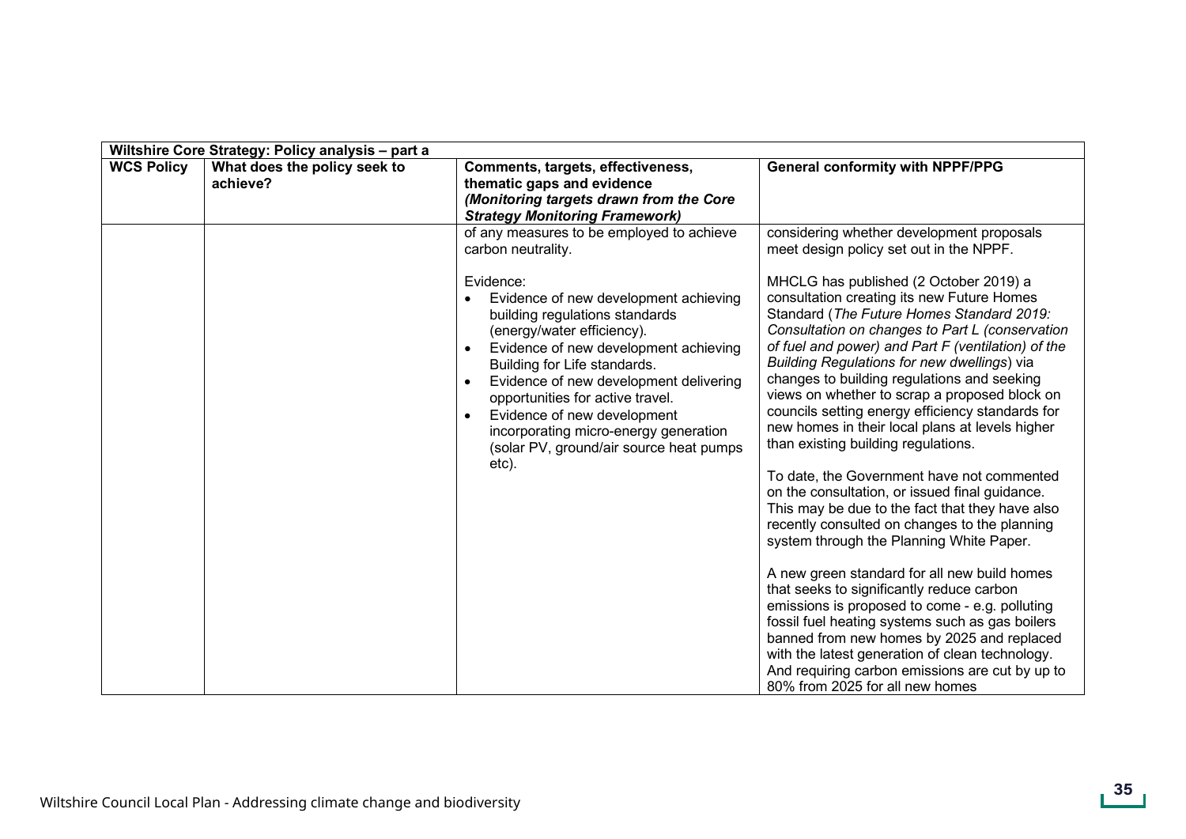| Wiltshire Core Strategy: Policy analysis – part a | | | |
|---|---|---|---|
| **WCS Policy** | **What does the policy seek to achieve?** | **Comments, targets, effectiveness, thematic gaps and evidence** ***(Monitoring targets drawn from the Core Strategy Monitoring Framework)*** | **General conformity with NPPF/PPG** |
| | | of any measures to be employed to achieve carbon neutrality.<br><br>Evidence:<br>• Evidence of new development achieving building regulations standards (energy/water efficiency).<br>• Evidence of new development achieving Building for Life standards.<br>• Evidence of new development delivering opportunities for active travel.<br>• Evidence of new development incorporating micro-energy generation (solar PV, ground/air source heat pumps etc). | considering whether development proposals meet design policy set out in the NPPF.<br><br>MHCLG has published (2 October 2019) a consultation creating its new Future Homes Standard (*The Future Homes Standard 2019: Consultation on changes to Part L (conservation of fuel and power) and Part F (ventilation) of the Building Regulations for new dwellings*) via changes to building regulations and seeking views on whether to scrap a proposed block on councils setting energy efficiency standards for new homes in their local plans at levels higher than existing building regulations.<br><br>To date, the Government have not commented on the consultation, or issued final guidance. This may be due to the fact that they have also recently consulted on changes to the planning system through the Planning White Paper.<br><br>A new green standard for all new build homes that seeks to significantly reduce carbon emissions is proposed to come - e.g. polluting fossil fuel heating systems such as gas boilers banned from new homes by 2025 and replaced with the latest generation of clean technology. And requiring carbon emissions are cut by up to 80% from 2025 for all new homes |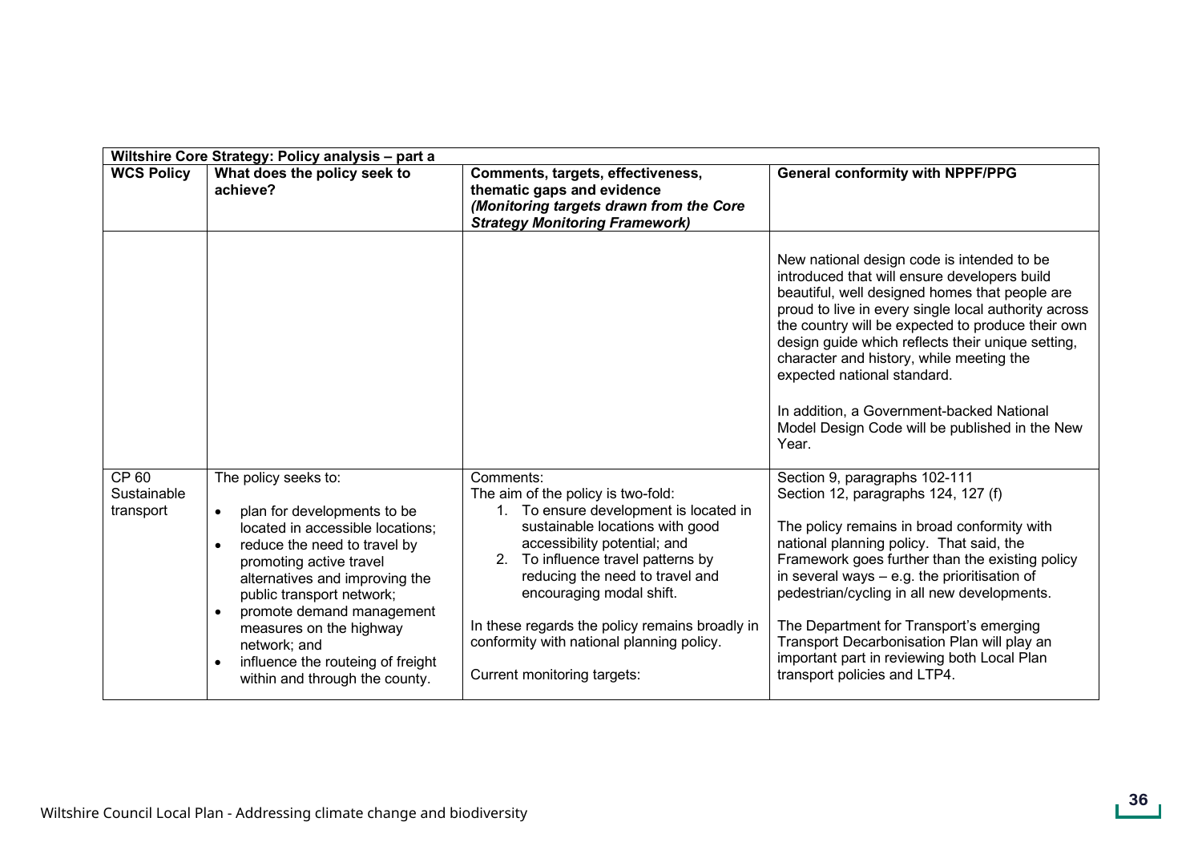| Wiltshire Core Strategy: Policy analysis – part a | | | |
|---|---|---|---|
| **WCS Policy** | **What does the policy seek to achieve?** | **Comments, targets, effectiveness, thematic gaps and evidence** ***(Monitoring targets drawn from the Core Strategy Monitoring Framework)*** | **General conformity with NPPF/PPG** |
| | | | New national design code is intended to be introduced that will ensure developers build beautiful, well designed homes that people are proud to live in every single local authority across the country will be expected to produce their own design guide which reflects their unique setting, character and history, while meeting the expected national standard.<br><br>In addition, a Government-backed National Model Design Code will be published in the New Year. |
| CP 60 Sustainable transport | The policy seeks to:<br><br>• plan for developments to be located in accessible locations;<br>• reduce the need to travel by promoting active travel alternatives and improving the public transport network;<br>• promote demand management measures on the highway network; and<br>• influence the routeing of freight within and through the county. | Comments:<br>The aim of the policy is two-fold:<br>1. To ensure development is located in sustainable locations with good accessibility potential; and<br>2. To influence travel patterns by reducing the need to travel and encouraging modal shift.<br><br>In these regards the policy remains broadly in conformity with national planning policy.<br><br>Current monitoring targets: | Section 9, paragraphs 102-111<br>Section 12, paragraphs 124, 127 (f)<br><br>The policy remains in broad conformity with national planning policy. That said, the Framework goes further than the existing policy in several ways – e.g. the prioritisation of pedestrian/cycling in all new developments.<br><br>The Department for Transport's emerging Transport Decarbonisation Plan will play an important part in reviewing both Local Plan transport policies and LTP4. |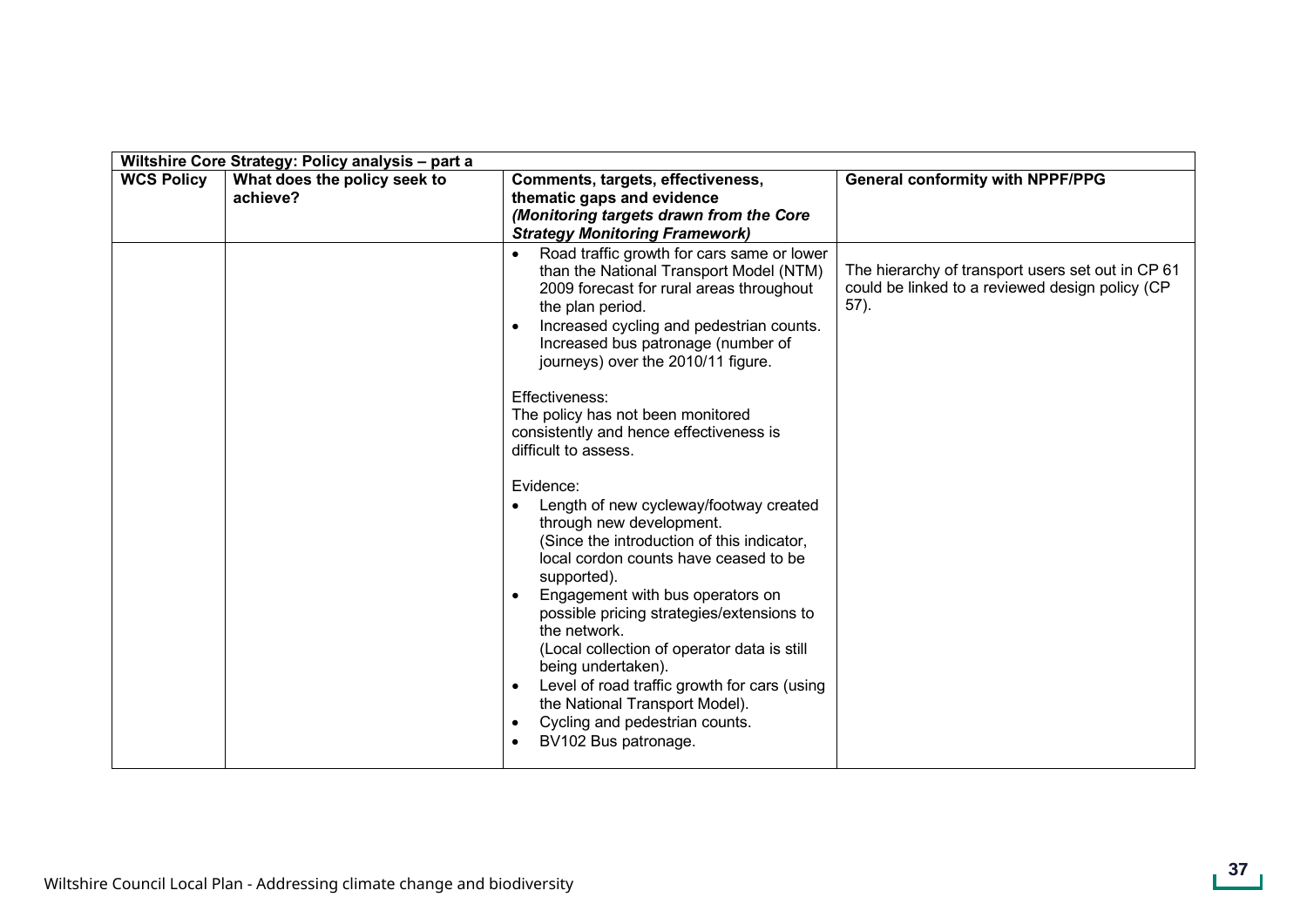| Wiltshire Core Strategy: Policy analysis – part a | | | |
|---|---|---|---|
| **WCS Policy** | **What does the policy seek to achieve?** | **Comments, targets, effectiveness, thematic gaps and evidence** ***(Monitoring targets drawn from the Core Strategy Monitoring Framework)*** | **General conformity with NPPF/PPG** |
| | | • Road traffic growth for cars same or lower than the National Transport Model (NTM) 2009 forecast for rural areas throughout the plan period.<br>• Increased cycling and pedestrian counts. Increased bus patronage (number of journeys) over the 2010/11 figure.<br><br>Effectiveness:<br>The policy has not been monitored consistently and hence effectiveness is difficult to assess.<br><br>Evidence:<br>• Length of new cycleway/footway created through new development. (Since the introduction of this indicator, local cordon counts have ceased to be supported).<br>• Engagement with bus operators on possible pricing strategies/extensions to the network. (Local collection of operator data is still being undertaken).<br>• Level of road traffic growth for cars (using the National Transport Model).<br>• Cycling and pedestrian counts.<br>• BV102 Bus patronage. | The hierarchy of transport users set out in CP 61 could be linked to a reviewed design policy (CP 57). |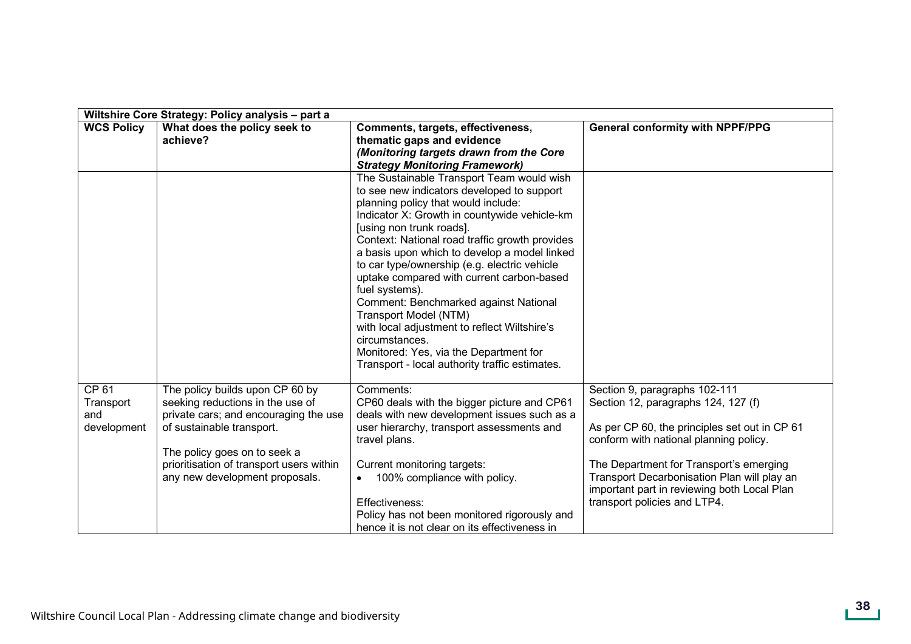| Wiltshire Core Strategy: Policy analysis – part a | | | |
|---|---|---|---|
| **WCS Policy** | **What does the policy seek to achieve?** | **Comments, targets, effectiveness, thematic gaps and evidence** ***(Monitoring targets drawn from the Core Strategy Monitoring Framework)*** | **General conformity with NPPF/PPG** |
| | | The Sustainable Transport Team would wish to see new indicators developed to support planning policy that would include:<br>Indicator X: Growth in countywide vehicle-km [using non trunk roads].<br>Context: National road traffic growth provides a basis upon which to develop a model linked to car type/ownership (e.g. electric vehicle uptake compared with current carbon-based fuel systems).<br>Comment: Benchmarked against National Transport Model (NTM) with local adjustment to reflect Wiltshire's circumstances.<br>Monitored: Yes, via the Department for Transport - local authority traffic estimates. | |
| CP 61 Transport and development | The policy builds upon CP 60 by seeking reductions in the use of private cars; and encouraging the use of sustainable transport.<br><br>The policy goes on to seek a prioritisation of transport users within any new development proposals. | Comments:<br>CP60 deals with the bigger picture and CP61 deals with new development issues such as a user hierarchy, transport assessments and travel plans.<br><br>Current monitoring targets:<br>• 100% compliance with policy.<br><br>Effectiveness:<br>Policy has not been monitored rigorously and hence it is not clear on its effectiveness in | Section 9, paragraphs 102-111<br>Section 12, paragraphs 124, 127 (f)<br><br>As per CP 60, the principles set out in CP 61 conform with national planning policy.<br><br>The Department for Transport's emerging Transport Decarbonisation Plan will play an important part in reviewing both Local Plan transport policies and LTP4. |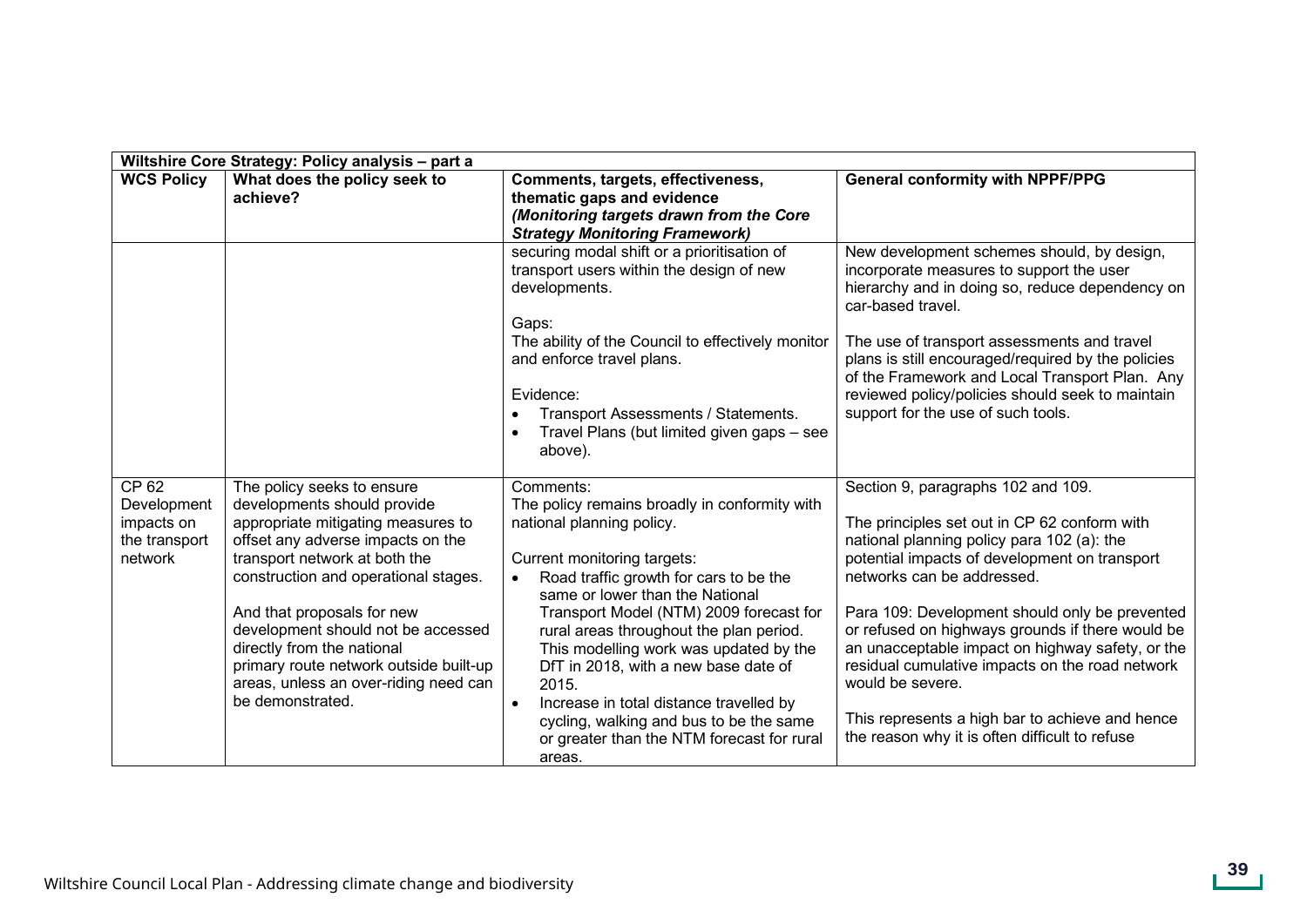| Wiltshire Core Strategy: Policy analysis – part a | | | |
|---|---|---|---|
| **WCS Policy** | **What does the policy seek to achieve?** | **Comments, targets, effectiveness, thematic gaps and evidence** ***(Monitoring targets drawn from the Core Strategy Monitoring Framework)*** | **General conformity with NPPF/PPG** |
| | | securing modal shift or a prioritisation of transport users within the design of new developments.<br><br>Gaps:<br>The ability of the Council to effectively monitor and enforce travel plans.<br><br>Evidence:<br>• Transport Assessments / Statements.<br>• Travel Plans (but limited given gaps – see above). | New development schemes should, by design, incorporate measures to support the user hierarchy and in doing so, reduce dependency on car-based travel.<br><br>The use of transport assessments and travel plans is still encouraged/required by the policies of the Framework and Local Transport Plan. Any reviewed policy/policies should seek to maintain support for the use of such tools. |
| CP 62 Development impacts on the transport network | The policy seeks to ensure developments should provide appropriate mitigating measures to offset any adverse impacts on the transport network at both the construction and operational stages.<br><br>And that proposals for new development should not be accessed directly from the national primary route network outside built-up areas, unless an over-riding need can be demonstrated. | Comments:<br>The policy remains broadly in conformity with national planning policy.<br><br>Current monitoring targets:<br>• Road traffic growth for cars to be the same or lower than the National Transport Model (NTM) 2009 forecast for rural areas throughout the plan period. This modelling work was updated by the DfT in 2018, with a new base date of 2015.<br>• Increase in total distance travelled by cycling, walking and bus to be the same or greater than the NTM forecast for rural areas. | Section 9, paragraphs 102 and 109.<br><br>The principles set out in CP 62 conform with national planning policy para 102 (a): the potential impacts of development on transport networks can be addressed.<br><br>Para 109: Development should only be prevented or refused on highways grounds if there would be an unacceptable impact on highway safety, or the residual cumulative impacts on the road network would be severe.<br><br>This represents a high bar to achieve and hence the reason why it is often difficult to refuse |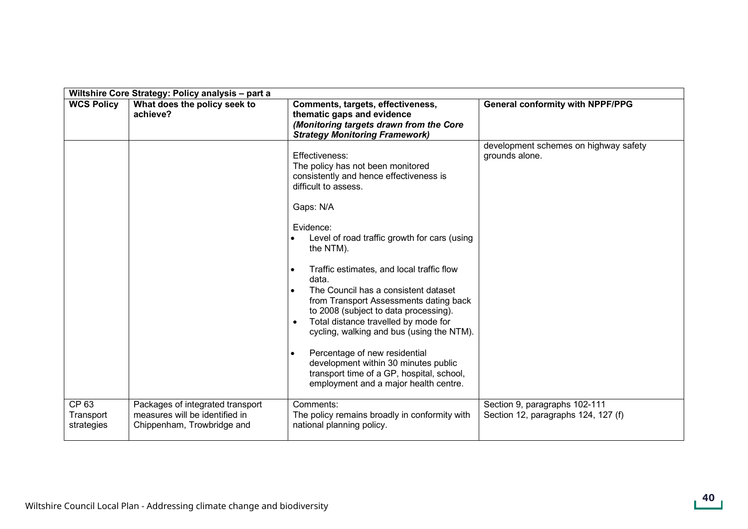| Wiltshire Core Strategy: Policy analysis – part a | | | |
|---|---|---|---|
| **WCS Policy** | **What does the policy seek to achieve?** | **Comments, targets, effectiveness, thematic gaps and evidence** ***(Monitoring targets drawn from the Core Strategy Monitoring Framework)*** | **General conformity with NPPF/PPG** |
| | | Effectiveness:<br>The policy has not been monitored consistently and hence effectiveness is difficult to assess.<br><br>Gaps: N/A<br><br>Evidence:<br>• Level of road traffic growth for cars (using the NTM).<br>• Traffic estimates, and local traffic flow data.<br>• The Council has a consistent dataset from Transport Assessments dating back to 2008 (subject to data processing).<br>• Total distance travelled by mode for cycling, walking and bus (using the NTM).<br>• Percentage of new residential development within 30 minutes public transport time of a GP, hospital, school, employment and a major health centre. | development schemes on highway safety grounds alone. |
| CP 63 Transport strategies | Packages of integrated transport measures will be identified in Chippenham, Trowbridge and | Comments:<br>The policy remains broadly in conformity with national planning policy. | Section 9, paragraphs 102-111<br>Section 12, paragraphs 124, 127 (f) |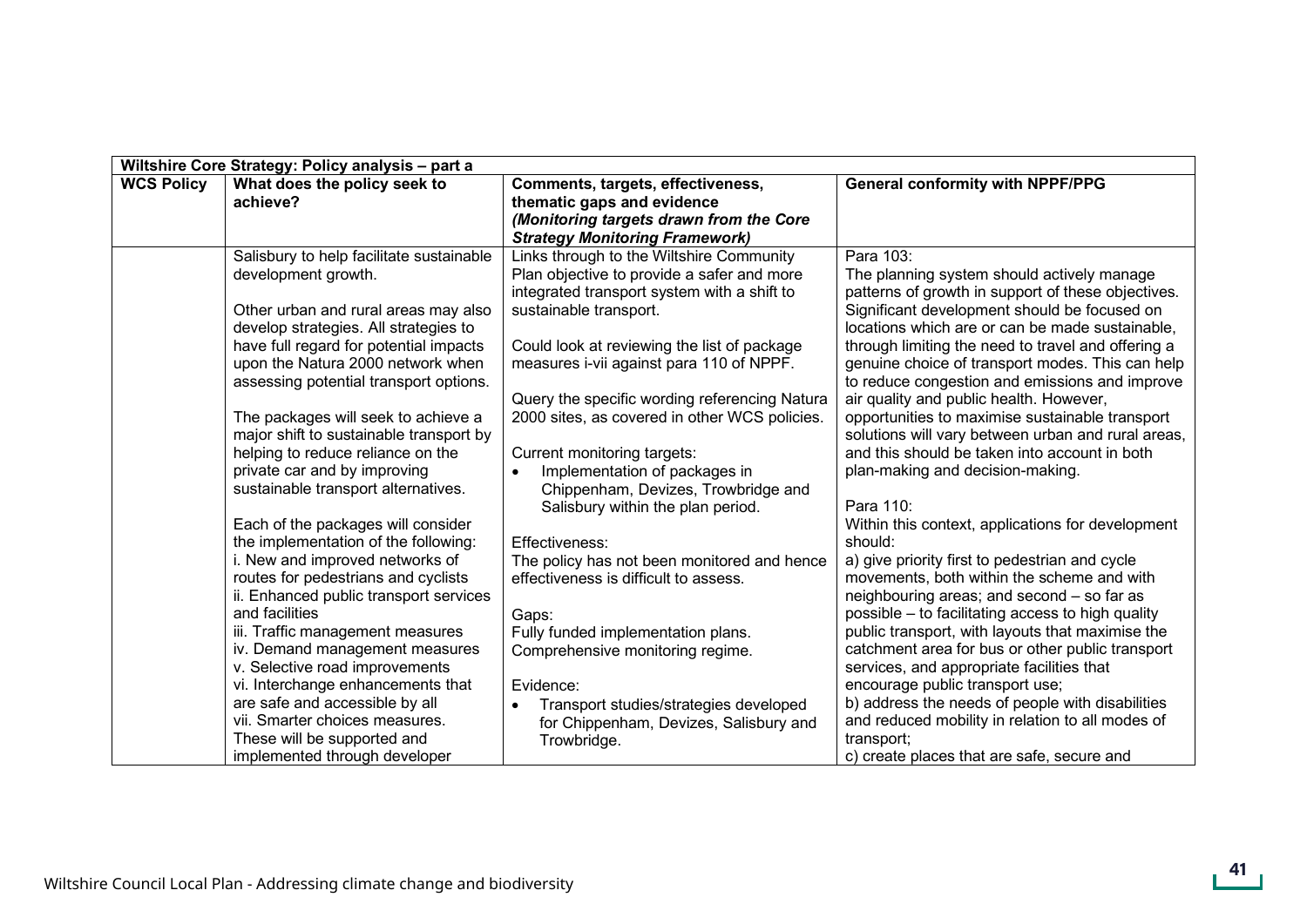| Wiltshire Core Strategy: Policy analysis – part a | | | |
|---|---|---|---|
| **WCS Policy** | **What does the policy seek to achieve?** | **Comments, targets, effectiveness, thematic gaps and evidence** ***(Monitoring targets drawn from the Core Strategy Monitoring Framework)*** | **General conformity with NPPF/PPG** |
| | Salisbury to help facilitate sustainable development growth.<br><br>Other urban and rural areas may also develop strategies. All strategies to have full regard for potential impacts upon the Natura 2000 network when assessing potential transport options.<br><br>The packages will seek to achieve a major shift to sustainable transport by helping to reduce reliance on the private car and by improving sustainable transport alternatives.<br><br>Each of the packages will consider the implementation of the following:<br>i. New and improved networks of routes for pedestrians and cyclists<br>ii. Enhanced public transport services and facilities<br>iii. Traffic management measures<br>iv. Demand management measures<br>v. Selective road improvements<br>vi. Interchange enhancements that are safe and accessible by all<br>vii. Smarter choices measures.<br>These will be supported and implemented through developer | Links through to the Wiltshire Community Plan objective to provide a safer and more integrated transport system with a shift to sustainable transport.<br><br>Could look at reviewing the list of package measures i-vii against para 110 of NPPF.<br><br>Query the specific wording referencing Natura 2000 sites, as covered in other WCS policies.<br><br>Current monitoring targets:<br>• Implementation of packages in Chippenham, Devizes, Trowbridge and Salisbury within the plan period.<br><br>Effectiveness:<br>The policy has not been monitored and hence effectiveness is difficult to assess.<br><br>Gaps:<br>Fully funded implementation plans.<br>Comprehensive monitoring regime.<br><br>Evidence:<br>• Transport studies/strategies developed for Chippenham, Devizes, Salisbury and Trowbridge. | Para 103:<br>The planning system should actively manage patterns of growth in support of these objectives. Significant development should be focused on locations which are or can be made sustainable, through limiting the need to travel and offering a genuine choice of transport modes. This can help to reduce congestion and emissions and improve air quality and public health. However, opportunities to maximise sustainable transport solutions will vary between urban and rural areas, and this should be taken into account in both plan-making and decision-making.<br><br>Para 110:<br>Within this context, applications for development should:<br>a) give priority first to pedestrian and cycle movements, both within the scheme and with neighbouring areas; and second – so far as possible – to facilitating access to high quality public transport, with layouts that maximise the catchment area for bus or other public transport services, and appropriate facilities that encourage public transport use;<br>b) address the needs of people with disabilities and reduced mobility in relation to all modes of transport;<br>c) create places that are safe, secure and |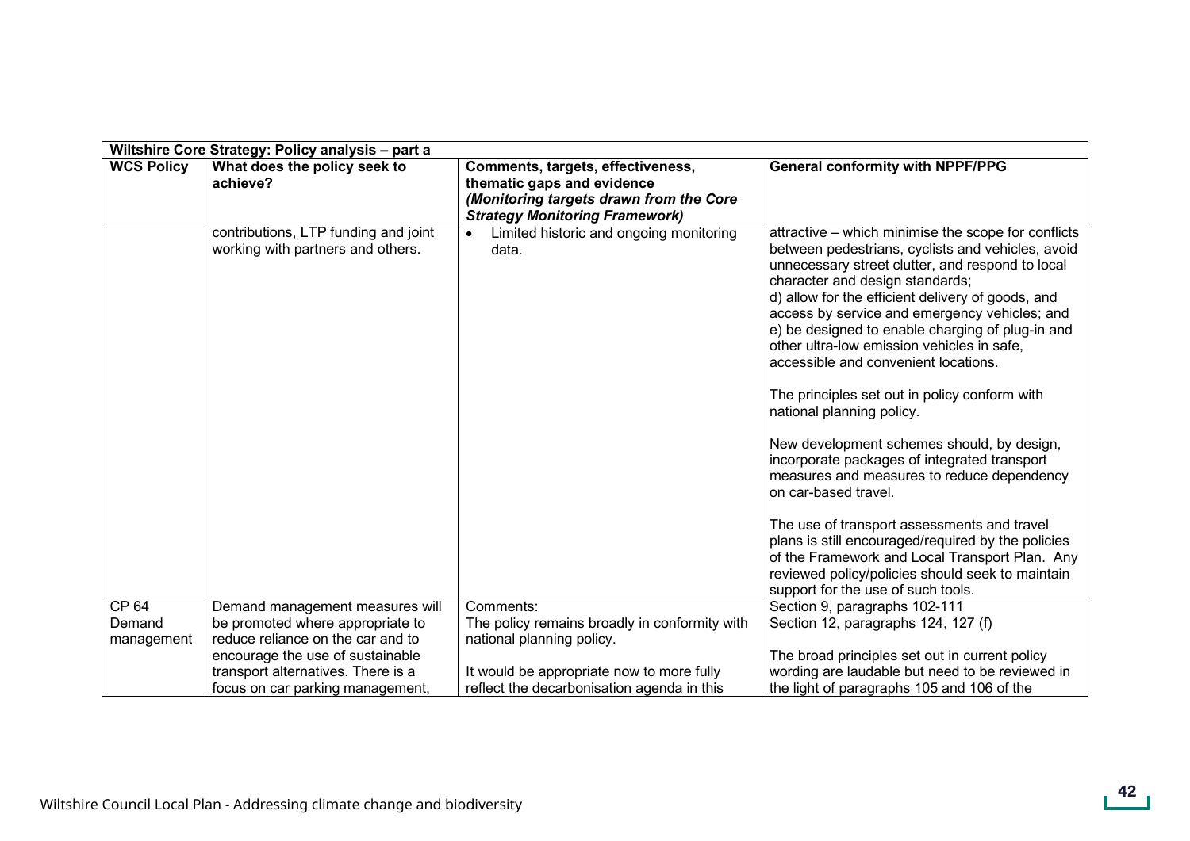| Wiltshire Core Strategy: Policy analysis – part a | | | |
|---|---|---|---|
| **WCS Policy** | **What does the policy seek to achieve?** | **Comments, targets, effectiveness, thematic gaps and evidence** *(Monitoring targets drawn from the Core Strategy Monitoring Framework)* | **General conformity with NPPF/PPG** |
| | contributions, LTP funding and joint working with partners and others. | • Limited historic and ongoing monitoring data. | attractive – which minimise the scope for conflicts between pedestrians, cyclists and vehicles, avoid unnecessary street clutter, and respond to local character and design standards;<br>d) allow for the efficient delivery of goods, and access by service and emergency vehicles; and<br>e) be designed to enable charging of plug-in and other ultra-low emission vehicles in safe, accessible and convenient locations.<br><br>The principles set out in policy conform with national planning policy.<br><br>New development schemes should, by design, incorporate packages of integrated transport measures and measures to reduce dependency on car-based travel.<br><br>The use of transport assessments and travel plans is still encouraged/required by the policies of the Framework and Local Transport Plan. Any reviewed policy/policies should seek to maintain support for the use of such tools. |
| CP 64 Demand management | Demand management measures will be promoted where appropriate to reduce reliance on the car and to encourage the use of sustainable transport alternatives. There is a focus on car parking management, | Comments:<br>The policy remains broadly in conformity with national planning policy.<br><br>It would be appropriate now to more fully reflect the decarbonisation agenda in this | Section 9, paragraphs 102-111<br>Section 12, paragraphs 124, 127 (f)<br><br>The broad principles set out in current policy wording are laudable but need to be reviewed in the light of paragraphs 105 and 106 of the |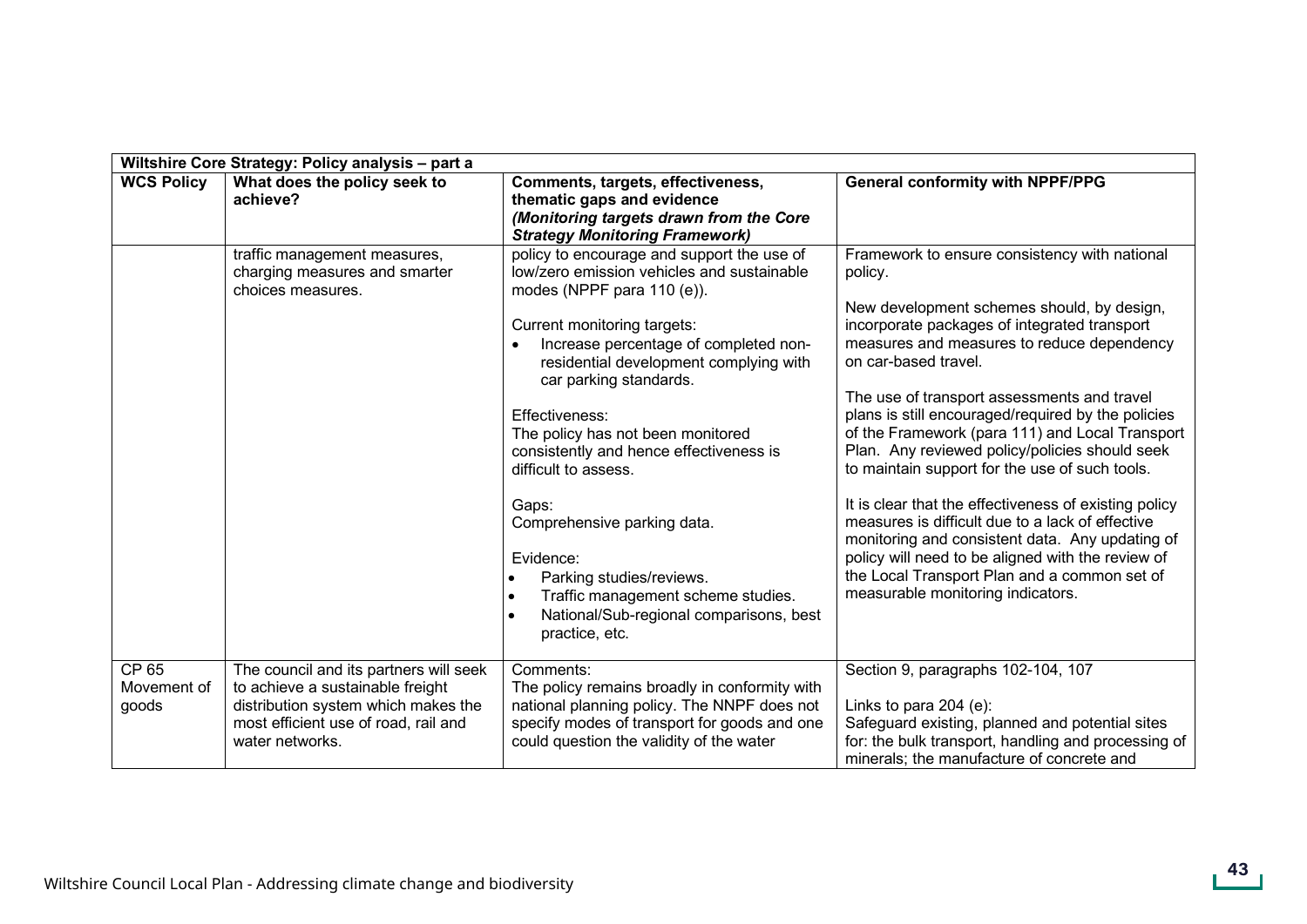| Wiltshire Core Strategy: Policy analysis – part a | | | |
|---|---|---|---|
| **WCS Policy** | **What does the policy seek to achieve?** | **Comments, targets, effectiveness, thematic gaps and evidence** ***(Monitoring targets drawn from the Core Strategy Monitoring Framework)*** | **General conformity with NPPF/PPG** |
| | traffic management measures, charging measures and smarter choices measures. | policy to encourage and support the use of low/zero emission vehicles and sustainable modes (NPPF para 110 (e)).<br><br>Current monitoring targets:<br>• Increase percentage of completed non-residential development complying with car parking standards.<br><br>Effectiveness:<br>The policy has not been monitored consistently and hence effectiveness is difficult to assess.<br><br>Gaps:<br>Comprehensive parking data.<br><br>Evidence:<br>• Parking studies/reviews.<br>• Traffic management scheme studies.<br>• National/Sub-regional comparisons, best practice, etc. | Framework to ensure consistency with national policy.<br><br>New development schemes should, by design, incorporate packages of integrated transport measures and measures to reduce dependency on car-based travel.<br><br>The use of transport assessments and travel plans is still encouraged/required by the policies of the Framework (para 111) and Local Transport Plan. Any reviewed policy/policies should seek to maintain support for the use of such tools.<br><br>It is clear that the effectiveness of existing policy measures is difficult due to a lack of effective monitoring and consistent data. Any updating of policy will need to be aligned with the review of the Local Transport Plan and a common set of measurable monitoring indicators. |
| CP 65 Movement of goods | The council and its partners will seek to achieve a sustainable freight distribution system which makes the most efficient use of road, rail and water networks. | Comments:<br>The policy remains broadly in conformity with national planning policy. The NNPF does not specify modes of transport for goods and one could question the validity of the water | Section 9, paragraphs 102-104, 107<br><br>Links to para 204 (e):<br>Safeguard existing, planned and potential sites for: the bulk transport, handling and processing of minerals; the manufacture of concrete and |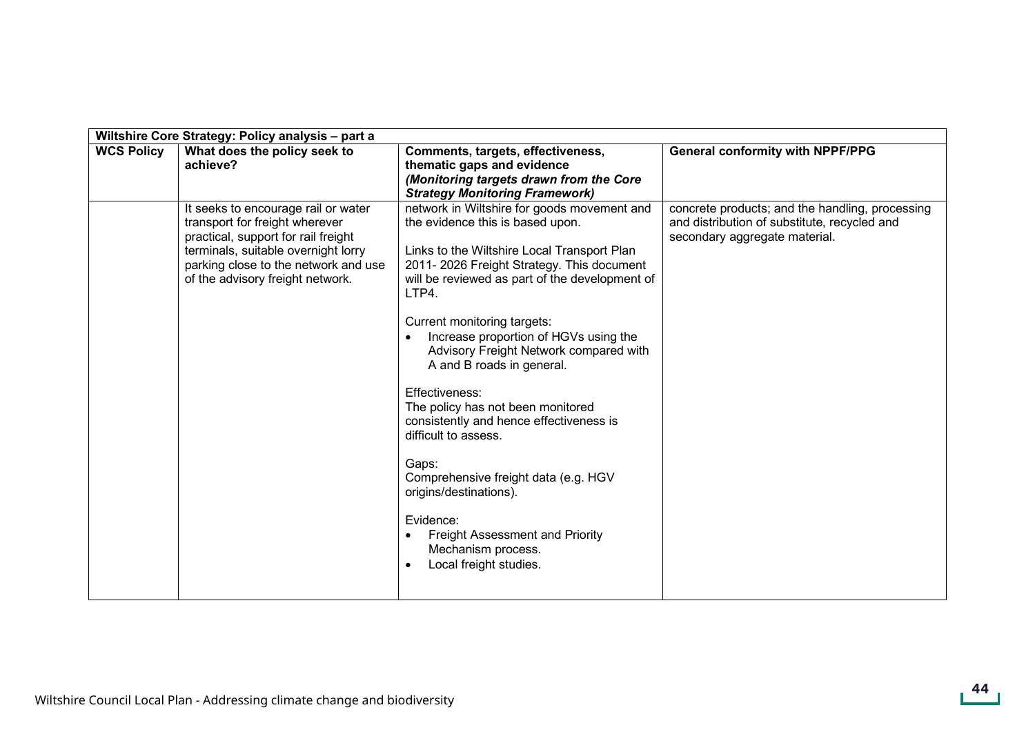| Wiltshire Core Strategy: Policy analysis – part a | | | |
|---|---|---|---|
| **WCS Policy** | **What does the policy seek to achieve?** | **Comments, targets, effectiveness, thematic gaps and evidence** ***(Monitoring targets drawn from the Core Strategy Monitoring Framework)*** | **General conformity with NPPF/PPG** |
| | It seeks to encourage rail or water transport for freight wherever practical, support for rail freight terminals, suitable overnight lorry parking close to the network and use of the advisory freight network. | network in Wiltshire for goods movement and the evidence this is based upon.<br><br>Links to the Wiltshire Local Transport Plan 2011- 2026 Freight Strategy. This document will be reviewed as part of the development of LTP4.<br><br>Current monitoring targets:<br>• Increase proportion of HGVs using the Advisory Freight Network compared with A and B roads in general.<br><br>Effectiveness:<br>The policy has not been monitored consistently and hence effectiveness is difficult to assess.<br><br>Gaps:<br>Comprehensive freight data (e.g. HGV origins/destinations).<br><br>Evidence:<br>• Freight Assessment and Priority Mechanism process.<br>• Local freight studies. | concrete products; and the handling, processing and distribution of substitute, recycled and secondary aggregate material. |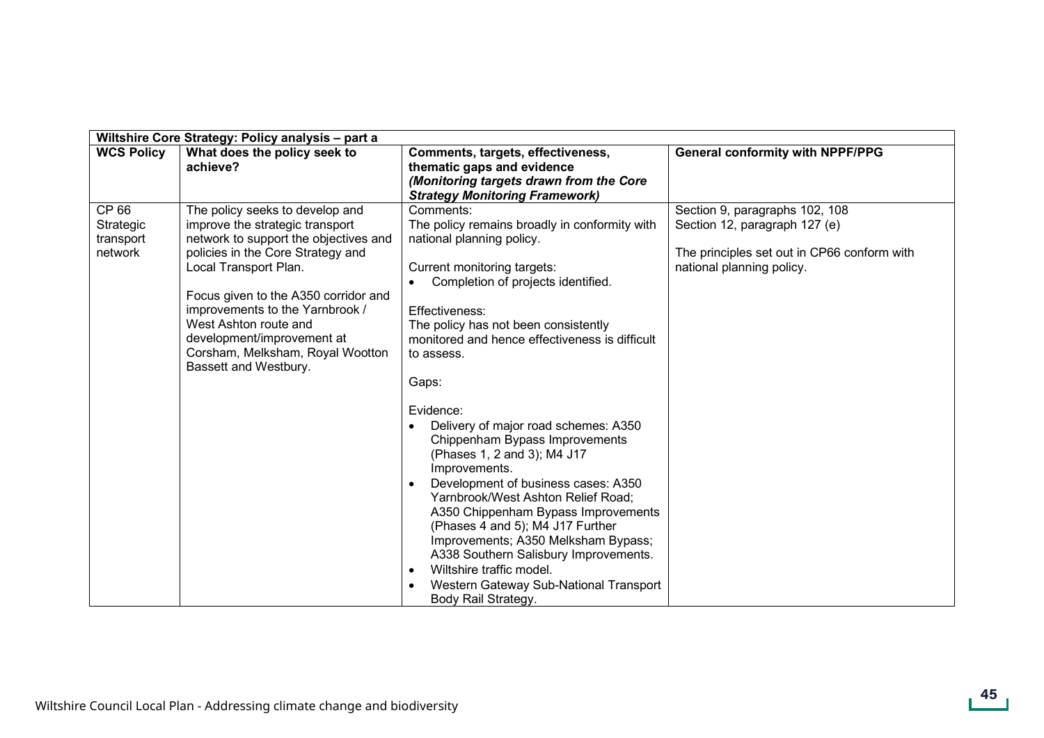| Wiltshire Core Strategy: Policy analysis – part a | | | |
|---|---|---|---|
| **WCS Policy** | **What does the policy seek to achieve?** | **Comments, targets, effectiveness, thematic gaps and evidence** ***(Monitoring targets drawn from the Core Strategy Monitoring Framework)*** | **General conformity with NPPF/PPG** |
| CP 66 Strategic transport network | The policy seeks to develop and improve the strategic transport network to support the objectives and policies in the Core Strategy and Local Transport Plan.<br><br>Focus given to the A350 corridor and improvements to the Yarnbrook / West Ashton route and development/improvement at Corsham, Melksham, Royal Wootton Bassett and Westbury. | Comments:<br>The policy remains broadly in conformity with national planning policy.<br><br>Current monitoring targets:<br>• Completion of projects identified.<br><br>Effectiveness:<br>The policy has not been consistently monitored and hence effectiveness is difficult to assess.<br><br>Gaps:<br><br>Evidence:<br>• Delivery of major road schemes: A350 Chippenham Bypass Improvements (Phases 1, 2 and 3); M4 J17 Improvements.<br>• Development of business cases: A350 Yarnbrook/West Ashton Relief Road; A350 Chippenham Bypass Improvements (Phases 4 and 5); M4 J17 Further Improvements; A350 Melksham Bypass; A338 Southern Salisbury Improvements.<br>• Wiltshire traffic model.<br>• Western Gateway Sub-National Transport Body Rail Strategy. | Section 9, paragraphs 102, 108<br>Section 12, paragraph 127 (e)<br><br>The principles set out in CP66 conform with national planning policy. |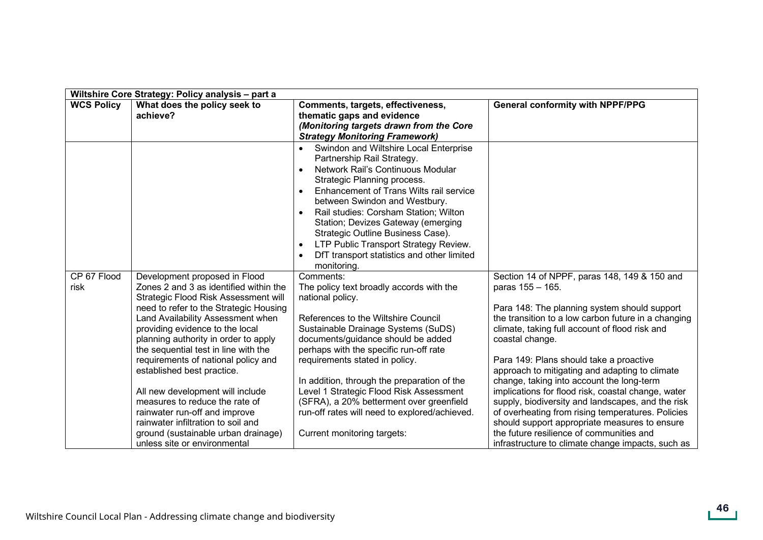| Wiltshire Core Strategy: Policy analysis – part a | | | |
|---|---|---|---|
| **WCS Policy** | **What does the policy seek to achieve?** | **Comments, targets, effectiveness, thematic gaps and evidence** ***(Monitoring targets drawn from the Core Strategy Monitoring Framework)*** | **General conformity with NPPF/PPG** |
| | | • Swindon and Wiltshire Local Enterprise Partnership Rail Strategy.<br>• Network Rail's Continuous Modular Strategic Planning process.<br>• Enhancement of Trans Wilts rail service between Swindon and Westbury.<br>• Rail studies: Corsham Station; Wilton Station; Devizes Gateway (emerging Strategic Outline Business Case).<br>• LTP Public Transport Strategy Review.<br>• DfT transport statistics and other limited monitoring. | |
| CP 67 Flood risk | Development proposed in Flood Zones 2 and 3 as identified within the Strategic Flood Risk Assessment will need to refer to the Strategic Housing Land Availability Assessment when providing evidence to the local planning authority in order to apply the sequential test in line with the requirements of national policy and established best practice.<br><br>All new development will include measures to reduce the rate of rainwater run-off and improve rainwater infiltration to soil and ground (sustainable urban drainage) unless site or environmental | Comments:<br>The policy text broadly accords with the national policy.<br><br>References to the Wiltshire Council Sustainable Drainage Systems (SuDS) documents/guidance should be added perhaps with the specific run-off rate requirements stated in policy.<br><br>In addition, through the preparation of the Level 1 Strategic Flood Risk Assessment (SFRA), a 20% betterment over greenfield run-off rates will need to explored/achieved.<br><br>Current monitoring targets: | Section 14 of NPPF, paras 148, 149 & 150 and paras 155 – 165.<br><br>Para 148: The planning system should support the transition to a low carbon future in a changing climate, taking full account of flood risk and coastal change.<br><br>Para 149: Plans should take a proactive approach to mitigating and adapting to climate change, taking into account the long-term implications for flood risk, coastal change, water supply, biodiversity and landscapes, and the risk of overheating from rising temperatures. Policies should support appropriate measures to ensure the future resilience of communities and infrastructure to climate change impacts, such as |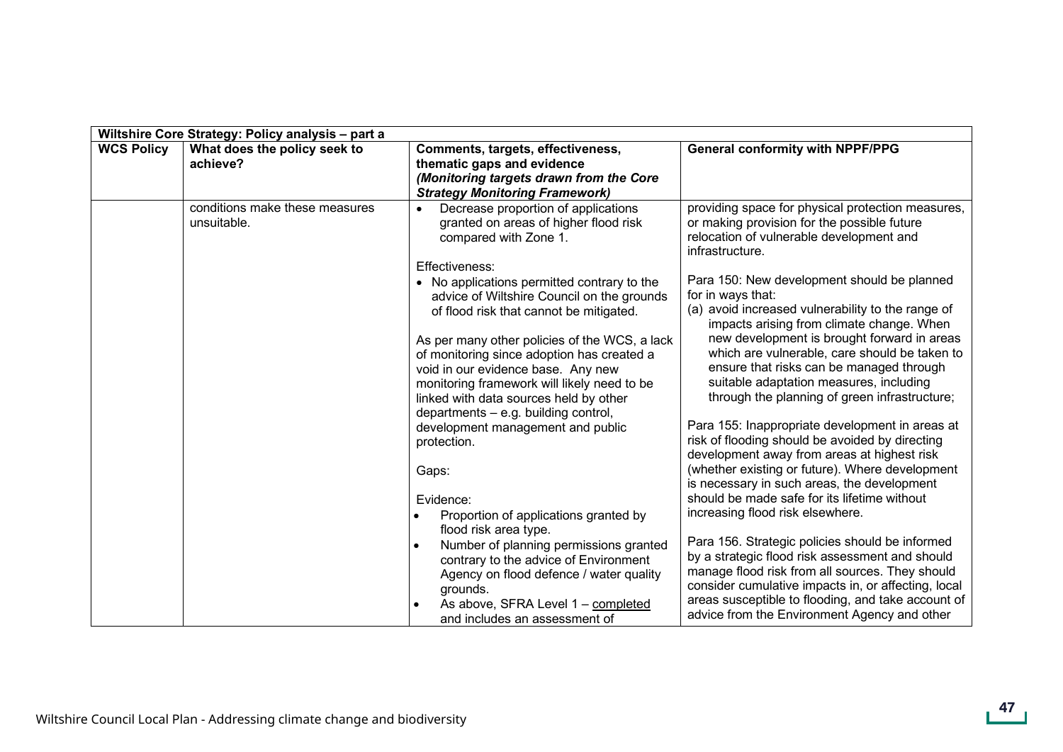| Wiltshire Core Strategy: Policy analysis – part a | | | |
|---|---|---|---|
| **WCS Policy** | **What does the policy seek to achieve?** | **Comments, targets, effectiveness, thematic gaps and evidence** ***(Monitoring targets drawn from the Core Strategy Monitoring Framework)*** | **General conformity with NPPF/PPG** |
| | conditions make these measures unsuitable. | • Decrease proportion of applications granted on areas of higher flood risk compared with Zone 1.<br><br>Effectiveness:<br>• No applications permitted contrary to the advice of Wiltshire Council on the grounds of flood risk that cannot be mitigated.<br><br>As per many other policies of the WCS, a lack of monitoring since adoption has created a void in our evidence base. Any new monitoring framework will likely need to be linked with data sources held by other departments – e.g. building control, development management and public protection.<br><br>Gaps:<br><br>Evidence:<br>• Proportion of applications granted by flood risk area type.<br>• Number of planning permissions granted contrary to the advice of Environment Agency on flood defence / water quality grounds.<br>• As above, SFRA Level 1 – completed and includes an assessment of | providing space for physical protection measures, or making provision for the possible future relocation of vulnerable development and infrastructure.<br><br>Para 150: New development should be planned for in ways that:<br>(a) avoid increased vulnerability to the range of impacts arising from climate change. When new development is brought forward in areas which are vulnerable, care should be taken to ensure that risks can be managed through suitable adaptation measures, including through the planning of green infrastructure;<br><br>Para 155: Inappropriate development in areas at risk of flooding should be avoided by directing development away from areas at highest risk (whether existing or future). Where development is necessary in such areas, the development should be made safe for its lifetime without increasing flood risk elsewhere.<br><br>Para 156. Strategic policies should be informed by a strategic flood risk assessment and should manage flood risk from all sources. They should consider cumulative impacts in, or affecting, local areas susceptible to flooding, and take account of advice from the Environment Agency and other |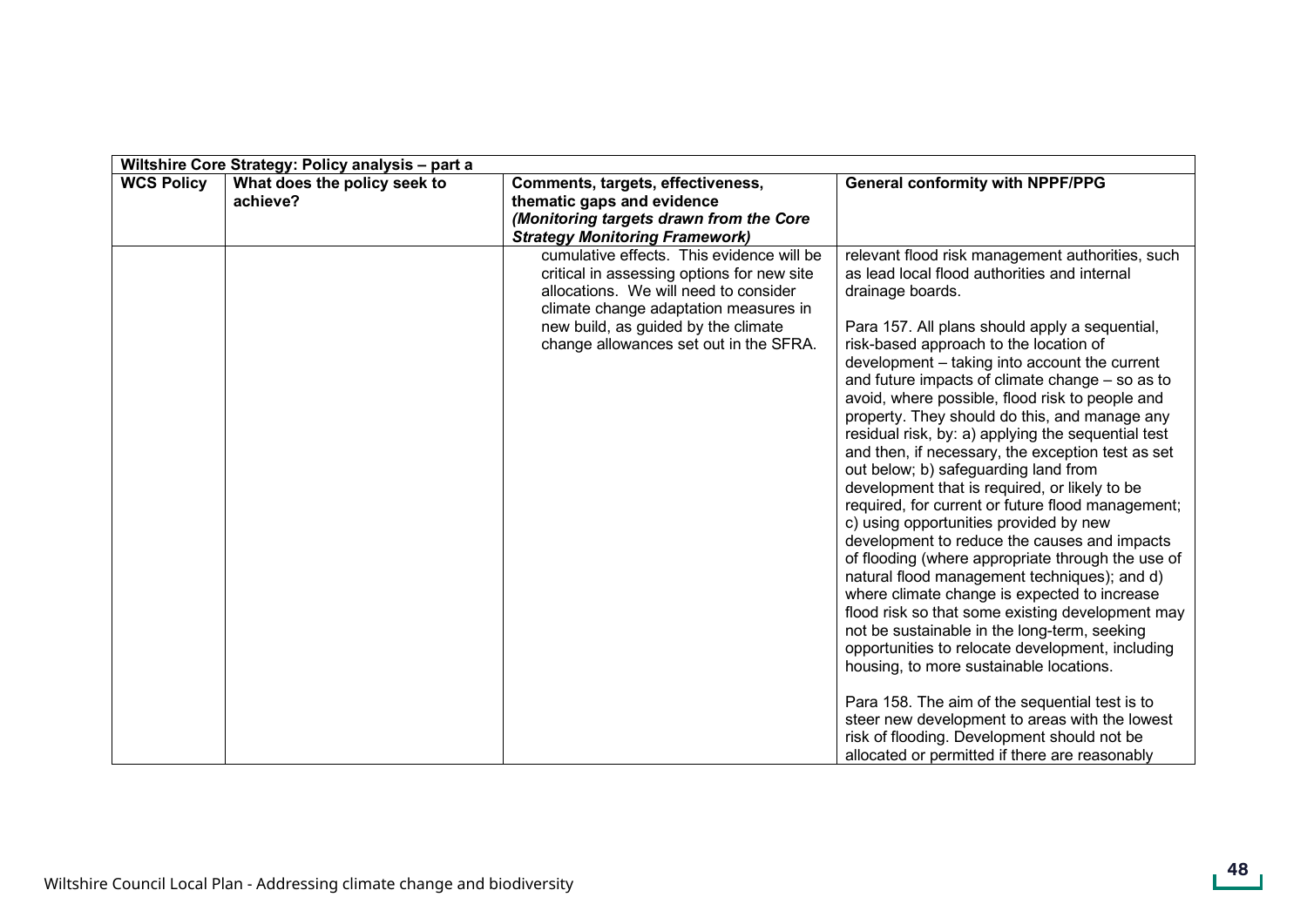| Wiltshire Core Strategy: Policy analysis – part a | | | |
|---|---|---|---|
| **WCS Policy** | **What does the policy seek to achieve?** | **Comments, targets, effectiveness, thematic gaps and evidence** ***(Monitoring targets drawn from the Core Strategy Monitoring Framework)*** | **General conformity with NPPF/PPG** |
| | | cumulative effects. This evidence will be critical in assessing options for new site allocations. We will need to consider climate change adaptation measures in new build, as guided by the climate change allowances set out in the SFRA. | relevant flood risk management authorities, such as lead local flood authorities and internal drainage boards.<br><br>Para 157. All plans should apply a sequential, risk-based approach to the location of development – taking into account the current and future impacts of climate change – so as to avoid, where possible, flood risk to people and property. They should do this, and manage any residual risk, by: a) applying the sequential test and then, if necessary, the exception test as set out below; b) safeguarding land from development that is required, or likely to be required, for current or future flood management; c) using opportunities provided by new development to reduce the causes and impacts of flooding (where appropriate through the use of natural flood management techniques); and d) where climate change is expected to increase flood risk so that some existing development may not be sustainable in the long-term, seeking opportunities to relocate development, including housing, to more sustainable locations.<br><br>Para 158. The aim of the sequential test is to steer new development to areas with the lowest risk of flooding. Development should not be allocated or permitted if there are reasonably |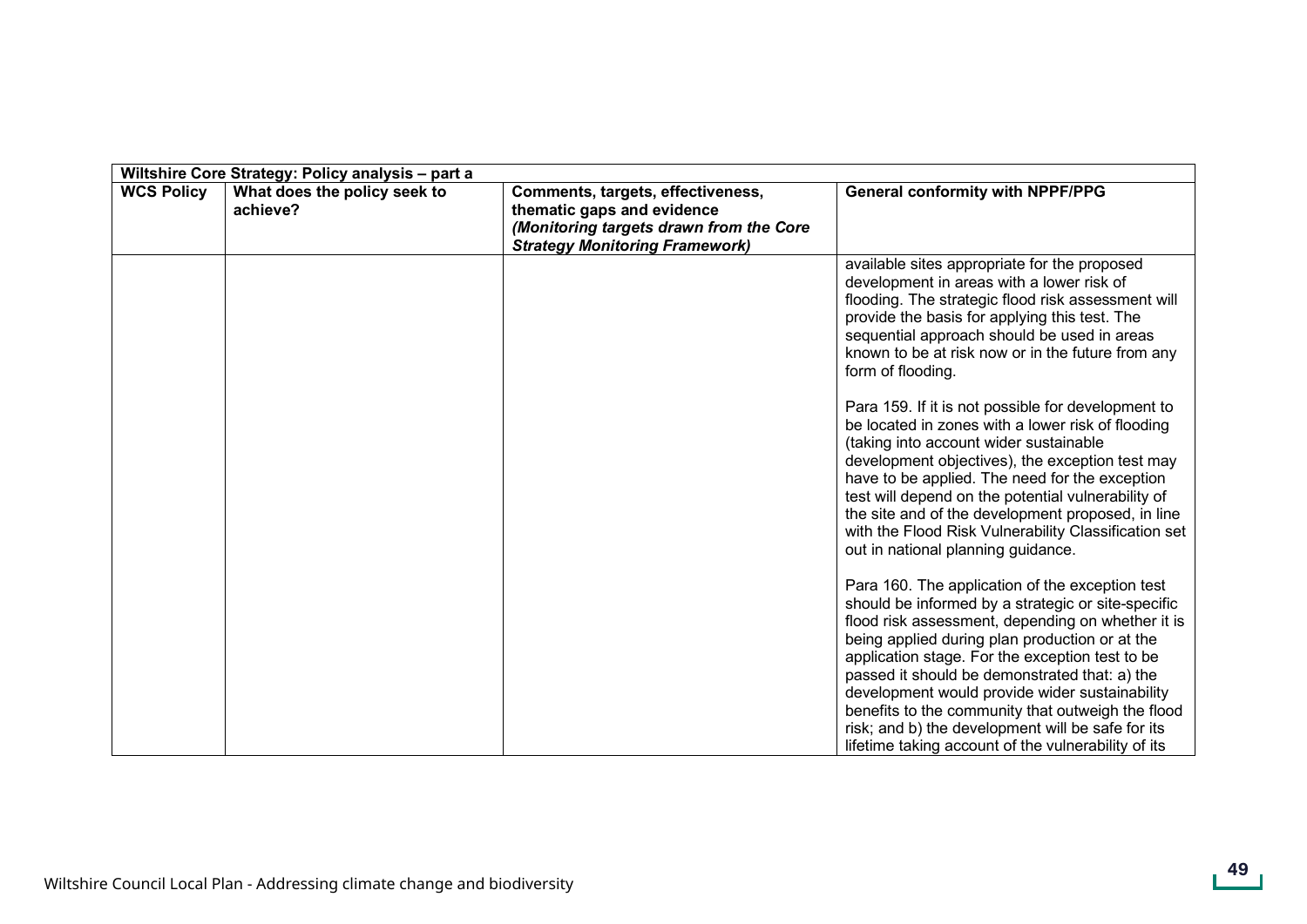| Wiltshire Core Strategy: Policy analysis – part a | | | |
|---|---|---|---|
| **WCS Policy** | **What does the policy seek to achieve?** | **Comments, targets, effectiveness, thematic gaps and evidence** ***(Monitoring targets drawn from the Core Strategy Monitoring Framework)*** | **General conformity with NPPF/PPG** |
| | | | available sites appropriate for the proposed development in areas with a lower risk of flooding. The strategic flood risk assessment will provide the basis for applying this test. The sequential approach should be used in areas known to be at risk now or in the future from any form of flooding.<br><br>Para 159. If it is not possible for development to be located in zones with a lower risk of flooding (taking into account wider sustainable development objectives), the exception test may have to be applied. The need for the exception test will depend on the potential vulnerability of the site and of the development proposed, in line with the Flood Risk Vulnerability Classification set out in national planning guidance.<br><br>Para 160. The application of the exception test should be informed by a strategic or site-specific flood risk assessment, depending on whether it is being applied during plan production or at the application stage. For the exception test to be passed it should be demonstrated that: a) the development would provide wider sustainability benefits to the community that outweigh the flood risk; and b) the development will be safe for its lifetime taking account of the vulnerability of its |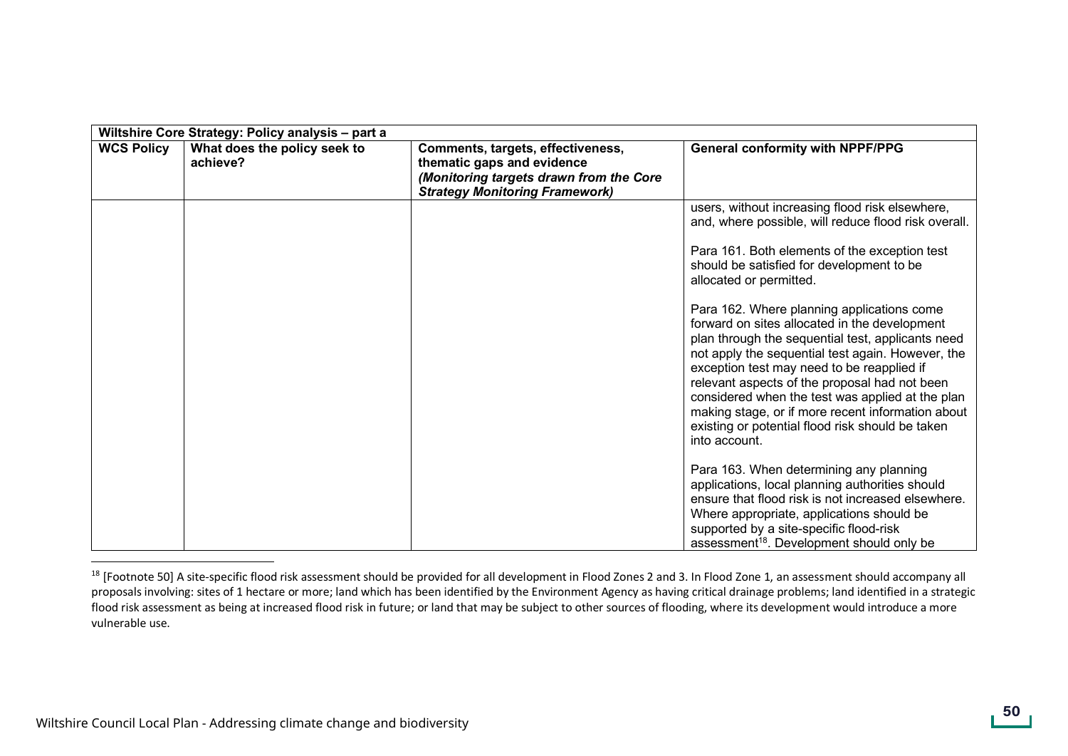| Wiltshire Core Strategy: Policy analysis – part a | | | |
|---|---|---|---|
| **WCS Policy** | **What does the policy seek to achieve?** | **Comments, targets, effectiveness, thematic gaps and evidence** ***(Monitoring targets drawn from the Core Strategy Monitoring Framework)*** | **General conformity with NPPF/PPG** |
| | | | users, without increasing flood risk elsewhere, and, where possible, will reduce flood risk overall.<br><br>Para 161. Both elements of the exception test should be satisfied for development to be allocated or permitted.<br><br>Para 162. Where planning applications come forward on sites allocated in the development plan through the sequential test, applicants need not apply the sequential test again. However, the exception test may need to be reapplied if relevant aspects of the proposal had not been considered when the test was applied at the plan making stage, or if more recent information about existing or potential flood risk should be taken into account.<br><br>Para 163. When determining any planning applications, local planning authorities should ensure that flood risk is not increased elsewhere. Where appropriate, applications should be supported by a site-specific flood-risk assessment[18]. Development should only be |

[18] [Footnote 50] A site-specific flood risk assessment should be provided for all development in Flood Zones 2 and 3. In Flood Zone 1, an assessment should accompany all proposals involving: sites of 1 hectare or more; land which has been identified by the Environment Agency as having critical drainage problems; land identified in a strategic flood risk assessment as being at increased flood risk in future; or land that may be subject to other sources of flooding, where its development would introduce a more vulnerable use.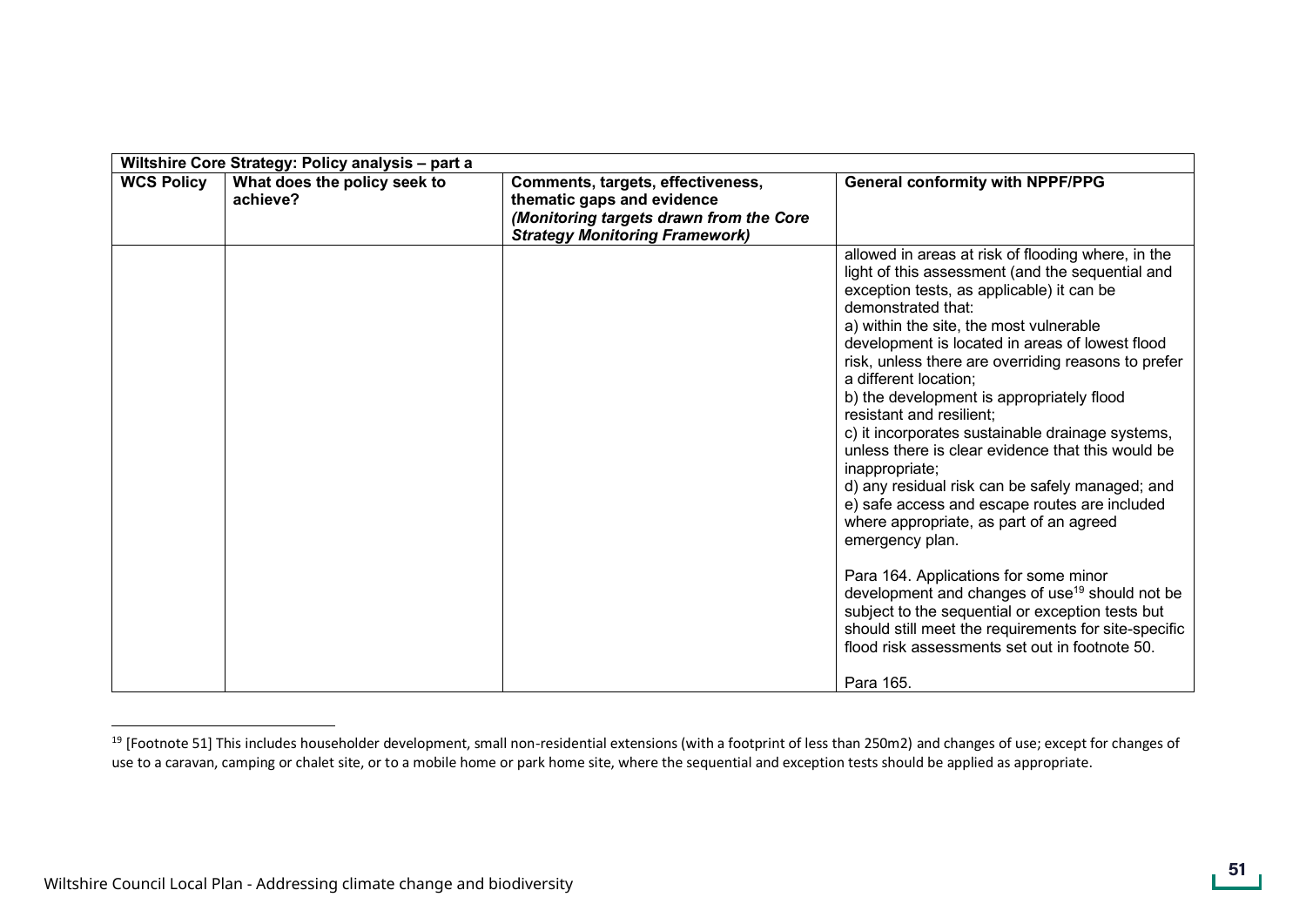| Wiltshire Core Strategy: Policy analysis – part a | | | |
|---|---|---|---|
| **WCS Policy** | **What does the policy seek to achieve?** | **Comments, targets, effectiveness, thematic gaps and evidence** ***(Monitoring targets drawn from the Core Strategy Monitoring Framework)*** | **General conformity with NPPF/PPG** |
| | | | allowed in areas at risk of flooding where, in the light of this assessment (and the sequential and exception tests, as applicable) it can be demonstrated that:<br>a) within the site, the most vulnerable development is located in areas of lowest flood risk, unless there are overriding reasons to prefer a different location;<br>b) the development is appropriately flood resistant and resilient;<br>c) it incorporates sustainable drainage systems, unless there is clear evidence that this would be inappropriate;<br>d) any residual risk can be safely managed; and<br>e) safe access and escape routes are included where appropriate, as part of an agreed emergency plan.<br><br>Para 164. Applications for some minor development and changes of use[19] should not be subject to the sequential or exception tests but should still meet the requirements for site-specific flood risk assessments set out in footnote 50.<br><br>Para 165. |

[19] [Footnote 51] This includes householder development, small non-residential extensions (with a footprint of less than 250m2) and changes of use; except for changes of use to a caravan, camping or chalet site, or to a mobile home or park home site, where the sequential and exception tests should be applied as appropriate.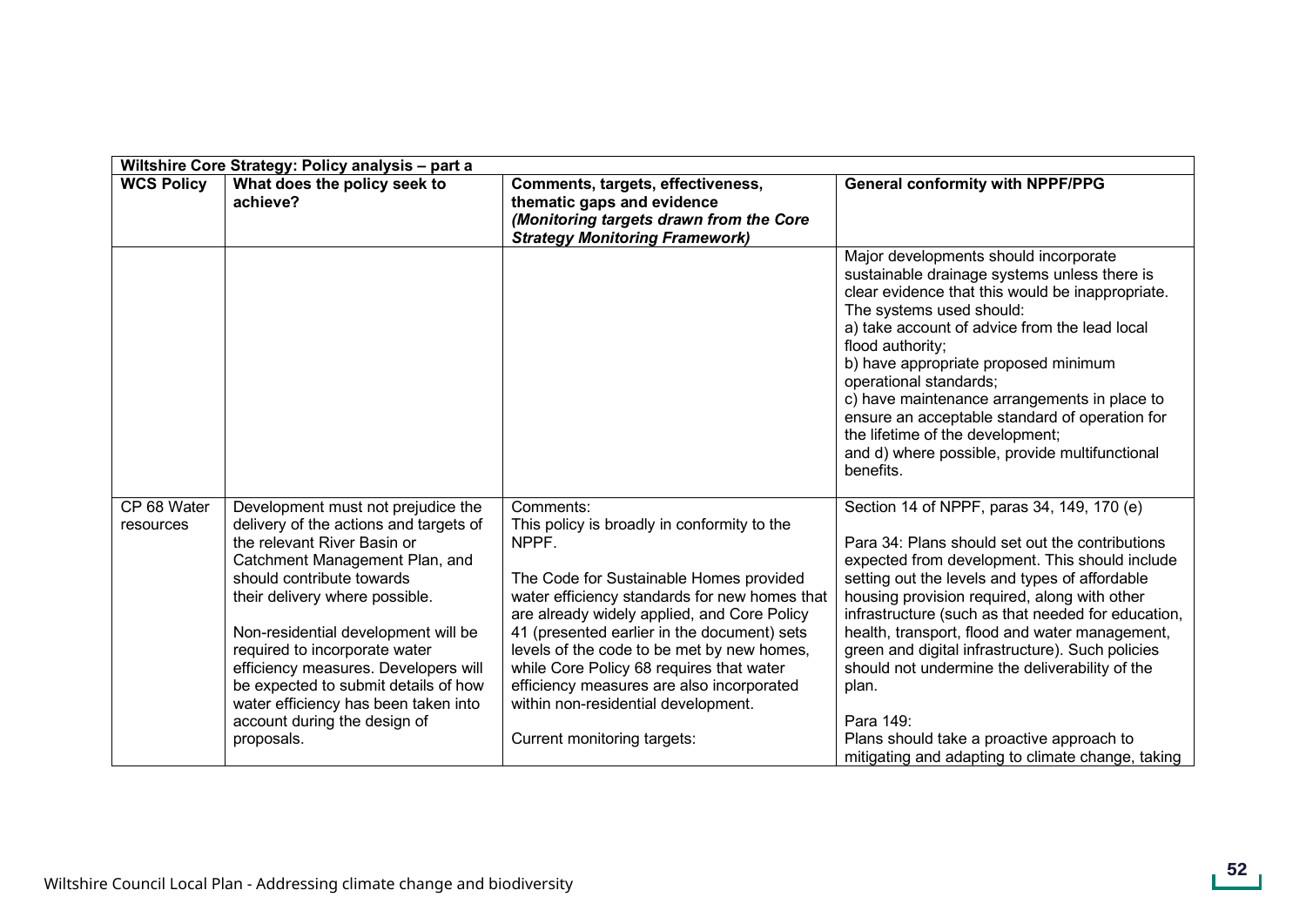| Wiltshire Core Strategy: Policy analysis – part a | | | |
|---|---|---|---|
| **WCS Policy** | **What does the policy seek to achieve?** | **Comments, targets, effectiveness, thematic gaps and evidence** ***(Monitoring targets drawn from the Core Strategy Monitoring Framework)*** | **General conformity with NPPF/PPG** |
| | | | Major developments should incorporate sustainable drainage systems unless there is clear evidence that this would be inappropriate. The systems used should:<br>a) take account of advice from the lead local flood authority;<br>b) have appropriate proposed minimum operational standards;<br>c) have maintenance arrangements in place to ensure an acceptable standard of operation for the lifetime of the development;<br>and d) where possible, provide multifunctional benefits. |
| CP 68 Water resources | Development must not prejudice the delivery of the actions and targets of the relevant River Basin or Catchment Management Plan, and should contribute towards their delivery where possible.<br><br>Non-residential development will be required to incorporate water efficiency measures. Developers will be expected to submit details of how water efficiency has been taken into account during the design of proposals. | Comments:<br>This policy is broadly in conformity to the NPPF.<br><br>The Code for Sustainable Homes provided water efficiency standards for new homes that are already widely applied, and Core Policy 41 (presented earlier in the document) sets levels of the code to be met by new homes, while Core Policy 68 requires that water efficiency measures are also incorporated within non-residential development.<br><br>Current monitoring targets: | Section 14 of NPPF, paras 34, 149, 170 (e)<br><br>Para 34: Plans should set out the contributions expected from development. This should include setting out the levels and types of affordable housing provision required, along with other infrastructure (such as that needed for education, health, transport, flood and water management, green and digital infrastructure). Such policies should not undermine the deliverability of the plan.<br><br>Para 149:<br>Plans should take a proactive approach to mitigating and adapting to climate change, taking |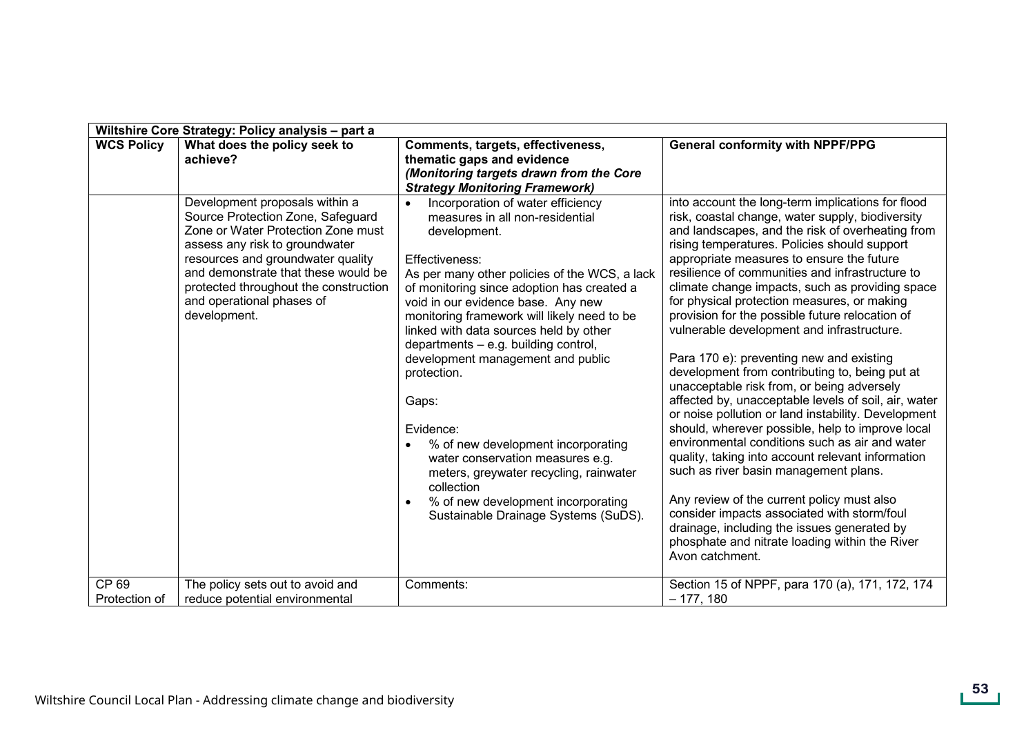| Wiltshire Core Strategy: Policy analysis – part a | | | |
|---|---|---|---|
| **WCS Policy** | **What does the policy seek to achieve?** | **Comments, targets, effectiveness, thematic gaps and evidence** ***(Monitoring targets drawn from the Core Strategy Monitoring Framework)*** | **General conformity with NPPF/PPG** |
| | Development proposals within a Source Protection Zone, Safeguard Zone or Water Protection Zone must assess any risk to groundwater resources and groundwater quality and demonstrate that these would be protected throughout the construction and operational phases of development. | • Incorporation of water efficiency measures in all non-residential development.<br><br>Effectiveness:<br>As per many other policies of the WCS, a lack of monitoring since adoption has created a void in our evidence base. Any new monitoring framework will likely need to be linked with data sources held by other departments – e.g. building control, development management and public protection.<br><br>Gaps:<br><br>Evidence:<br>• % of new development incorporating water conservation measures e.g. meters, greywater recycling, rainwater collection<br>• % of new development incorporating Sustainable Drainage Systems (SuDS). | into account the long-term implications for flood risk, coastal change, water supply, biodiversity and landscapes, and the risk of overheating from rising temperatures. Policies should support appropriate measures to ensure the future resilience of communities and infrastructure to climate change impacts, such as providing space for physical protection measures, or making provision for the possible future relocation of vulnerable development and infrastructure.<br><br>Para 170 e): preventing new and existing development from contributing to, being put at unacceptable risk from, or being adversely affected by, unacceptable levels of soil, air, water or noise pollution or land instability. Development should, wherever possible, help to improve local environmental conditions such as air and water quality, taking into account relevant information such as river basin management plans.<br><br>Any review of the current policy must also consider impacts associated with storm/foul drainage, including the issues generated by phosphate and nitrate loading within the River Avon catchment. |
| CP 69 Protection of | The policy sets out to avoid and reduce potential environmental | Comments: | Section 15 of NPPF, para 170 (a), 171, 172, 174 – 177, 180 |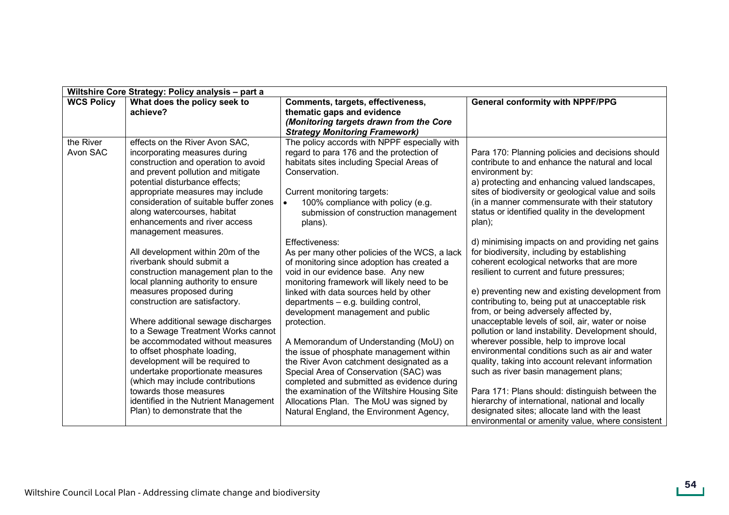| Wiltshire Core Strategy: Policy analysis – part a | | | |
|---|---|---|---|
| **WCS Policy** | **What does the policy seek to achieve?** | **Comments, targets, effectiveness, thematic gaps and evidence** ***(Monitoring targets drawn from the Core Strategy Monitoring Framework)*** | **General conformity with NPPF/PPG** |
| the River Avon SAC | effects on the River Avon SAC, incorporating measures during construction and operation to avoid and prevent pollution and mitigate potential disturbance effects; appropriate measures may include consideration of suitable buffer zones along watercourses, habitat enhancements and river access management measures.<br><br>All development within 20m of the riverbank should submit a construction management plan to the local planning authority to ensure measures proposed during construction are satisfactory.<br><br>Where additional sewage discharges to a Sewage Treatment Works cannot be accommodated without measures to offset phosphate loading, development will be required to undertake proportionate measures (which may include contributions towards those measures identified in the Nutrient Management Plan) to demonstrate that the | The policy accords with NPPF especially with regard to para 176 and the protection of habitats sites including Special Areas of Conservation.<br><br>Current monitoring targets:<br>• 100% compliance with policy (e.g. submission of construction management plans).<br><br>Effectiveness:<br>As per many other policies of the WCS, a lack of monitoring since adoption has created a void in our evidence base. Any new monitoring framework will likely need to be linked with data sources held by other departments – e.g. building control, development management and public protection.<br><br>A Memorandum of Understanding (MoU) on the issue of phosphate management within the River Avon catchment designated as a Special Area of Conservation (SAC) was completed and submitted as evidence during the examination of the Wiltshire Housing Site Allocations Plan. The MoU was signed by Natural England, the Environment Agency, | Para 170: Planning policies and decisions should contribute to and enhance the natural and local environment by:<br>a) protecting and enhancing valued landscapes, sites of biodiversity or geological value and soils (in a manner commensurate with their statutory status or identified quality in the development plan);<br><br>d) minimising impacts on and providing net gains for biodiversity, including by establishing coherent ecological networks that are more resilient to current and future pressures;<br><br>e) preventing new and existing development from contributing to, being put at unacceptable risk from, or being adversely affected by, unacceptable levels of soil, air, water or noise pollution or land instability. Development should, wherever possible, help to improve local environmental conditions such as air and water quality, taking into account relevant information such as river basin management plans;<br><br>Para 171: Plans should: distinguish between the hierarchy of international, national and locally designated sites; allocate land with the least environmental or amenity value, where consistent |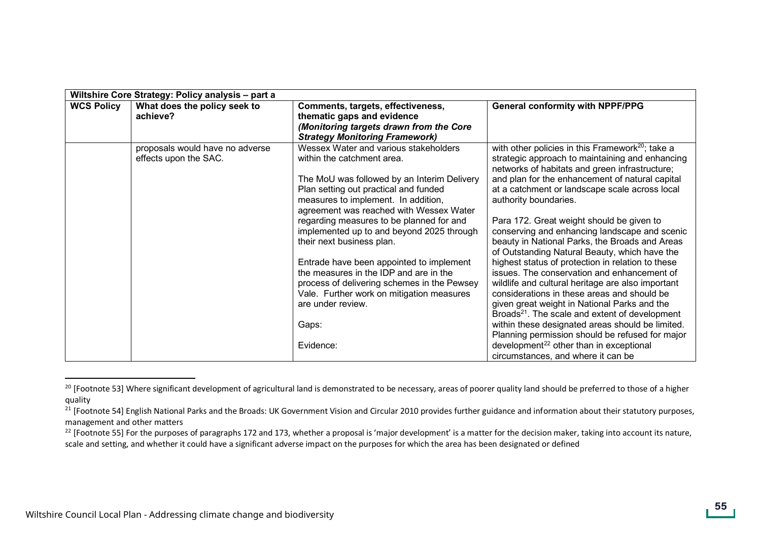| Wiltshire Core Strategy: Policy analysis – part a | | | |
|---|---|---|---|
| **WCS Policy** | **What does the policy seek to achieve?** | **Comments, targets, effectiveness, thematic gaps and evidence** ***(Monitoring targets drawn from the Core Strategy Monitoring Framework)*** | **General conformity with NPPF/PPG** |
| | proposals would have no adverse effects upon the SAC. | Wessex Water and various stakeholders within the catchment area.<br><br>The MoU was followed by an Interim Delivery Plan setting out practical and funded measures to implement. In addition, agreement was reached with Wessex Water regarding measures to be planned for and implemented up to and beyond 2025 through their next business plan.<br><br>Entrade have been appointed to implement the measures in the IDP and are in the process of delivering schemes in the Pewsey Vale. Further work on mitigation measures are under review.<br><br>Gaps:<br><br>Evidence: | with other policies in this Framework[20]; take a strategic approach to maintaining and enhancing networks of habitats and green infrastructure; and plan for the enhancement of natural capital at a catchment or landscape scale across local authority boundaries.<br><br>Para 172. Great weight should be given to conserving and enhancing landscape and scenic beauty in National Parks, the Broads and Areas of Outstanding Natural Beauty, which have the highest status of protection in relation to these issues. The conservation and enhancement of wildlife and cultural heritage are also important considerations in these areas and should be given great weight in National Parks and the Broads[21]. The scale and extent of development within these designated areas should be limited. Planning permission should be refused for major development[22] other than in exceptional circumstances, and where it can be |

[20] [Footnote 53] Where significant development of agricultural land is demonstrated to be necessary, areas of poorer quality land should be preferred to those of a higher quality

[21] [Footnote 54] English National Parks and the Broads: UK Government Vision and Circular 2010 provides further guidance and information about their statutory purposes, management and other matters

[22] [Footnote 55] For the purposes of paragraphs 172 and 173, whether a proposal is 'major development' is a matter for the decision maker, taking into account its nature, scale and setting, and whether it could have a significant adverse impact on the purposes for which the area has been designated or defined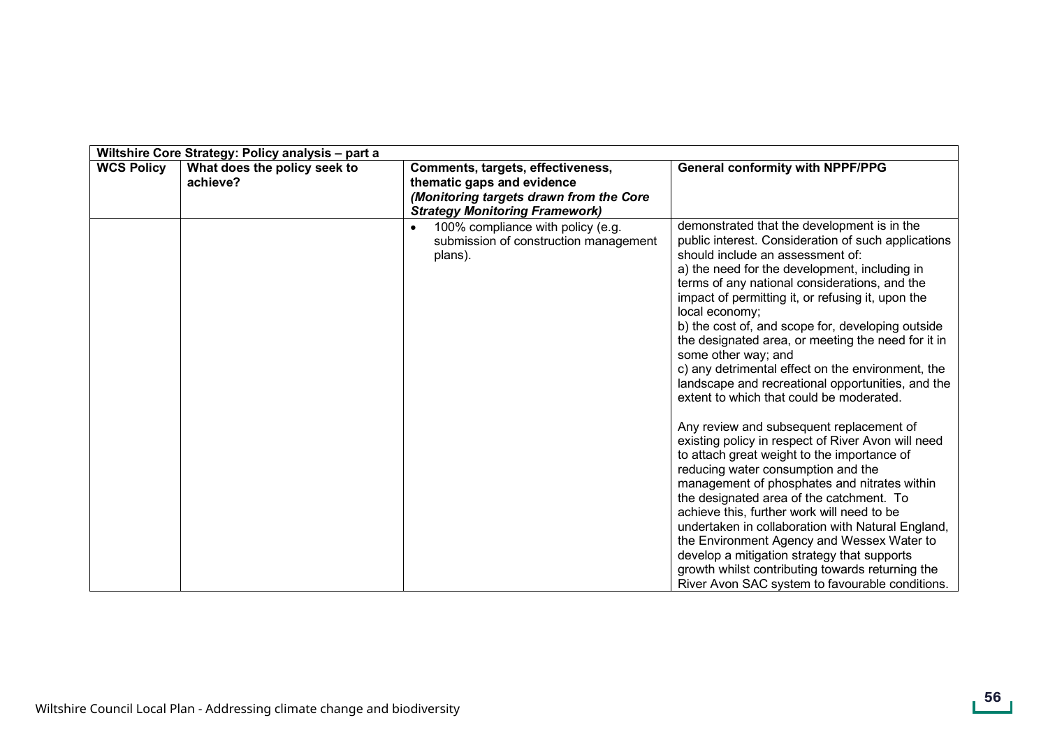| Wiltshire Core Strategy: Policy analysis – part a | | | |
|---|---|---|---|
| **WCS Policy** | **What does the policy seek to achieve?** | **Comments, targets, effectiveness, thematic gaps and evidence** ***(Monitoring targets drawn from the Core Strategy Monitoring Framework)*** | **General conformity with NPPF/PPG** |
| | | • 100% compliance with policy (e.g. submission of construction management plans). | demonstrated that the development is in the public interest. Consideration of such applications should include an assessment of:<br>a) the need for the development, including in terms of any national considerations, and the impact of permitting it, or refusing it, upon the local economy;<br>b) the cost of, and scope for, developing outside the designated area, or meeting the need for it in some other way; and<br>c) any detrimental effect on the environment, the landscape and recreational opportunities, and the extent to which that could be moderated.<br><br>Any review and subsequent replacement of existing policy in respect of River Avon will need to attach great weight to the importance of reducing water consumption and the management of phosphates and nitrates within the designated area of the catchment. To achieve this, further work will need to be undertaken in collaboration with Natural England, the Environment Agency and Wessex Water to develop a mitigation strategy that supports growth whilst contributing towards returning the River Avon SAC system to favourable conditions. |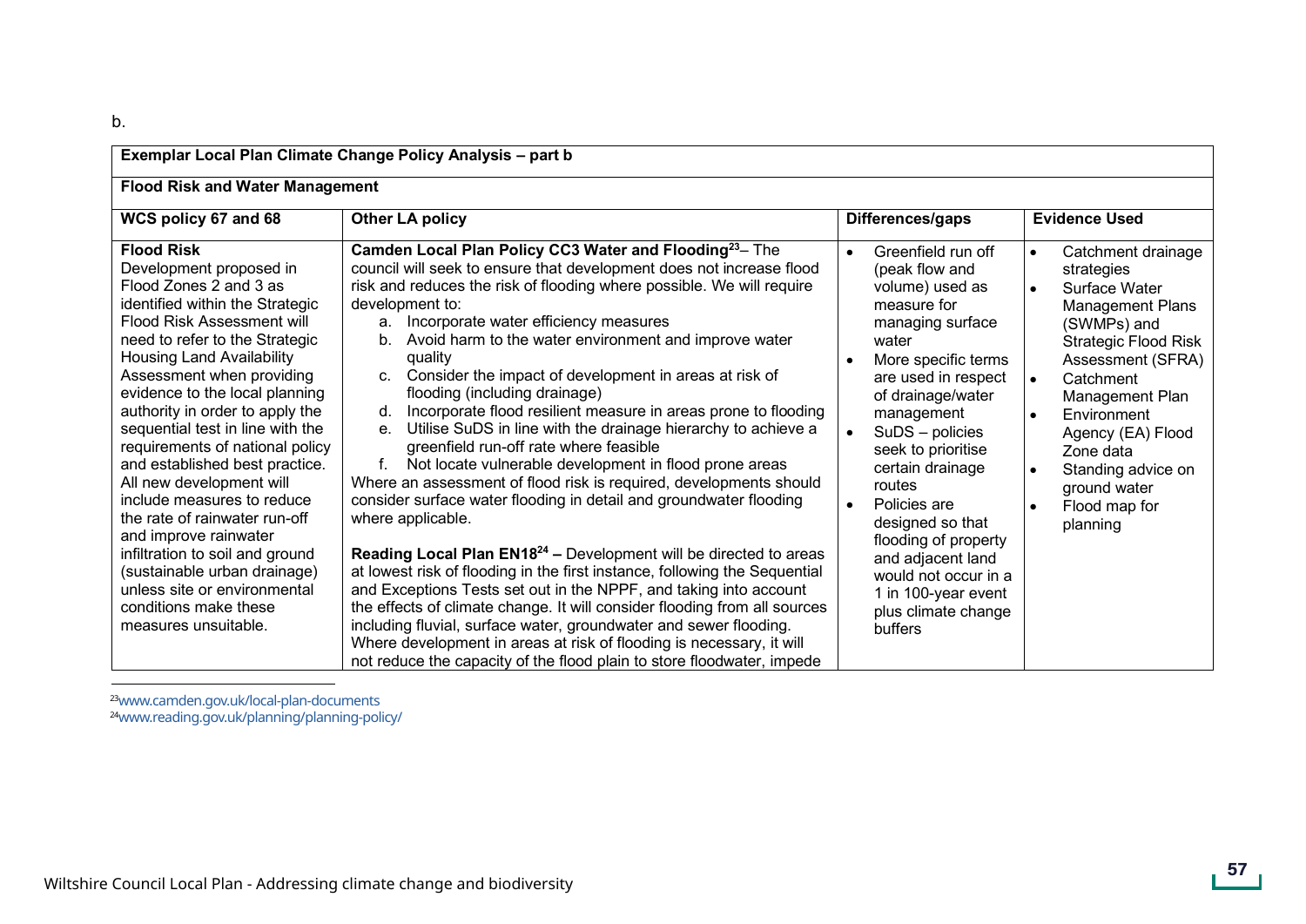b.

| Exemplar Local Plan Climate Change Policy Analysis – part b | | | |
|---|---|---|---|
| **Flood Risk and Water Management** | | | |
| **WCS policy 67 and 68** | **Other LA policy** | **Differences/gaps** | **Evidence Used** |
| **Flood Risk**<br>Development proposed in Flood Zones 2 and 3 as identified within the Strategic Flood Risk Assessment will need to refer to the Strategic Housing Land Availability Assessment when providing evidence to the local planning authority in order to apply the sequential test in line with the requirements of national policy and established best practice.<br>All new development will include measures to reduce the rate of rainwater run-off and improve rainwater infiltration to soil and ground (sustainable urban drainage) unless site or environmental conditions make these measures unsuitable. | **Camden Local Plan Policy CC3 Water and Flooding[23]**– The council will seek to ensure that development does not increase flood risk and reduces the risk of flooding where possible. We will require development to:<br>a. Incorporate water efficiency measures<br>b. Avoid harm to the water environment and improve water quality<br>c. Consider the impact of development in areas at risk of flooding (including drainage)<br>d. Incorporate flood resilient measure in areas prone to flooding<br>e. Utilise SuDS in line with the drainage hierarchy to achieve a greenfield run-off rate where feasible<br>f. Not locate vulnerable development in flood prone areas<br>Where an assessment of flood risk is required, developments should consider surface water flooding in detail and groundwater flooding where applicable.<br><br>**Reading Local Plan EN18[24] –** Development will be directed to areas at lowest risk of flooding in the first instance, following the Sequential and Exceptions Tests set out in the NPPF, and taking into account the effects of climate change. It will consider flooding from all sources including fluvial, surface water, groundwater and sewer flooding. Where development in areas at risk of flooding is necessary, it will not reduce the capacity of the flood plain to store floodwater, impede | • Greenfield run off (peak flow and volume) used as measure for managing surface water<br>• More specific terms are used in respect of drainage/water management<br>• SuDS – policies seek to prioritise certain drainage routes<br>• Policies are designed so that flooding of property and adjacent land would not occur in a 1 in 100-year event plus climate change buffers | • Catchment drainage strategies<br>• Surface Water Management Plans (SWMPs) and Strategic Flood Risk Assessment (SFRA)<br>• Catchment Management Plan<br>• Environment Agency (EA) Flood Zone data<br>• Standing advice on ground water<br>• Flood map for planning |

[23] www.camden.gov.uk/local-plan-documents
[24] www.reading.gov.uk/planning/planning-policy/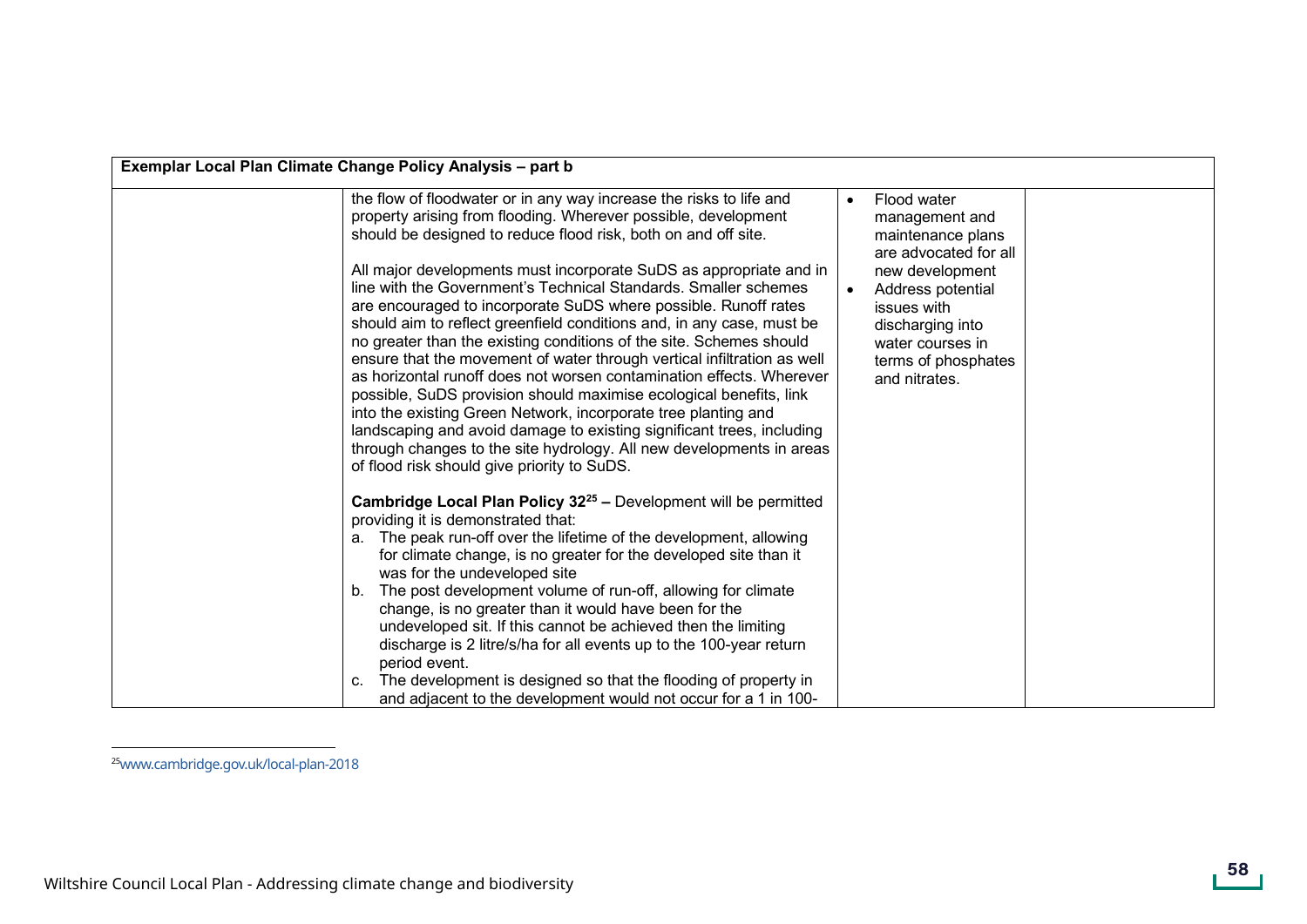| Exemplar Local Plan Climate Change Policy Analysis – part b | | | |
|---|---|---|---|
| | the flow of floodwater or in any way increase the risks to life and property arising from flooding. Wherever possible, development should be designed to reduce flood risk, both on and off site.<br><br>All major developments must incorporate SuDS as appropriate and in line with the Government's Technical Standards. Smaller schemes are encouraged to incorporate SuDS where possible. Runoff rates should aim to reflect greenfield conditions and, in any case, must be no greater than the existing conditions of the site. Schemes should ensure that the movement of water through vertical infiltration as well as horizontal runoff does not worsen contamination effects. Wherever possible, SuDS provision should maximise ecological benefits, link into the existing Green Network, incorporate tree planting and landscaping and avoid damage to existing significant trees, including through changes to the site hydrology. All new developments in areas of flood risk should give priority to SuDS.<br><br>**Cambridge Local Plan Policy 32[25] –** Development will be permitted providing it is demonstrated that:<br>a. The peak run-off over the lifetime of the development, allowing for climate change, is no greater for the developed site than it was for the undeveloped site<br>b. The post development volume of run-off, allowing for climate change, is no greater than it would have been for the undeveloped sit. If this cannot be achieved then the limiting discharge is 2 litre/s/ha for all events up to the 100-year return period event.<br>c. The development is designed so that the flooding of property in and adjacent to the development would not occur for a 1 in 100- | • Flood water management and maintenance plans are advocated for all new development<br>• Address potential issues with discharging into water courses in terms of phosphates and nitrates. | |

[25] www.cambridge.gov.uk/local-plan-2018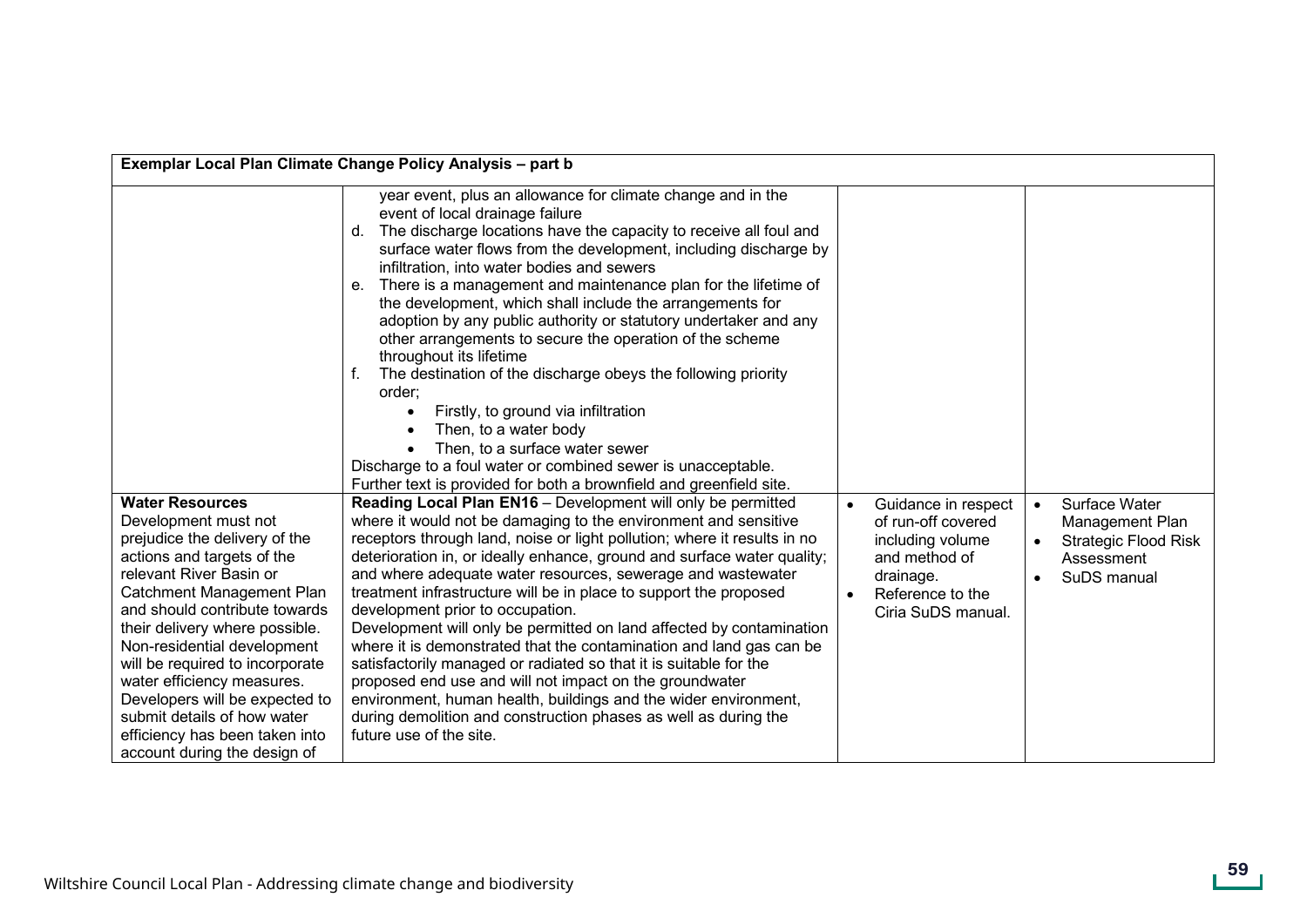| Exemplar Local Plan Climate Change Policy Analysis – part b | | | |
|---|---|---|---|
| | year event, plus an allowance for climate change and in the event of local drainage failure<br>d. The discharge locations have the capacity to receive all foul and surface water flows from the development, including discharge by infiltration, into water bodies and sewers<br>e. There is a management and maintenance plan for the lifetime of the development, which shall include the arrangements for adoption by any public authority or statutory undertaker and any other arrangements to secure the operation of the scheme throughout its lifetime<br>f. The destination of the discharge obeys the following priority order;<br>• Firstly, to ground via infiltration<br>• Then, to a water body<br>• Then, to a surface water sewer<br>Discharge to a foul water or combined sewer is unacceptable.<br>Further text is provided for both a brownfield and greenfield site. | | |
| **Water Resources**<br>Development must not prejudice the delivery of the actions and targets of the relevant River Basin or Catchment Management Plan and should contribute towards their delivery where possible. Non-residential development will be required to incorporate water efficiency measures. Developers will be expected to submit details of how water efficiency has been taken into account during the design of | **Reading Local Plan EN16** – Development will only be permitted where it would not be damaging to the environment and sensitive receptors through land, noise or light pollution; where it results in no deterioration in, or ideally enhance, ground and surface water quality; and where adequate water resources, sewerage and wastewater treatment infrastructure will be in place to support the proposed development prior to occupation.<br>Development will only be permitted on land affected by contamination where it is demonstrated that the contamination and land gas can be satisfactorily managed or radiated so that it is suitable for the proposed end use and will not impact on the groundwater environment, human health, buildings and the wider environment, during demolition and construction phases as well as during the future use of the site. | • Guidance in respect of run-off covered including volume and method of drainage.<br>• Reference to the Ciria SuDS manual. | • Surface Water Management Plan<br>• Strategic Flood Risk Assessment<br>• SuDS manual |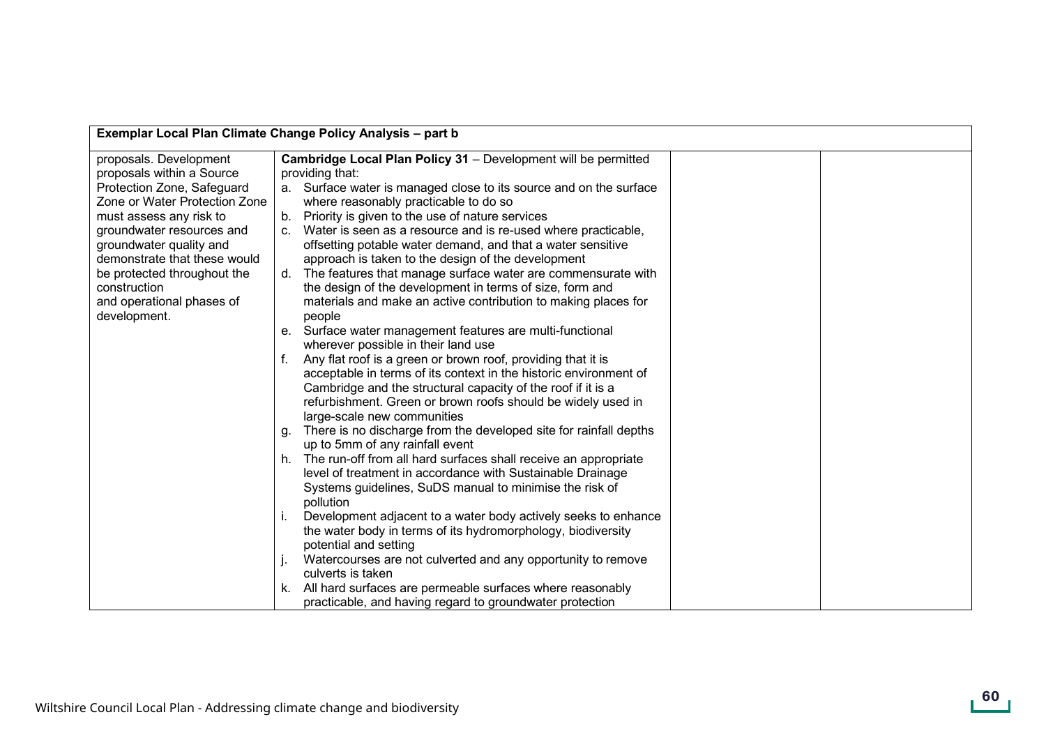| Exemplar Local Plan Climate Change Policy Analysis – part b | | | |
|---|---|---|---|
| proposals. Development proposals within a Source Protection Zone, Safeguard Zone or Water Protection Zone must assess any risk to groundwater resources and groundwater quality and demonstrate that these would be protected throughout the construction and operational phases of development. | **Cambridge Local Plan Policy 31** – Development will be permitted providing that:<br>a. Surface water is managed close to its source and on the surface where reasonably practicable to do so<br>b. Priority is given to the use of nature services<br>c. Water is seen as a resource and is re-used where practicable, offsetting potable water demand, and that a water sensitive approach is taken to the design of the development<br>d. The features that manage surface water are commensurate with the design of the development in terms of size, form and materials and make an active contribution to making places for people<br>e. Surface water management features are multi-functional wherever possible in their land use<br>f. Any flat roof is a green or brown roof, providing that it is acceptable in terms of its context in the historic environment of Cambridge and the structural capacity of the roof if it is a refurbishment. Green or brown roofs should be widely used in large-scale new communities<br>g. There is no discharge from the developed site for rainfall depths up to 5mm of any rainfall event<br>h. The run-off from all hard surfaces shall receive an appropriate level of treatment in accordance with Sustainable Drainage Systems guidelines, SuDS manual to minimise the risk of pollution<br>i. Development adjacent to a water body actively seeks to enhance the water body in terms of its hydromorphology, biodiversity potential and setting<br>j. Watercourses are not culverted and any opportunity to remove culverts is taken<br>k. All hard surfaces are permeable surfaces where reasonably practicable, and having regard to groundwater protection | | |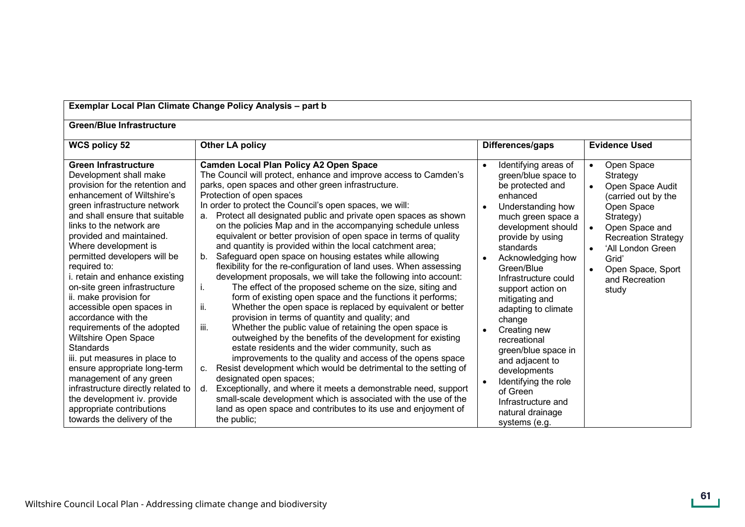| Exemplar Local Plan Climate Change Policy Analysis – part b | | | |
|---|---|---|---|
| **Green/Blue Infrastructure** | | | |
| **WCS policy 52** | **Other LA policy** | **Differences/gaps** | **Evidence Used** |
| **Green Infrastructure**<br>Development shall make provision for the retention and enhancement of Wiltshire's green infrastructure network and shall ensure that suitable links to the network are provided and maintained. Where development is permitted developers will be required to:<br>i. retain and enhance existing on-site green infrastructure<br>ii. make provision for accessible open spaces in accordance with the requirements of the adopted Wiltshire Open Space Standards<br>iii. put measures in place to ensure appropriate long-term management of any green infrastructure directly related to the development iv. provide appropriate contributions towards the delivery of the | **Camden Local Plan Policy A2 Open Space**<br>The Council will protect, enhance and improve access to Camden's parks, open spaces and other green infrastructure.<br>Protection of open spaces<br>In order to protect the Council's open spaces, we will:<br>a. Protect all designated public and private open spaces as shown on the policies Map and in the accompanying schedule unless equivalent or better provision of open space in terms of quality and quantity is provided within the local catchment area;<br>b. Safeguard open space on housing estates while allowing flexibility for the re-configuration of land uses. When assessing development proposals, we will take the following into account:<br>i. The effect of the proposed scheme on the size, siting and form of existing open space and the functions it performs;<br>ii. Whether the open space is replaced by equivalent or better provision in terms of quantity and quality; and<br>iii. Whether the public value of retaining the open space is outweighed by the benefits of the development for existing estate residents and the wider community, such as improvements to the quality and access of the opens space<br>c. Resist development which would be detrimental to the setting of designated open spaces;<br>d. Exceptionally, and where it meets a demonstrable need, support small-scale development which is associated with the use of the land as open space and contributes to its use and enjoyment of the public; | • Identifying areas of green/blue space to be protected and enhanced<br>• Understanding how much green space a development should provide by using standards<br>• Acknowledging how Green/Blue Infrastructure could support action on mitigating and adapting to climate change<br>• Creating new recreational green/blue space in and adjacent to developments<br>• Identifying the role of Green Infrastructure and natural drainage systems (e.g. | • Open Space Strategy<br>• Open Space Audit (carried out by the Open Space Strategy)<br>• Open Space and Recreation Strategy<br>• 'All London Green Grid'<br>• Open Space, Sport and Recreation study |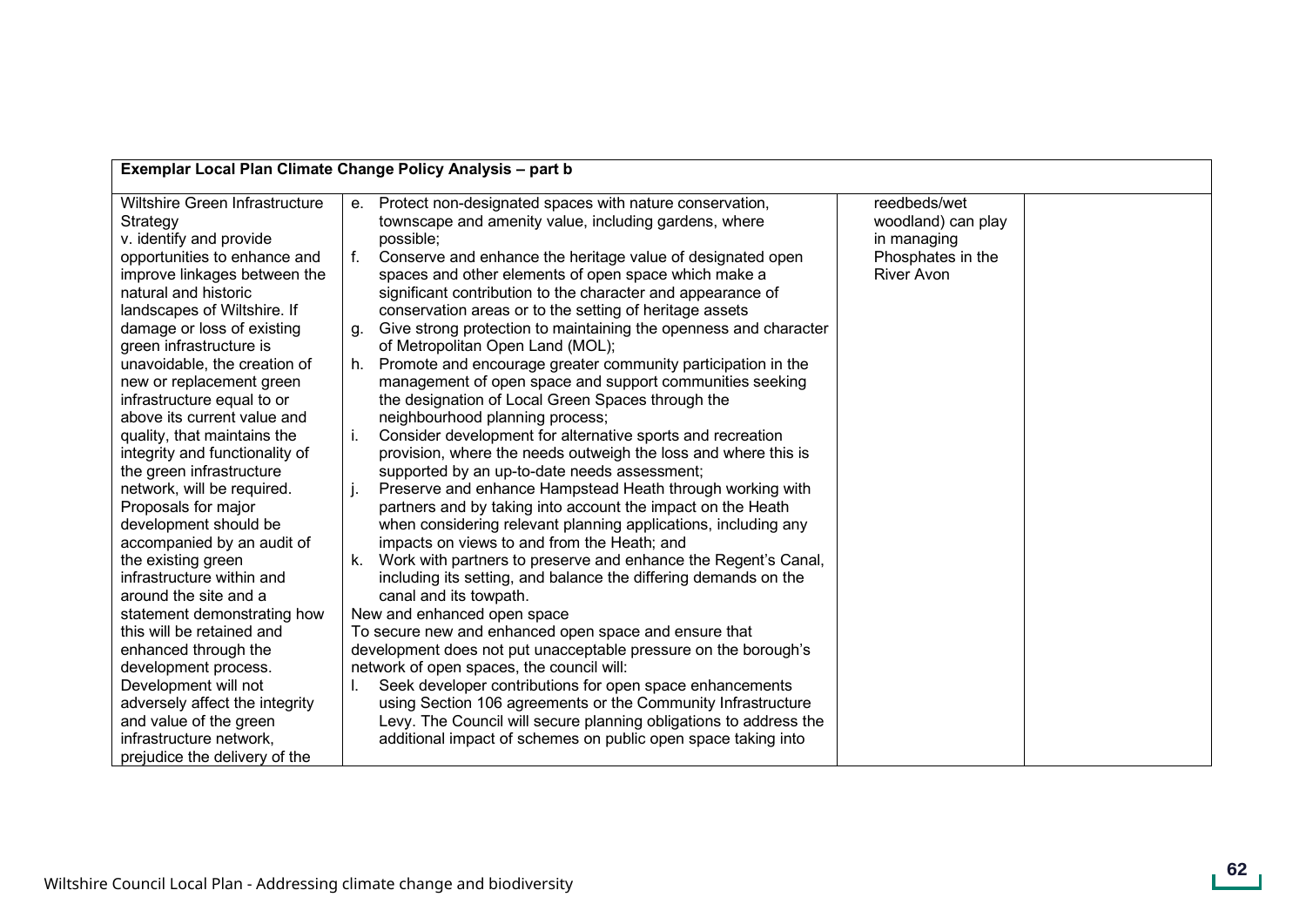| Exemplar Local Plan Climate Change Policy Analysis – part b | | | |
|---|---|---|---|
| Wiltshire Green Infrastructure Strategy<br>v. identify and provide opportunities to enhance and improve linkages between the natural and historic landscapes of Wiltshire. If damage or loss of existing green infrastructure is unavoidable, the creation of new or replacement green infrastructure equal to or above its current value and quality, that maintains the integrity and functionality of the green infrastructure network, will be required. Proposals for major development should be accompanied by an audit of the existing green infrastructure within and around the site and a statement demonstrating how this will be retained and enhanced through the development process. Development will not adversely affect the integrity and value of the green infrastructure network, prejudice the delivery of the | e. Protect non-designated spaces with nature conservation, townscape and amenity value, including gardens, where possible;<br>f. Conserve and enhance the heritage value of designated open spaces and other elements of open space which make a significant contribution to the character and appearance of conservation areas or to the setting of heritage assets<br>g. Give strong protection to maintaining the openness and character of Metropolitan Open Land (MOL);<br>h. Promote and encourage greater community participation in the management of open space and support communities seeking the designation of Local Green Spaces through the neighbourhood planning process;<br>i. Consider development for alternative sports and recreation provision, where the needs outweigh the loss and where this is supported by an up-to-date needs assessment;<br>j. Preserve and enhance Hampstead Heath through working with partners and by taking into account the impact on the Heath when considering relevant planning applications, including any impacts on views to and from the Heath; and<br>k. Work with partners to preserve and enhance the Regent's Canal, including its setting, and balance the differing demands on the canal and its towpath.<br>New and enhanced open space<br>To secure new and enhanced open space and ensure that development does not put unacceptable pressure on the borough's network of open spaces, the council will:<br>l. Seek developer contributions for open space enhancements using Section 106 agreements or the Community Infrastructure Levy. The Council will secure planning obligations to address the additional impact of schemes on public open space taking into | reedbeds/wet woodland) can play in managing Phosphates in the River Avon | |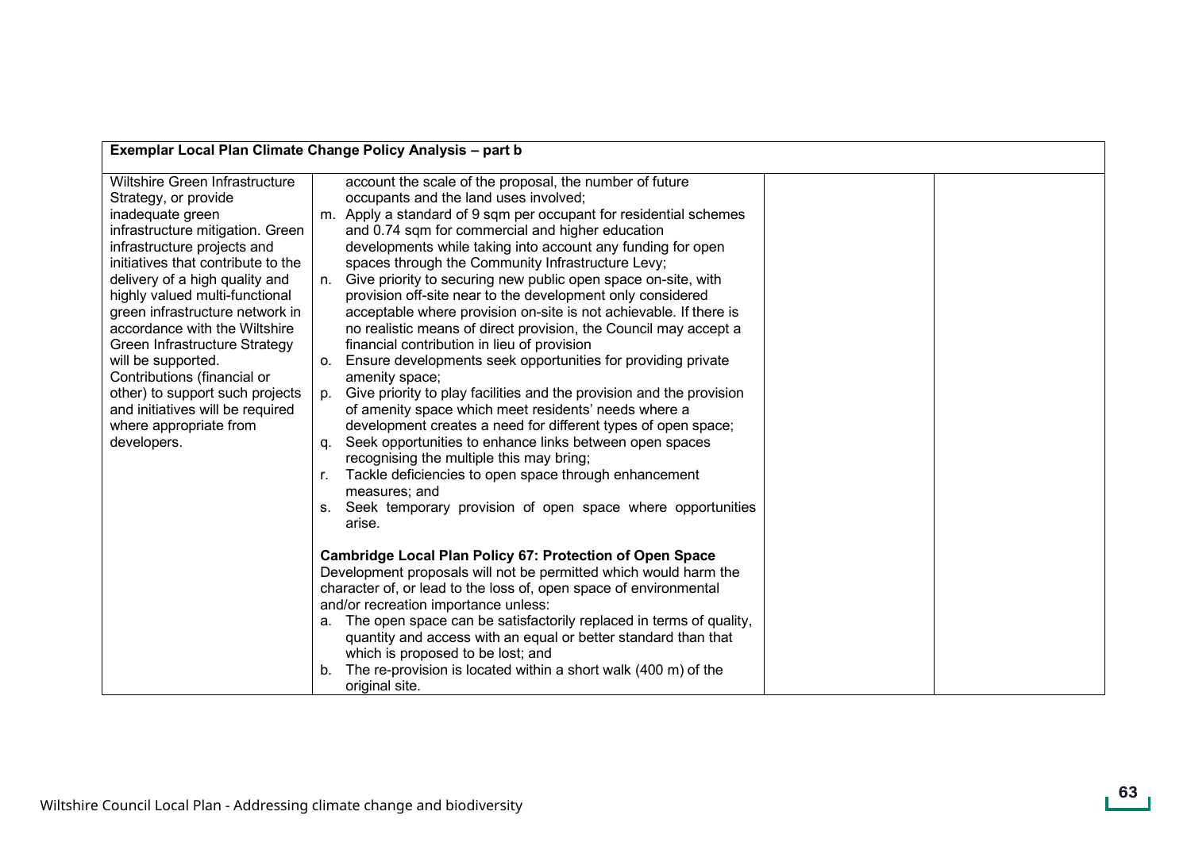| Exemplar Local Plan Climate Change Policy Analysis – part b | | | |
|---|---|---|---|
| Wiltshire Green Infrastructure Strategy, or provide inadequate green infrastructure mitigation. Green infrastructure projects and initiatives that contribute to the delivery of a high quality and highly valued multi-functional green infrastructure network in accordance with the Wiltshire Green Infrastructure Strategy will be supported. Contributions (financial or other) to support such projects and initiatives will be required where appropriate from developers. | account the scale of the proposal, the number of future occupants and the land uses involved;<br>m. Apply a standard of 9 sqm per occupant for residential schemes and 0.74 sqm for commercial and higher education developments while taking into account any funding for open spaces through the Community Infrastructure Levy;<br>n. Give priority to securing new public open space on-site, with provision off-site near to the development only considered acceptable where provision on-site is not achievable. If there is no realistic means of direct provision, the Council may accept a financial contribution in lieu of provision<br>o. Ensure developments seek opportunities for providing private amenity space;<br>p. Give priority to play facilities and the provision and the provision of amenity space which meet residents' needs where a development creates a need for different types of open space;<br>q. Seek opportunities to enhance links between open spaces recognising the multiple this may bring;<br>r. Tackle deficiencies to open space through enhancement measures; and<br>s. Seek temporary provision of open space where opportunities arise.<br><br>**Cambridge Local Plan Policy 67: Protection of Open Space**<br>Development proposals will not be permitted which would harm the character of, or lead to the loss of, open space of environmental and/or recreation importance unless:<br>a. The open space can be satisfactorily replaced in terms of quality, quantity and access with an equal or better standard than that which is proposed to be lost; and<br>b. The re-provision is located within a short walk (400 m) of the original site. | | |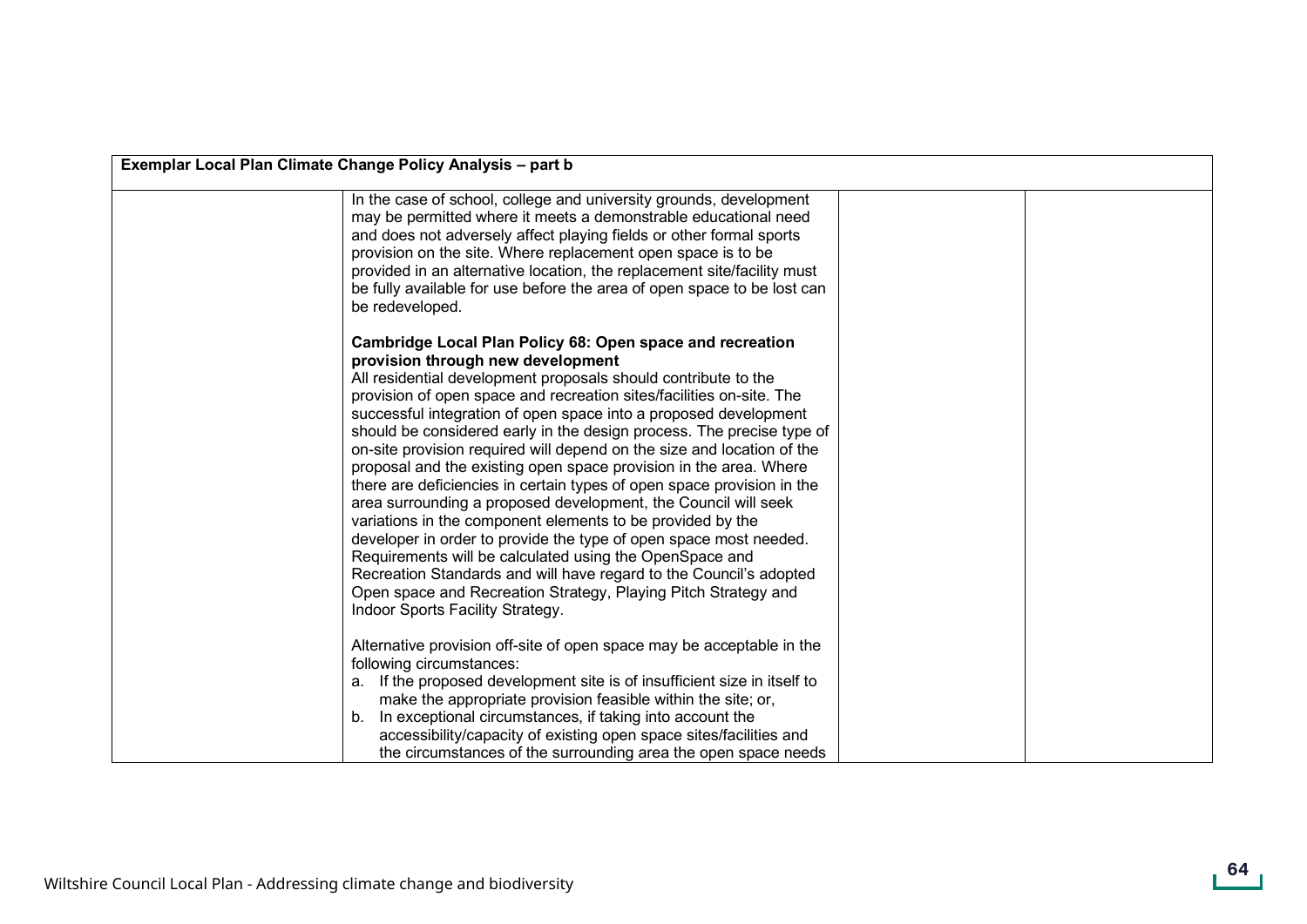| Exemplar Local Plan Climate Change Policy Analysis – part b | | | |
|---|---|---|---|
| | In the case of school, college and university grounds, development may be permitted where it meets a demonstrable educational need and does not adversely affect playing fields or other formal sports provision on the site. Where replacement open space is to be provided in an alternative location, the replacement site/facility must be fully available for use before the area of open space to be lost can be redeveloped.<br><br>**Cambridge Local Plan Policy 68: Open space and recreation provision through new development**<br>All residential development proposals should contribute to the provision of open space and recreation sites/facilities on-site. The successful integration of open space into a proposed development should be considered early in the design process. The precise type of on-site provision required will depend on the size and location of the proposal and the existing open space provision in the area. Where there are deficiencies in certain types of open space provision in the area surrounding a proposed development, the Council will seek variations in the component elements to be provided by the developer in order to provide the type of open space most needed. Requirements will be calculated using the OpenSpace and Recreation Standards and will have regard to the Council's adopted Open space and Recreation Strategy, Playing Pitch Strategy and Indoor Sports Facility Strategy.<br><br>Alternative provision off-site of open space may be acceptable in the following circumstances:<br>a. If the proposed development site is of insufficient size in itself to make the appropriate provision feasible within the site; or,<br>b. In exceptional circumstances, if taking into account the accessibility/capacity of existing open space sites/facilities and the circumstances of the surrounding area the open space needs | | |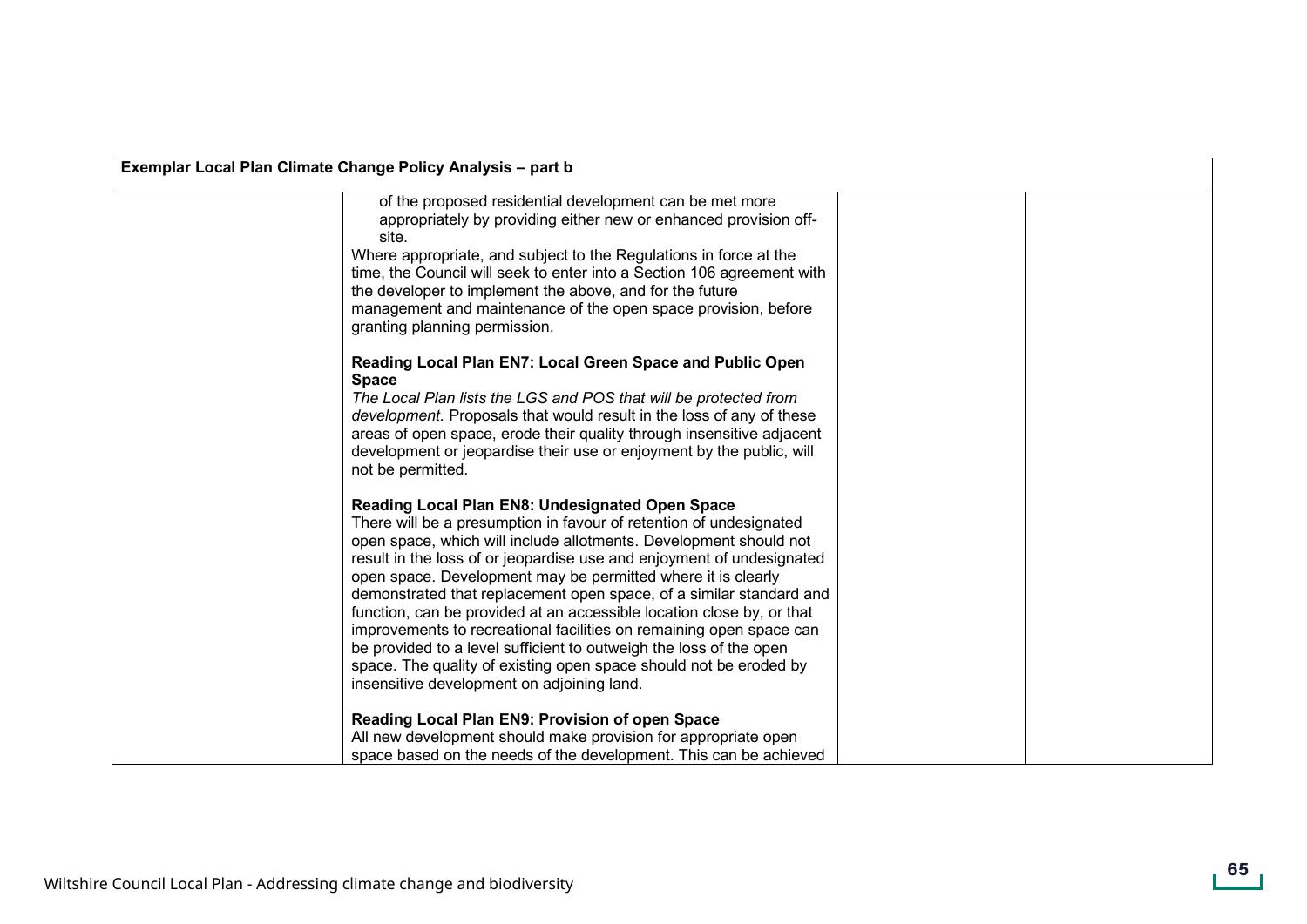| Exemplar Local Plan Climate Change Policy Analysis – part b | | | |
|---|---|---|---|
| | of the proposed residential development can be met more appropriately by providing either new or enhanced provision off-site.<br>Where appropriate, and subject to the Regulations in force at the time, the Council will seek to enter into a Section 106 agreement with the developer to implement the above, and for the future management and maintenance of the open space provision, before granting planning permission.<br><br>**Reading Local Plan EN7: Local Green Space and Public Open Space**<br>*The Local Plan lists the LGS and POS that will be protected from development.* Proposals that would result in the loss of any of these areas of open space, erode their quality through insensitive adjacent development or jeopardise their use or enjoyment by the public, will not be permitted.<br><br>**Reading Local Plan EN8: Undesignated Open Space**<br>There will be a presumption in favour of retention of undesignated open space, which will include allotments. Development should not result in the loss of or jeopardise use and enjoyment of undesignated open space. Development may be permitted where it is clearly demonstrated that replacement open space, of a similar standard and function, can be provided at an accessible location close by, or that improvements to recreational facilities on remaining open space can be provided to a level sufficient to outweigh the loss of the open space. The quality of existing open space should not be eroded by insensitive development on adjoining land.<br><br>**Reading Local Plan EN9: Provision of open Space**<br>All new development should make provision for appropriate open space based on the needs of the development. This can be achieved | | |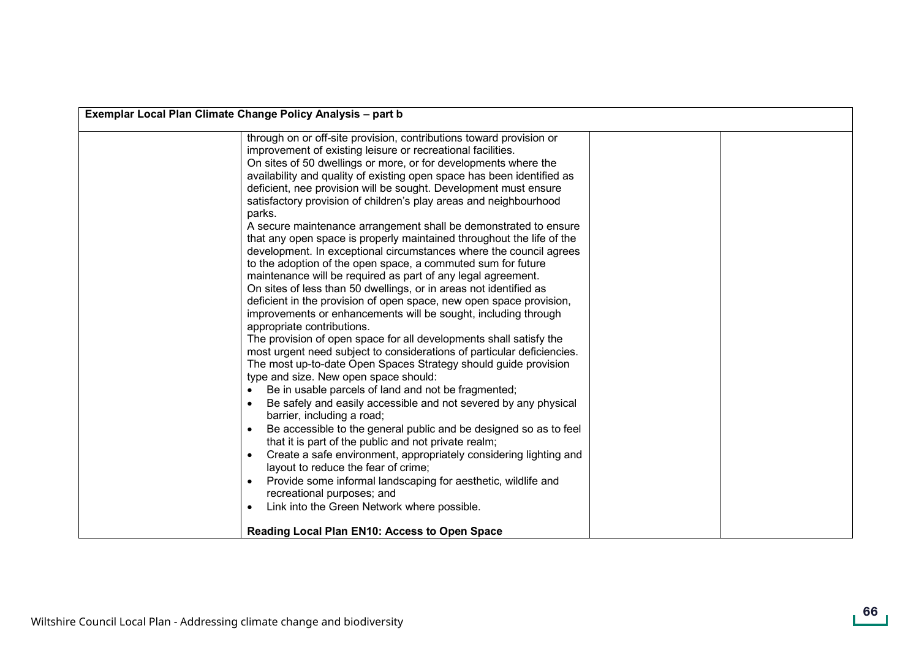| Exemplar Local Plan Climate Change Policy Analysis – part b | | | |
|---|---|---|---|
| | through on or off-site provision, contributions toward provision or improvement of existing leisure or recreational facilities.<br>On sites of 50 dwellings or more, or for developments where the availability and quality of existing open space has been identified as deficient, nee provision will be sought. Development must ensure satisfactory provision of children's play areas and neighbourhood parks.<br>A secure maintenance arrangement shall be demonstrated to ensure that any open space is properly maintained throughout the life of the development. In exceptional circumstances where the council agrees to the adoption of the open space, a commuted sum for future maintenance will be required as part of any legal agreement.<br>On sites of less than 50 dwellings, or in areas not identified as deficient in the provision of open space, new open space provision, improvements or enhancements will be sought, including through appropriate contributions.<br>The provision of open space for all developments shall satisfy the most urgent need subject to considerations of particular deficiencies. The most up-to-date Open Spaces Strategy should guide provision type and size. New open space should:<br>• Be in usable parcels of land and not be fragmented;<br>• Be safely and easily accessible and not severed by any physical barrier, including a road;<br>• Be accessible to the general public and be designed so as to feel that it is part of the public and not private realm;<br>• Create a safe environment, appropriately considering lighting and layout to reduce the fear of crime;<br>• Provide some informal landscaping for aesthetic, wildlife and recreational purposes; and<br>• Link into the Green Network where possible.<br><br>**Reading Local Plan EN10: Access to Open Space** | | |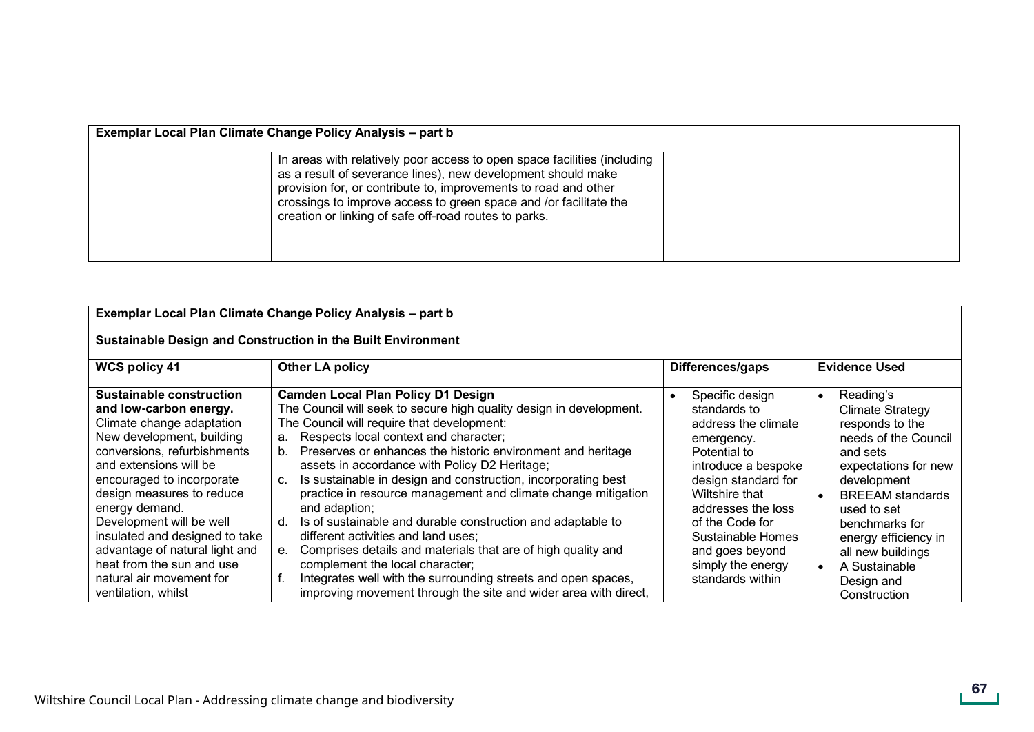| Exemplar Local Plan Climate Change Policy Analysis – part b | | | |
|---|---|---|---|
| | In areas with relatively poor access to open space facilities (including as a result of severance lines), new development should make provision for, or contribute to, improvements to road and other crossings to improve access to green space and /or facilitate the creation or linking of safe off-road routes to parks. | | |

| Exemplar Local Plan Climate Change Policy Analysis – part b | | | |
|---|---|---|---|
| **Sustainable Design and Construction in the Built Environment** | | | |
| **WCS policy 41** | **Other LA policy** | **Differences/gaps** | **Evidence Used** |
| **Sustainable construction and low-carbon energy.**<br>Climate change adaptation<br>New development, building conversions, refurbishments and extensions will be encouraged to incorporate design measures to reduce energy demand.<br>Development will be well insulated and designed to take advantage of natural light and heat from the sun and use natural air movement for ventilation, whilst | **Camden Local Plan Policy D1 Design**<br>The Council will seek to secure high quality design in development. The Council will require that development:<br>a. Respects local context and character;<br>b. Preserves or enhances the historic environment and heritage assets in accordance with Policy D2 Heritage;<br>c. Is sustainable in design and construction, incorporating best practice in resource management and climate change mitigation and adaption;<br>d. Is of sustainable and durable construction and adaptable to different activities and land uses;<br>e. Comprises details and materials that are of high quality and complement the local character;<br>f. Integrates well with the surrounding streets and open spaces, improving movement through the site and wider area with direct, | • Specific design standards to address the climate emergency. Potential to introduce a bespoke design standard for Wiltshire that addresses the loss of the Code for Sustainable Homes and goes beyond simply the energy standards within | • Reading's Climate Strategy responds to the needs of the Council and sets expectations for new development<br>• BREEAM standards used to set benchmarks for energy efficiency in all new buildings<br>• A Sustainable Design and Construction |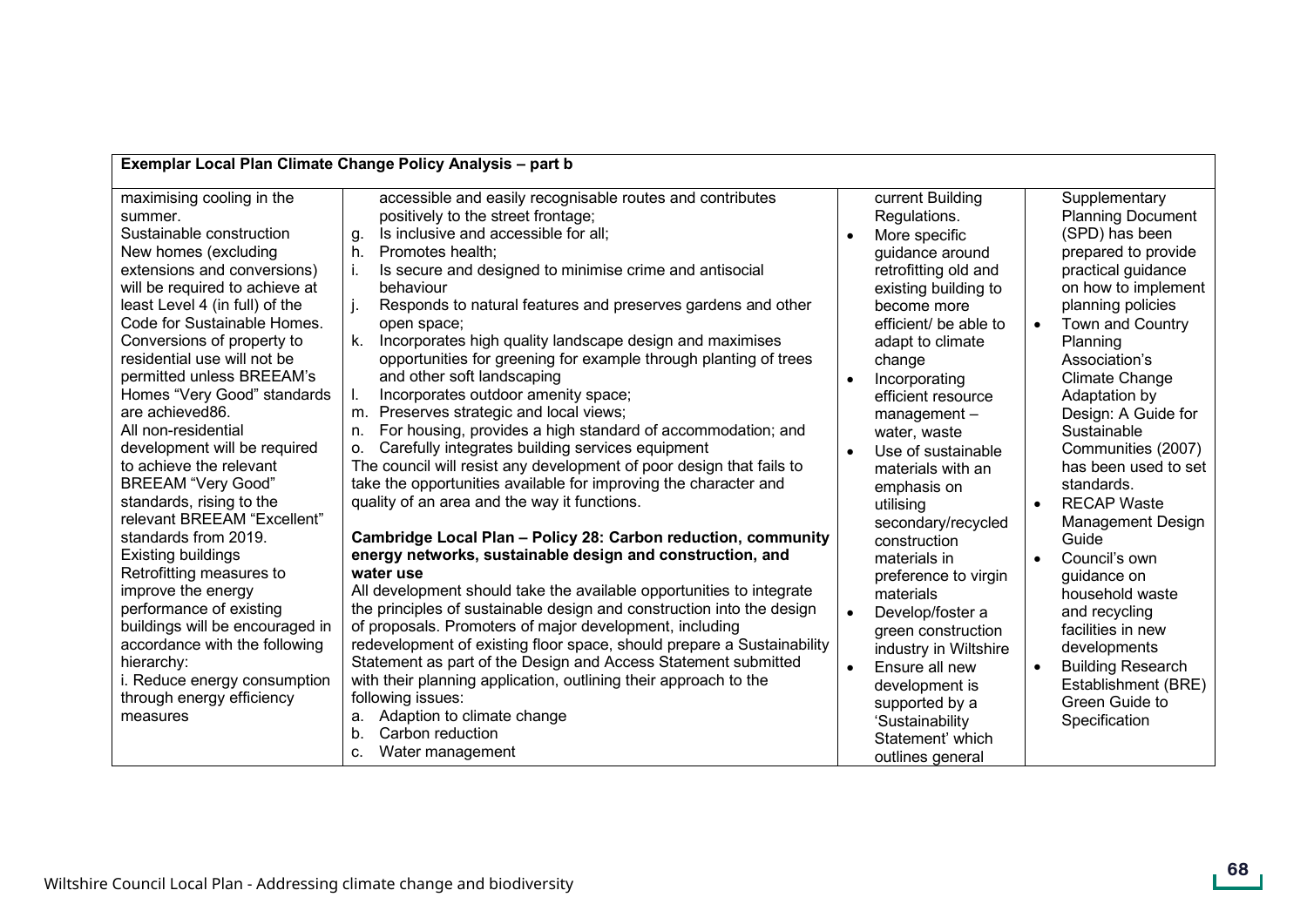| Exemplar Local Plan Climate Change Policy Analysis – part b | | | |
|---|---|---|---|
| maximising cooling in the summer.<br>Sustainable construction<br>New homes (excluding extensions and conversions) will be required to achieve at least Level 4 (in full) of the Code for Sustainable Homes. Conversions of property to residential use will not be permitted unless BREEAM's Homes "Very Good" standards are achieved86.<br>All non-residential development will be required to achieve the relevant BREEAM "Very Good" standards, rising to the relevant BREEAM "Excellent" standards from 2019.<br>Existing buildings<br>Retrofitting measures to improve the energy performance of existing buildings will be encouraged in accordance with the following hierarchy:<br>i. Reduce energy consumption through energy efficiency measures | accessible and easily recognisable routes and contributes positively to the street frontage;<br>g. Is inclusive and accessible for all;<br>h. Promotes health;<br>i. Is secure and designed to minimise crime and antisocial behaviour<br>j. Responds to natural features and preserves gardens and other open space;<br>k. Incorporates high quality landscape design and maximises opportunities for greening for example through planting of trees and other soft landscaping<br>l. Incorporates outdoor amenity space;<br>m. Preserves strategic and local views;<br>n. For housing, provides a high standard of accommodation; and<br>o. Carefully integrates building services equipment<br>The council will resist any development of poor design that fails to take the opportunities available for improving the character and quality of an area and the way it functions.<br><br>**Cambridge Local Plan – Policy 28: Carbon reduction, community energy networks, sustainable design and construction, and water use**<br>All development should take the available opportunities to integrate the principles of sustainable design and construction into the design of proposals. Promoters of major development, including redevelopment of existing floor space, should prepare a Sustainability Statement as part of the Design and Access Statement submitted with their planning application, outlining their approach to the following issues:<br>a. Adaption to climate change<br>b. Carbon reduction<br>c. Water management | current Building Regulations.<br>• More specific guidance around retrofitting old and existing building to become more efficient/ be able to adapt to climate change<br>• Incorporating efficient resource management – water, waste<br>• Use of sustainable materials with an emphasis on utilising secondary/recycled construction materials in preference to virgin materials<br>• Develop/foster a green construction industry in Wiltshire<br>• Ensure all new development is supported by a 'Sustainability Statement' which outlines general | Supplementary Planning Document (SPD) has been prepared to provide practical guidance on how to implement planning policies<br>• Town and Country Planning Association's Climate Change Adaptation by Design: A Guide for Sustainable Communities (2007) has been used to set standards.<br>• RECAP Waste Management Design Guide<br>• Council's own guidance on household waste and recycling facilities in new developments<br>• Building Research Establishment (BRE) Green Guide to Specification |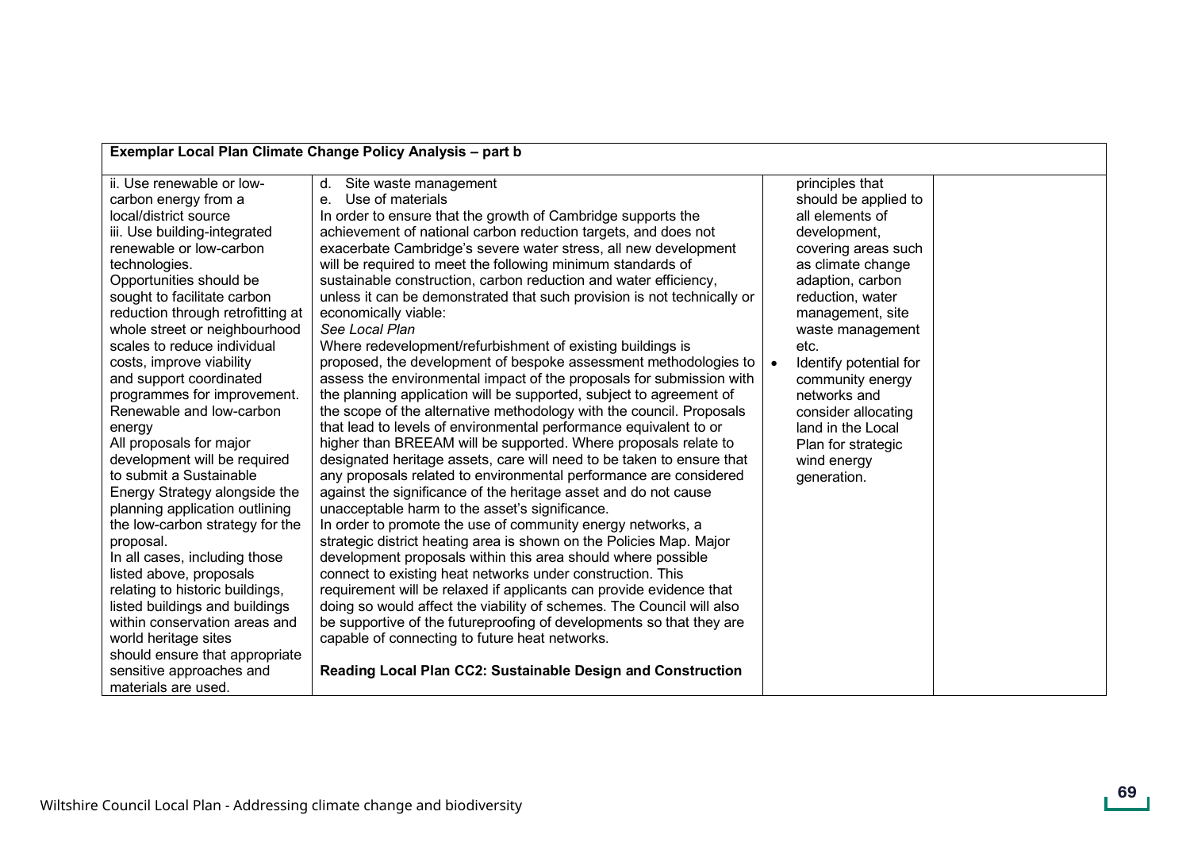| Exemplar Local Plan Climate Change Policy Analysis – part b | | | |
|---|---|---|---|
| ii. Use renewable or low-carbon energy from a local/district source<br>iii. Use building-integrated renewable or low-carbon technologies.<br>Opportunities should be sought to facilitate carbon reduction through retrofitting at whole street or neighbourhood scales to reduce individual costs, improve viability and support coordinated programmes for improvement.<br>Renewable and low-carbon energy<br>All proposals for major development will be required to submit a Sustainable Energy Strategy alongside the planning application outlining the low-carbon strategy for the proposal.<br>In all cases, including those listed above, proposals relating to historic buildings, listed buildings and buildings within conservation areas and world heritage sites should ensure that appropriate sensitive approaches and materials are used. | d. Site waste management<br>e. Use of materials<br>In order to ensure that the growth of Cambridge supports the achievement of national carbon reduction targets, and does not exacerbate Cambridge's severe water stress, all new development will be required to meet the following minimum standards of sustainable construction, carbon reduction and water efficiency, unless it can be demonstrated that such provision is not technically or economically viable:<br>*See Local Plan*<br>Where redevelopment/refurbishment of existing buildings is proposed, the development of bespoke assessment methodologies to assess the environmental impact of the proposals for submission with the planning application will be supported, subject to agreement of the scope of the alternative methodology with the council. Proposals that lead to levels of environmental performance equivalent to or higher than BREEAM will be supported. Where proposals relate to designated heritage assets, care will need to be taken to ensure that any proposals related to environmental performance are considered against the significance of the heritage asset and do not cause unacceptable harm to the asset's significance.<br>In order to promote the use of community energy networks, a strategic district heating area is shown on the Policies Map. Major development proposals within this area should where possible connect to existing heat networks under construction. This requirement will be relaxed if applicants can provide evidence that doing so would affect the viability of schemes. The Council will also be supportive of the futureproofing of developments so that they are capable of connecting to future heat networks.<br><br>**Reading Local Plan CC2: Sustainable Design and Construction** | principles that should be applied to all elements of development, covering areas such as climate change adaption, carbon reduction, water management, site waste management etc.<br>• Identify potential for community energy networks and consider allocating land in the Local Plan for strategic wind energy generation. | |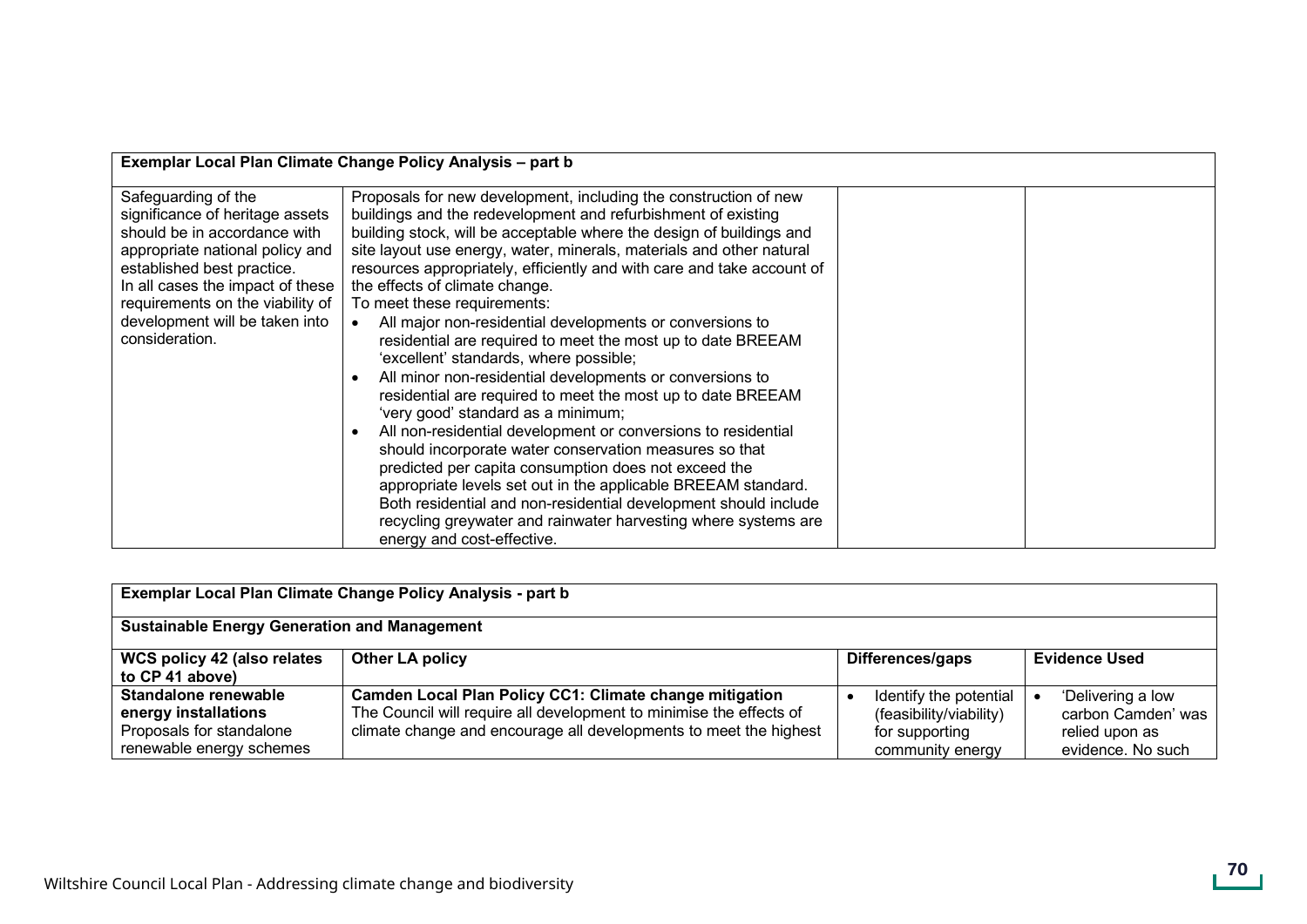| Exemplar Local Plan Climate Change Policy Analysis – part b | | | |
|---|---|---|---|
| Safeguarding of the significance of heritage assets should be in accordance with appropriate national policy and established best practice.<br>In all cases the impact of these requirements on the viability of development will be taken into consideration. | Proposals for new development, including the construction of new buildings and the redevelopment and refurbishment of existing building stock, will be acceptable where the design of buildings and site layout use energy, water, minerals, materials and other natural resources appropriately, efficiently and with care and take account of the effects of climate change.<br>To meet these requirements:<br>• All major non-residential developments or conversions to residential are required to meet the most up to date BREEAM 'excellent' standards, where possible;<br>• All minor non-residential developments or conversions to residential are required to meet the most up to date BREEAM 'very good' standard as a minimum;<br>• All non-residential development or conversions to residential should incorporate water conservation measures so that predicted per capita consumption does not exceed the appropriate levels set out in the applicable BREEAM standard. Both residential and non-residential development should include recycling greywater and rainwater harvesting where systems are energy and cost-effective. | | |

| Exemplar Local Plan Climate Change Policy Analysis - part b | | | |
|---|---|---|---|
| **Sustainable Energy Generation and Management** | | | |
| **WCS policy 42 (also relates to CP 41 above)** | **Other LA policy** | **Differences/gaps** | **Evidence Used** |
| **Standalone renewable energy installations**<br>Proposals for standalone renewable energy schemes | **Camden Local Plan Policy CC1: Climate change mitigation**<br>The Council will require all development to minimise the effects of climate change and encourage all developments to meet the highest | • Identify the potential (feasibility/viability) for supporting community energy | • 'Delivering a low carbon Camden' was relied upon as evidence. No such |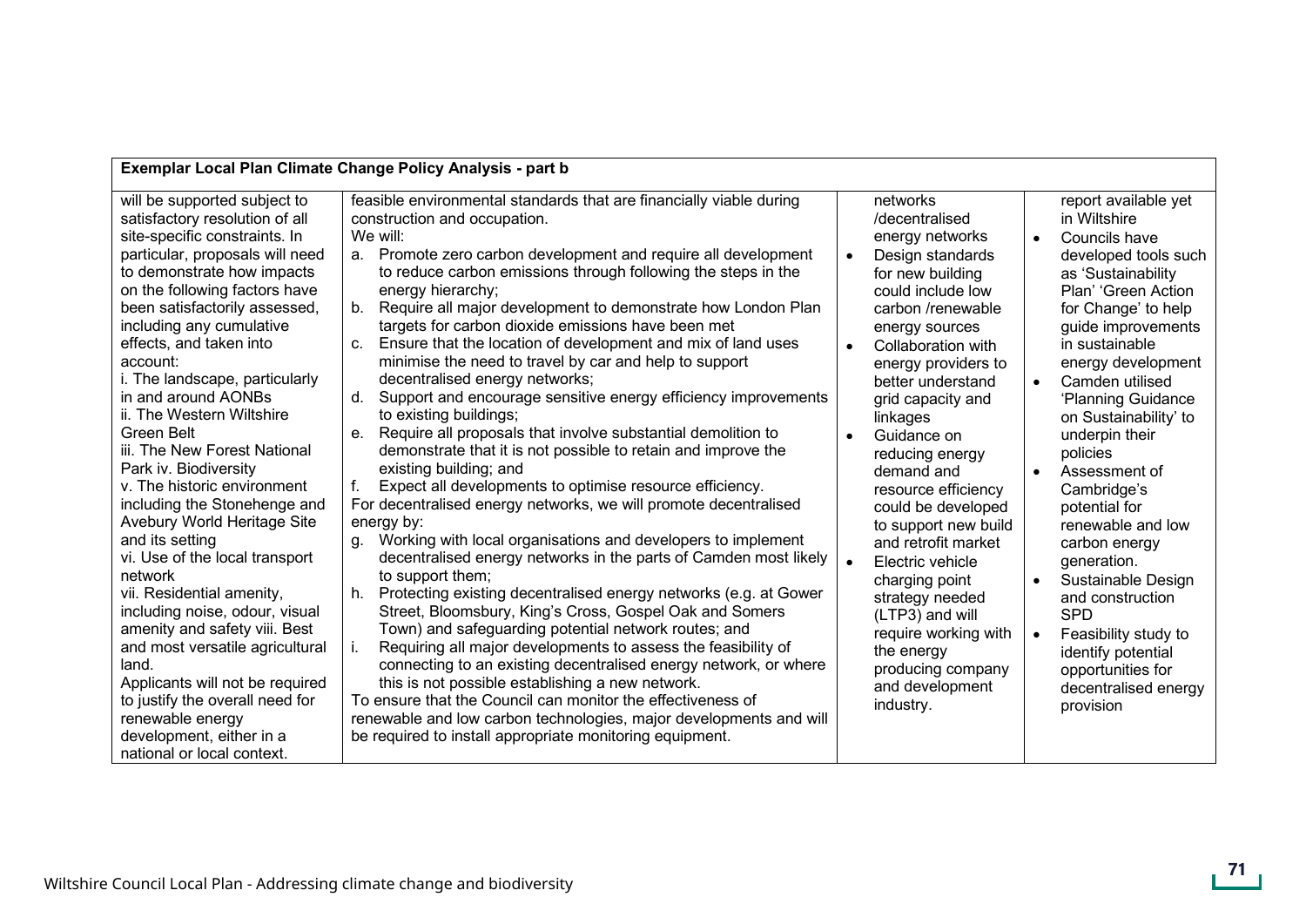| Exemplar Local Plan Climate Change Policy Analysis - part b | | | |
|---|---|---|---|
| will be supported subject to satisfactory resolution of all site-specific constraints. In particular, proposals will need to demonstrate how impacts on the following factors have been satisfactorily assessed, including any cumulative effects, and taken into account:<br>i. The landscape, particularly in and around AONBs<br>ii. The Western Wiltshire Green Belt<br>iii. The New Forest National Park iv. Biodiversity<br>v. The historic environment including the Stonehenge and Avebury World Heritage Site and its setting<br>vi. Use of the local transport network<br>vii. Residential amenity, including noise, odour, visual amenity and safety viii. Best and most versatile agricultural land.<br>Applicants will not be required to justify the overall need for renewable energy development, either in a national or local context. | feasible environmental standards that are financially viable during construction and occupation.<br>We will:<br>a. Promote zero carbon development and require all development to reduce carbon emissions through following the steps in the energy hierarchy;<br>b. Require all major development to demonstrate how London Plan targets for carbon dioxide emissions have been met<br>c. Ensure that the location of development and mix of land uses minimise the need to travel by car and help to support decentralised energy networks;<br>d. Support and encourage sensitive energy efficiency improvements to existing buildings;<br>e. Require all proposals that involve substantial demolition to demonstrate that it is not possible to retain and improve the existing building; and<br>f. Expect all developments to optimise resource efficiency.<br>For decentralised energy networks, we will promote decentralised energy by:<br>g. Working with local organisations and developers to implement decentralised energy networks in the parts of Camden most likely to support them;<br>h. Protecting existing decentralised energy networks (e.g. at Gower Street, Bloomsbury, King's Cross, Gospel Oak and Somers Town) and safeguarding potential network routes; and<br>i. Requiring all major developments to assess the feasibility of connecting to an existing decentralised energy network, or where this is not possible establishing a new network.<br>To ensure that the Council can monitor the effectiveness of renewable and low carbon technologies, major developments and will be required to install appropriate monitoring equipment. | networks /decentralised energy networks<br>• Design standards for new building could include low carbon /renewable energy sources<br>• Collaboration with energy providers to better understand grid capacity and linkages<br>• Guidance on reducing energy demand and resource efficiency could be developed to support new build and retrofit market<br>• Electric vehicle charging point strategy needed (LTP3) and will require working with the energy producing company and development industry. | report available yet in Wiltshire<br>• Councils have developed tools such as 'Sustainability Plan' 'Green Action for Change' to help guide improvements in sustainable energy development<br>• Camden utilised 'Planning Guidance on Sustainability' to underpin their policies<br>• Assessment of Cambridge's potential for renewable and low carbon energy generation.<br>• Sustainable Design and construction SPD<br>• Feasibility study to identify potential opportunities for decentralised energy provision |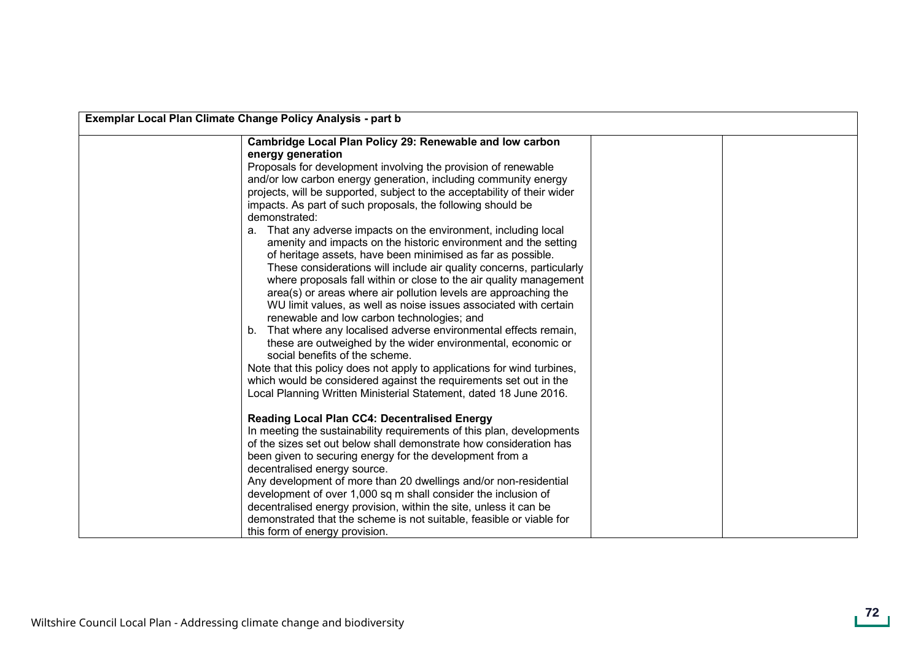| Exemplar Local Plan Climate Change Policy Analysis - part b | | | |
|---|---|---|---|
| | **Cambridge Local Plan Policy 29: Renewable and low carbon energy generation**<br>Proposals for development involving the provision of renewable and/or low carbon energy generation, including community energy projects, will be supported, subject to the acceptability of their wider impacts. As part of such proposals, the following should be demonstrated:<br>a. That any adverse impacts on the environment, including local amenity and impacts on the historic environment and the setting of heritage assets, have been minimised as far as possible. These considerations will include air quality concerns, particularly where proposals fall within or close to the air quality management area(s) or areas where air pollution levels are approaching the WU limit values, as well as noise issues associated with certain renewable and low carbon technologies; and<br>b. That where any localised adverse environmental effects remain, these are outweighed by the wider environmental, economic or social benefits of the scheme.<br>Note that this policy does not apply to applications for wind turbines, which would be considered against the requirements set out in the Local Planning Written Ministerial Statement, dated 18 June 2016.<br><br>**Reading Local Plan CC4: Decentralised Energy**<br>In meeting the sustainability requirements of this plan, developments of the sizes set out below shall demonstrate how consideration has been given to securing energy for the development from a decentralised energy source.<br>Any development of more than 20 dwellings and/or non-residential development of over 1,000 sq m shall consider the inclusion of decentralised energy provision, within the site, unless it can be demonstrated that the scheme is not suitable, feasible or viable for this form of energy provision. | | |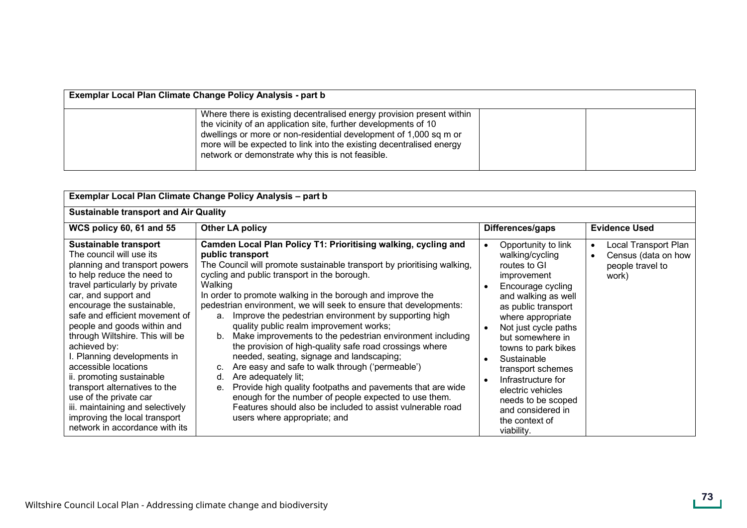| Exemplar Local Plan Climate Change Policy Analysis - part b | | | |
|---|---|---|---|
| | Where there is existing decentralised energy provision present within the vicinity of an application site, further developments of 10 dwellings or more or non-residential development of 1,000 sq m or more will be expected to link into the existing decentralised energy network or demonstrate why this is not feasible. | | |

| Exemplar Local Plan Climate Change Policy Analysis – part b | | | |
|---|---|---|---|
| **Sustainable transport and Air Quality** | | | |
| **WCS policy 60, 61 and 55** | **Other LA policy** | **Differences/gaps** | **Evidence Used** |
| **Sustainable transport**<br>The council will use its planning and transport powers to help reduce the need to travel particularly by private car, and support and encourage the sustainable, safe and efficient movement of people and goods within and through Wiltshire. This will be achieved by:<br>I. Planning developments in accessible locations<br>ii. promoting sustainable transport alternatives to the use of the private car<br>iii. maintaining and selectively improving the local transport network in accordance with its | **Camden Local Plan Policy T1: Prioritising walking, cycling and public transport**<br>The Council will promote sustainable transport by prioritising walking, cycling and public transport in the borough.<br>Walking<br>In order to promote walking in the borough and improve the pedestrian environment, we will seek to ensure that developments:<br>a. Improve the pedestrian environment by supporting high quality public realm improvement works;<br>b. Make improvements to the pedestrian environment including the provision of high-quality safe road crossings where needed, seating, signage and landscaping;<br>c. Are easy and safe to walk through ('permeable')<br>d. Are adequately lit;<br>e. Provide high quality footpaths and pavements that are wide enough for the number of people expected to use them. Features should also be included to assist vulnerable road users where appropriate; and | • Opportunity to link walking/cycling routes to GI improvement<br>• Encourage cycling and walking as well as public transport where appropriate<br>• Not just cycle paths but somewhere in towns to park bikes<br>• Sustainable transport schemes<br>• Infrastructure for electric vehicles needs to be scoped and considered in the context of viability. | • Local Transport Plan<br>• Census (data on how people travel to work) |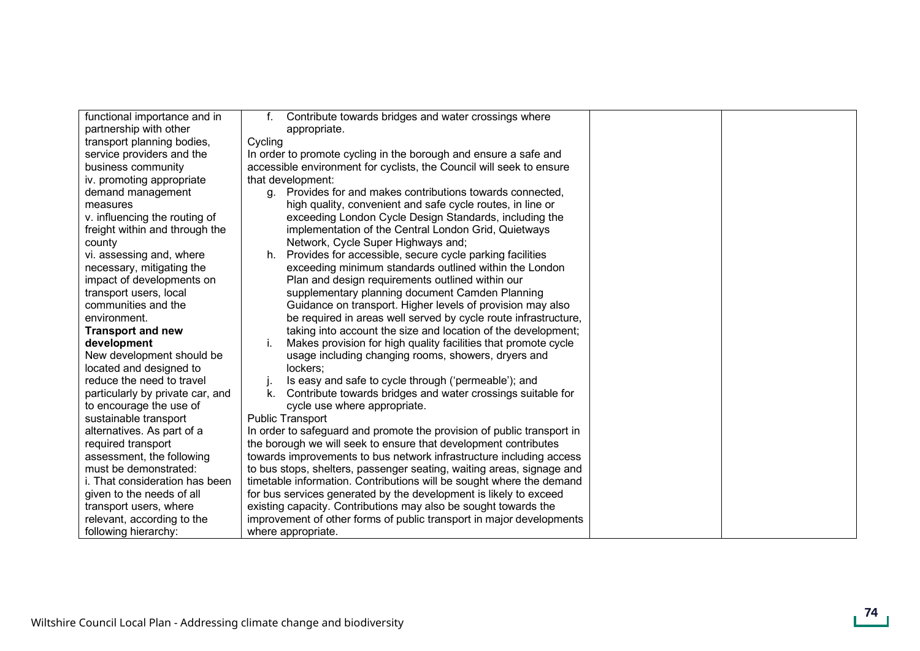| functional importance and in partnership with other transport planning bodies, service providers and the business community<br>iv. promoting appropriate demand management measures<br>v. influencing the routing of freight within and through the county<br>vi. assessing and, where necessary, mitigating the impact of developments on transport users, local communities and the environment.<br>**Transport and new development**<br>New development should be located and designed to reduce the need to travel particularly by private car, and to encourage the use of sustainable transport alternatives. As part of a required transport assessment, the following must be demonstrated:<br>i. That consideration has been given to the needs of all transport users, where relevant, according to the following hierarchy: | f. Contribute towards bridges and water crossings where appropriate.<br>Cycling<br>In order to promote cycling in the borough and ensure a safe and accessible environment for cyclists, the Council will seek to ensure that development:<br>g. Provides for and makes contributions towards connected, high quality, convenient and safe cycle routes, in line or exceeding London Cycle Design Standards, including the implementation of the Central London Grid, Quietways Network, Cycle Super Highways and;<br>h. Provides for accessible, secure cycle parking facilities exceeding minimum standards outlined within the London Plan and design requirements outlined within our supplementary planning document Camden Planning Guidance on transport. Higher levels of provision may also be required in areas well served by cycle route infrastructure, taking into account the size and location of the development;<br>i. Makes provision for high quality facilities that promote cycle usage including changing rooms, showers, dryers and lockers;<br>j. Is easy and safe to cycle through ('permeable'); and<br>k. Contribute towards bridges and water crossings suitable for cycle use where appropriate.<br>Public Transport<br>In order to safeguard and promote the provision of public transport in the borough we will seek to ensure that development contributes towards improvements to bus network infrastructure including access to bus stops, shelters, passenger seating, waiting areas, signage and timetable information. Contributions will be sought where the demand for bus services generated by the development is likely to exceed existing capacity. Contributions may also be sought towards the improvement of other forms of public transport in major developments where appropriate. | | |
|---|---|---|---|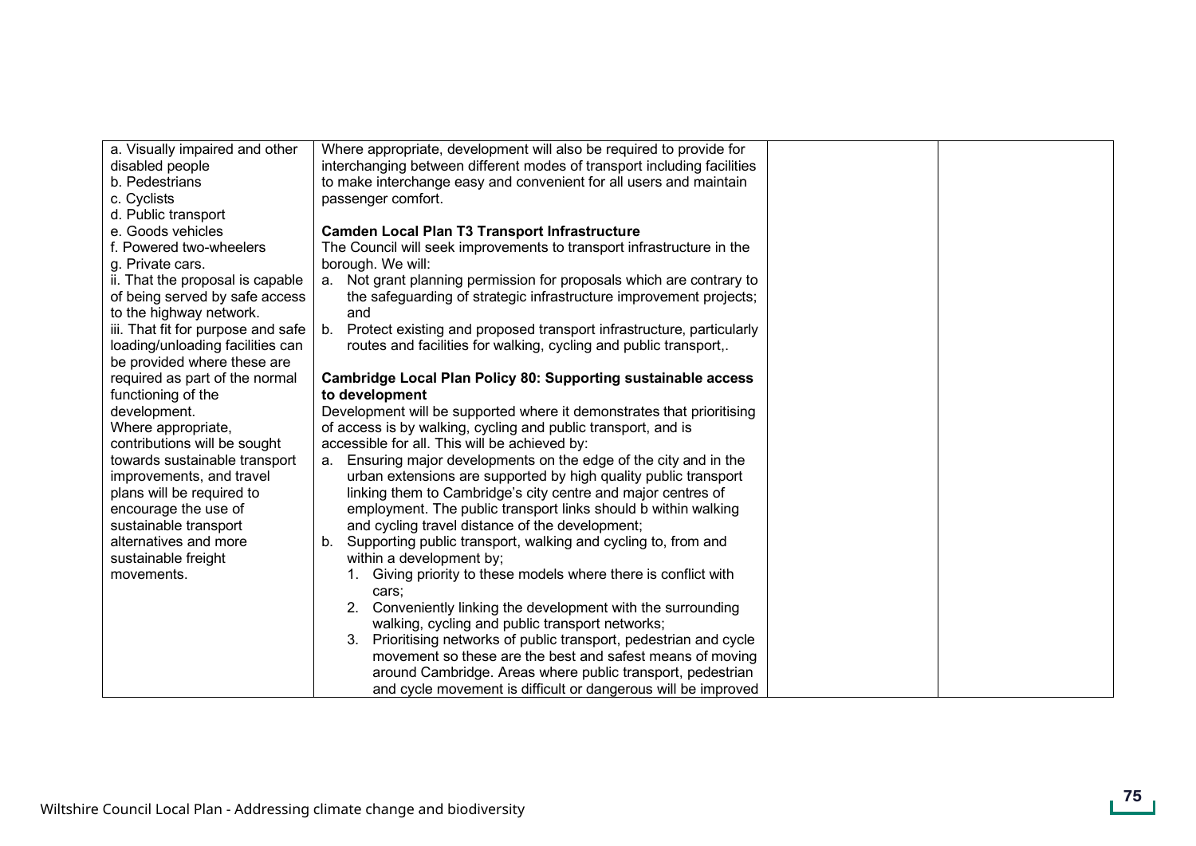| | | | |
|---|---|---|---|
| a. Visually impaired and other disabled people<br>b. Pedestrians<br>c. Cyclists<br>d. Public transport<br>e. Goods vehicles<br>f. Powered two-wheelers<br>g. Private cars.<br>ii. That the proposal is capable of being served by safe access to the highway network.<br>iii. That fit for purpose and safe loading/unloading facilities can be provided where these are required as part of the normal functioning of the development.<br>Where appropriate, contributions will be sought towards sustainable transport improvements, and travel plans will be required to encourage the use of sustainable transport alternatives and more sustainable freight movements. | Where appropriate, development will also be required to provide for interchanging between different modes of transport including facilities to make interchange easy and convenient for all users and maintain passenger comfort.<br><br>**Camden Local Plan T3 Transport Infrastructure**<br>The Council will seek improvements to transport infrastructure in the borough. We will:<br>a. Not grant planning permission for proposals which are contrary to the safeguarding of strategic infrastructure improvement projects; and<br>b. Protect existing and proposed transport infrastructure, particularly routes and facilities for walking, cycling and public transport,.<br><br>**Cambridge Local Plan Policy 80: Supporting sustainable access to development**<br>Development will be supported where it demonstrates that prioritising of access is by walking, cycling and public transport, and is accessible for all. This will be achieved by:<br>a. Ensuring major developments on the edge of the city and in the urban extensions are supported by high quality public transport linking them to Cambridge's city centre and major centres of employment. The public transport links should b within walking and cycling travel distance of the development;<br>b. Supporting public transport, walking and cycling to, from and within a development by;<br>1. Giving priority to these models where there is conflict with cars;<br>2. Conveniently linking the development with the surrounding walking, cycling and public transport networks;<br>3. Prioritising networks of public transport, pedestrian and cycle movement so these are the best and safest means of moving around Cambridge. Areas where public transport, pedestrian and cycle movement is difficult or dangerous will be improved | | |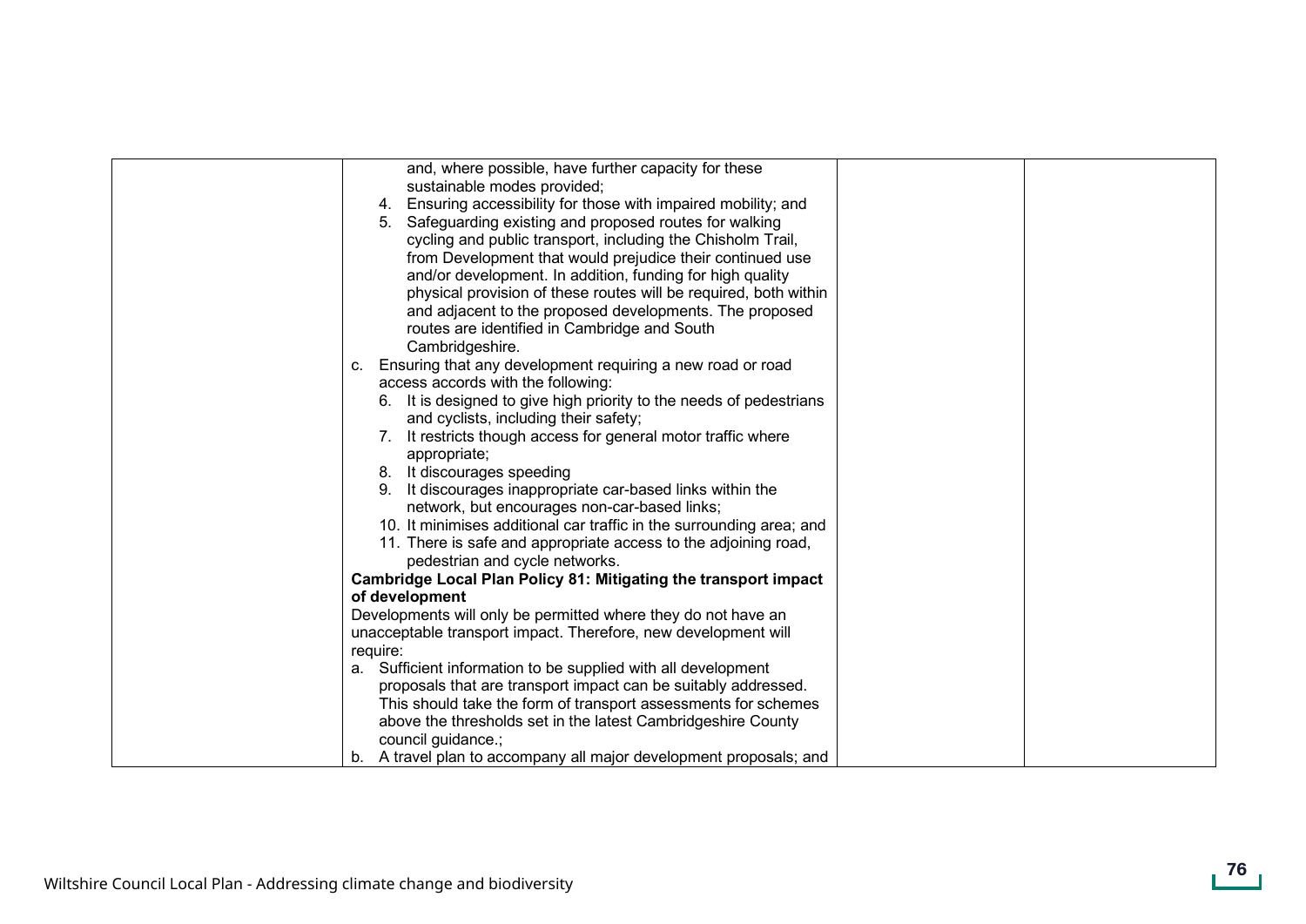| | | | |
|---|---|---|---|
| | and, where possible, have further capacity for these sustainable modes provided;<br>4. Ensuring accessibility for those with impaired mobility; and<br>5. Safeguarding existing and proposed routes for walking cycling and public transport, including the Chisholm Trail, from Development that would prejudice their continued use and/or development. In addition, funding for high quality physical provision of these routes will be required, both within and adjacent to the proposed developments. The proposed routes are identified in Cambridge and South Cambridgeshire.<br>c. Ensuring that any development requiring a new road or road access accords with the following:<br>6. It is designed to give high priority to the needs of pedestrians and cyclists, including their safety;<br>7. It restricts though access for general motor traffic where appropriate;<br>8. It discourages speeding<br>9. It discourages inappropriate car-based links within the network, but encourages non-car-based links;<br>10. It minimises additional car traffic in the surrounding area; and<br>11. There is safe and appropriate access to the adjoining road, pedestrian and cycle networks.<br>**Cambridge Local Plan Policy 81: Mitigating the transport impact of development**<br>Developments will only be permitted where they do not have an unacceptable transport impact. Therefore, new development will require:<br>a. Sufficient information to be supplied with all development proposals that are transport impact can be suitably addressed. This should take the form of transport assessments for schemes above the thresholds set in the latest Cambridgeshire County council guidance.;<br>b. A travel plan to accompany all major development proposals; and | | |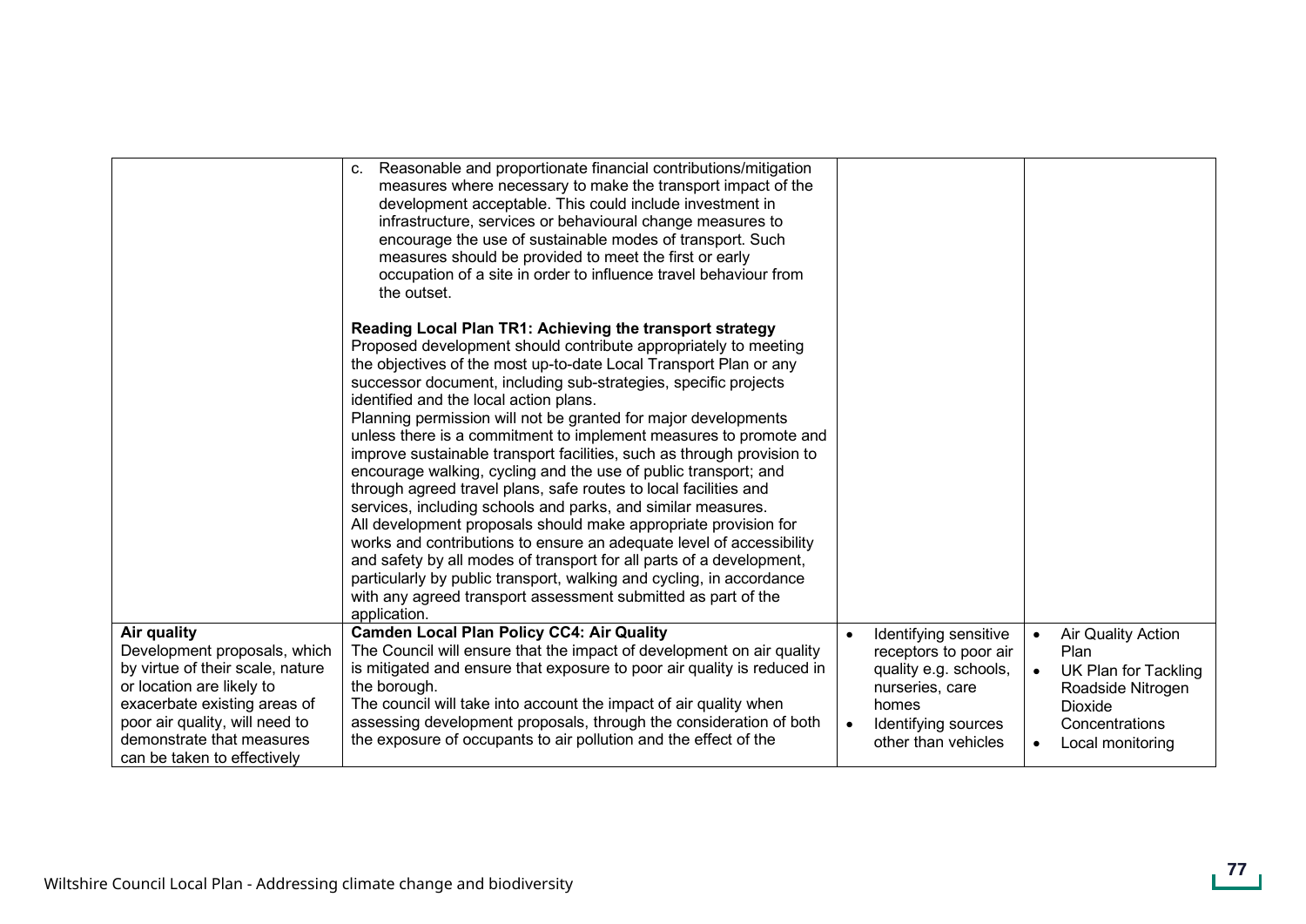| | | | |
|---|---|---|---|
| | c. Reasonable and proportionate financial contributions/mitigation measures where necessary to make the transport impact of the development acceptable. This could include investment in infrastructure, services or behavioural change measures to encourage the use of sustainable modes of transport. Such measures should be provided to meet the first or early occupation of a site in order to influence travel behaviour from the outset.<br><br>**Reading Local Plan TR1: Achieving the transport strategy**<br>Proposed development should contribute appropriately to meeting the objectives of the most up-to-date Local Transport Plan or any successor document, including sub-strategies, specific projects identified and the local action plans.<br>Planning permission will not be granted for major developments unless there is a commitment to implement measures to promote and improve sustainable transport facilities, such as through provision to encourage walking, cycling and the use of public transport; and through agreed travel plans, safe routes to local facilities and services, including schools and parks, and similar measures.<br>All development proposals should make appropriate provision for works and contributions to ensure an adequate level of accessibility and safety by all modes of transport for all parts of a development, particularly by public transport, walking and cycling, in accordance with any agreed transport assessment submitted as part of the application. | | |
| **Air quality**<br>Development proposals, which by virtue of their scale, nature or location are likely to exacerbate existing areas of poor air quality, will need to demonstrate that measures can be taken to effectively | **Camden Local Plan Policy CC4: Air Quality**<br>The Council will ensure that the impact of development on air quality is mitigated and ensure that exposure to poor air quality is reduced in the borough.<br>The council will take into account the impact of air quality when assessing development proposals, through the consideration of both the exposure of occupants to air pollution and the effect of the | • Identifying sensitive receptors to poor air quality e.g. schools, nurseries, care homes<br>• Identifying sources other than vehicles | • Air Quality Action Plan<br>• UK Plan for Tackling Roadside Nitrogen Dioxide Concentrations<br>• Local monitoring |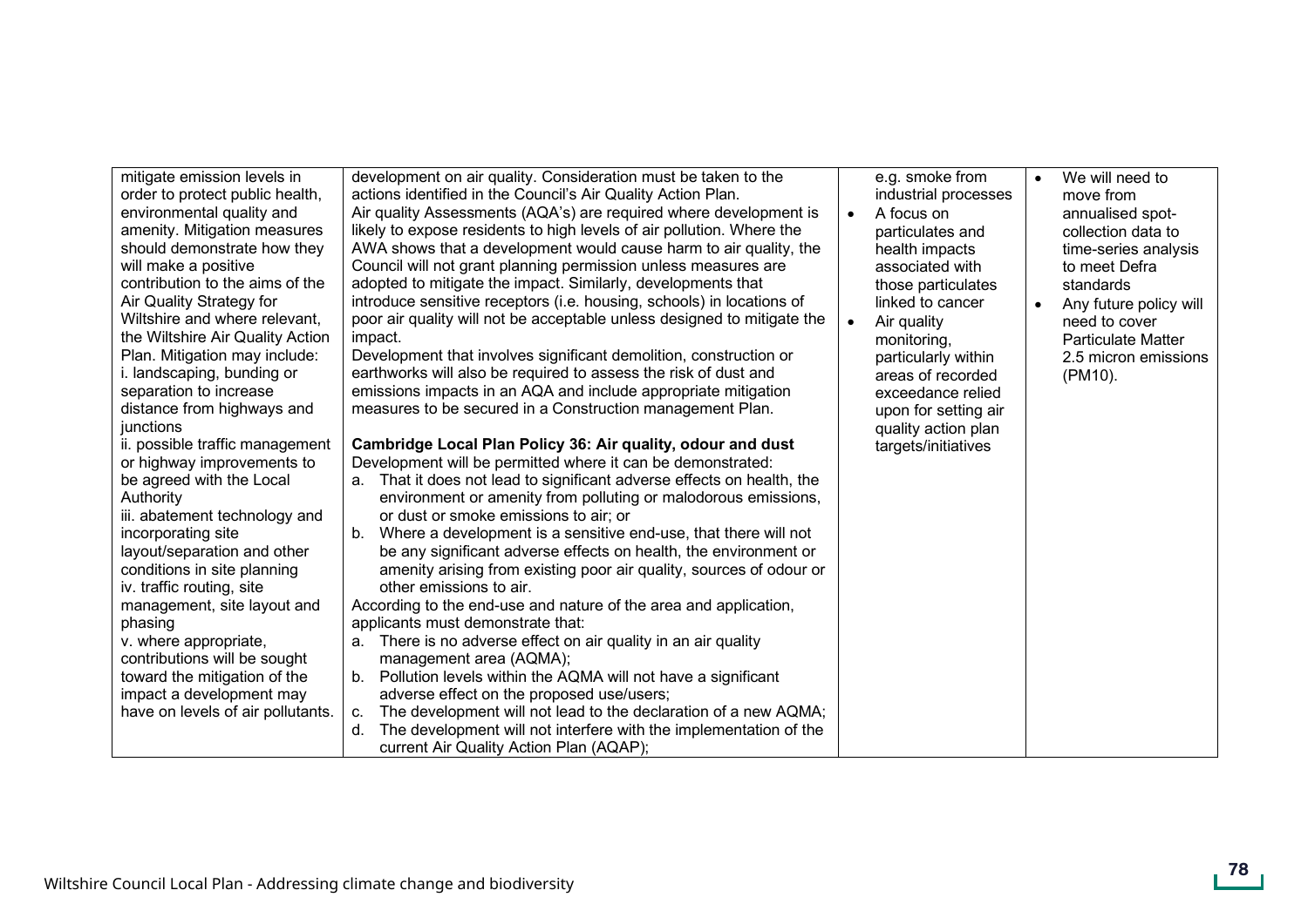| | | | |
|---|---|---|---|
| mitigate emission levels in order to protect public health, environmental quality and amenity. Mitigation measures should demonstrate how they will make a positive contribution to the aims of the Air Quality Strategy for Wiltshire and where relevant, the Wiltshire Air Quality Action Plan. Mitigation may include:<br>i. landscaping, bunding or separation to increase distance from highways and junctions<br>ii. possible traffic management or highway improvements to be agreed with the Local Authority<br>iii. abatement technology and incorporating site layout/separation and other conditions in site planning<br>iv. traffic routing, site management, site layout and phasing<br>v. where appropriate, contributions will be sought toward the mitigation of the impact a development may have on levels of air pollutants. | development on air quality. Consideration must be taken to the actions identified in the Council's Air Quality Action Plan.<br>Air quality Assessments (AQA's) are required where development is likely to expose residents to high levels of air pollution. Where the AWA shows that a development would cause harm to air quality, the Council will not grant planning permission unless measures are adopted to mitigate the impact. Similarly, developments that introduce sensitive receptors (i.e. housing, schools) in locations of poor air quality will not be acceptable unless designed to mitigate the impact.<br>Development that involves significant demolition, construction or earthworks will also be required to assess the risk of dust and emissions impacts in an AQA and include appropriate mitigation measures to be secured in a Construction management Plan.<br><br>**Cambridge Local Plan Policy 36: Air quality, odour and dust**<br>Development will be permitted where it can be demonstrated:<br>a. That it does not lead to significant adverse effects on health, the environment or amenity from polluting or malodorous emissions, or dust or smoke emissions to air; or<br>b. Where a development is a sensitive end-use, that there will not be any significant adverse effects on health, the environment or amenity arising from existing poor air quality, sources of odour or other emissions to air.<br>According to the end-use and nature of the area and application, applicants must demonstrate that:<br>a. There is no adverse effect on air quality in an air quality management area (AQMA);<br>b. Pollution levels within the AQMA will not have a significant adverse effect on the proposed use/users;<br>c. The development will not lead to the declaration of a new AQMA;<br>d. The development will not interfere with the implementation of the current Air Quality Action Plan (AQAP); | e.g. smoke from industrial processes<br>• A focus on particulates and health impacts associated with those particulates linked to cancer<br>• Air quality monitoring, particularly within areas of recorded exceedance relied upon for setting air quality action plan targets/initiatives | • We will need to move from annualised spot-collection data to time-series analysis to meet Defra standards<br>• Any future policy will need to cover Particulate Matter 2.5 micron emissions (PM10). |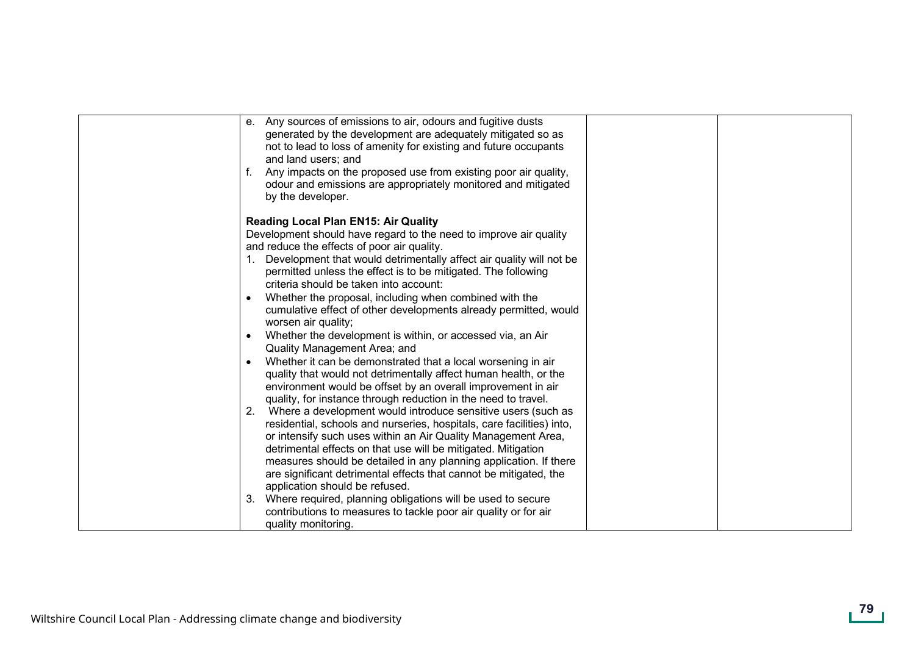| | | | |
|---|---|---|---|
| | e. Any sources of emissions to air, odours and fugitive dusts generated by the development are adequately mitigated so as not to lead to loss of amenity for existing and future occupants and land users; and<br>f. Any impacts on the proposed use from existing poor air quality, odour and emissions are appropriately monitored and mitigated by the developer.<br><br>**Reading Local Plan EN15: Air Quality**<br>Development should have regard to the need to improve air quality and reduce the effects of poor air quality.<br>1. Development that would detrimentally affect air quality will not be permitted unless the effect is to be mitigated. The following criteria should be taken into account:<br>• Whether the proposal, including when combined with the cumulative effect of other developments already permitted, would worsen air quality;<br>• Whether the development is within, or accessed via, an Air Quality Management Area; and<br>• Whether it can be demonstrated that a local worsening in air quality that would not detrimentally affect human health, or the environment would be offset by an overall improvement in air quality, for instance through reduction in the need to travel.<br>2. Where a development would introduce sensitive users (such as residential, schools and nurseries, hospitals, care facilities) into, or intensify such uses within an Air Quality Management Area, detrimental effects on that use will be mitigated. Mitigation measures should be detailed in any planning application. If there are significant detrimental effects that cannot be mitigated, the application should be refused.<br>3. Where required, planning obligations will be used to secure contributions to measures to tackle poor air quality or for air quality monitoring. | | |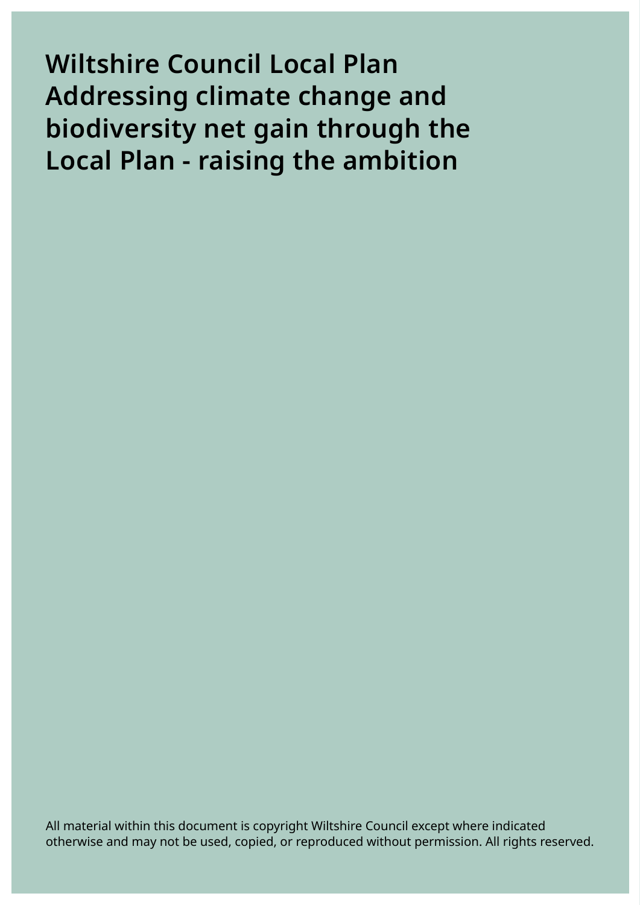# Wiltshire Council Local Plan Addressing climate change and biodiversity net gain through the Local Plan - raising the ambition

All material within this document is copyright Wiltshire Council except where indicated otherwise and may not be used, copied, or reproduced without permission. All rights reserved.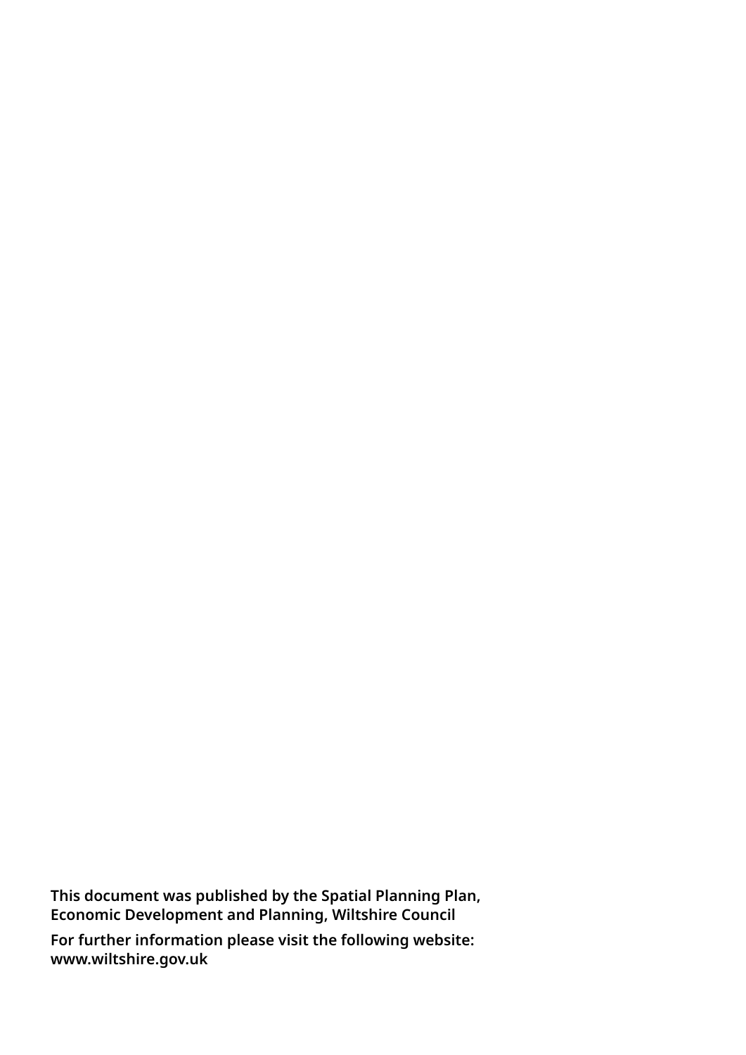**This document was published by the Spatial Planning Plan, Economic Development and Planning, Wiltshire Council**

**For further information please visit the following website: www.wiltshire.gov.uk**